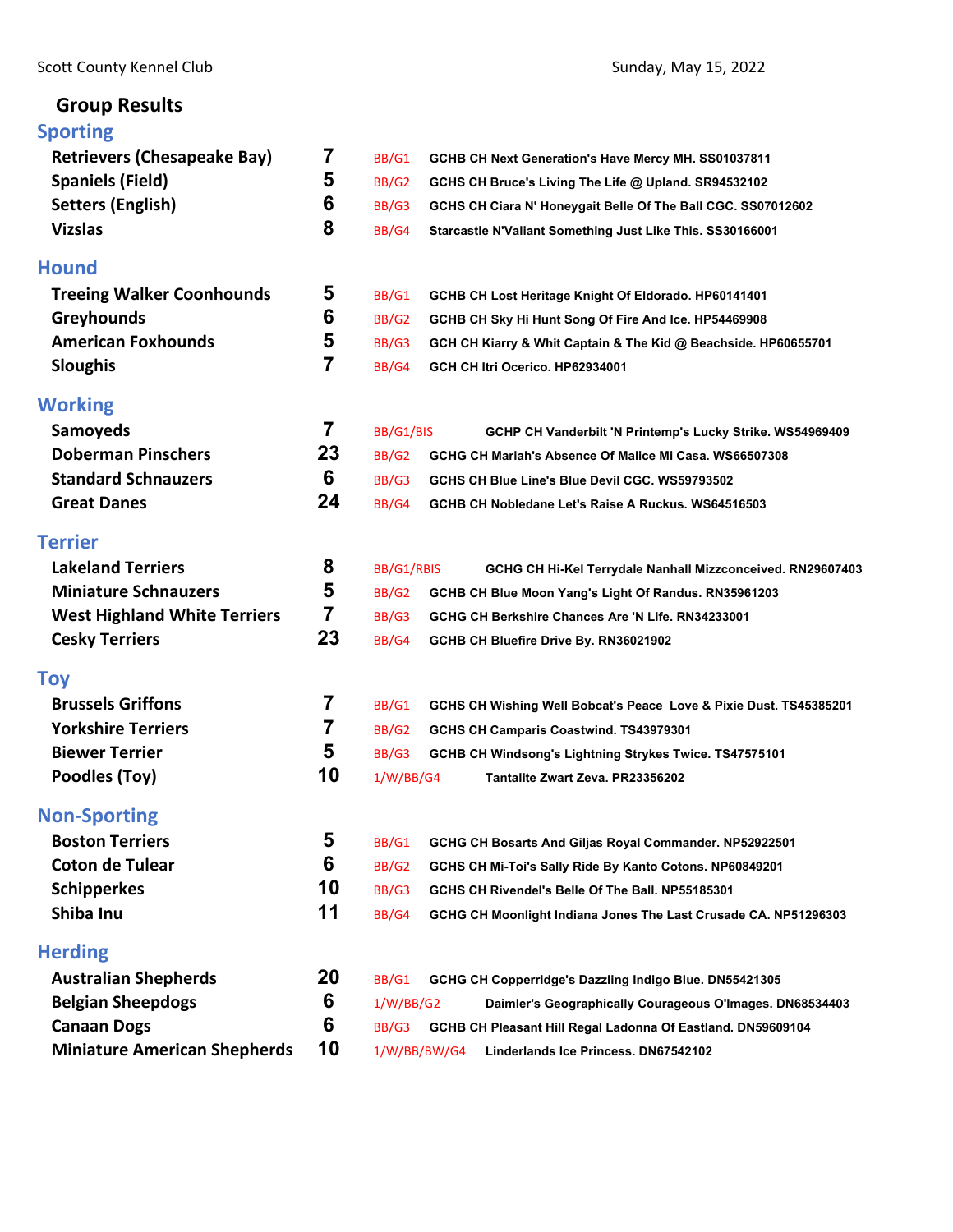Scott County Kennel Club

Sunday, May 15, 2022

## Group Results

### Sporting

| Breed | Count | Award | Dog |
|---|---|---|---|
| Retrievers (Chesapeake Bay) | 7 | BB/G1 | GCHB CH Next Generation's Have Mercy MH. SS01037811 |
| Spaniels (Field) | 5 | BB/G2 | GCHS CH Bruce's Living The Life @ Upland. SR94532102 |
| Setters (English) | 6 | BB/G3 | GCHS CH Ciara N' Honeygait Belle Of The Ball CGC. SS07012602 |
| Vizslas | 8 | BB/G4 | Starcastle N'Valiant Something Just Like This. SS30166001 |

### Hound

| Breed | Count | Award | Dog |
|---|---|---|---|
| Treeing Walker Coonhounds | 5 | BB/G1 | GCHB CH Lost Heritage Knight Of Eldorado. HP60141401 |
| Greyhounds | 6 | BB/G2 | GCHB CH Sky Hi Hunt Song Of Fire And Ice. HP54469908 |
| American Foxhounds | 5 | BB/G3 | GCH CH Kiarry & Whit Captain & The Kid @ Beachside. HP60655701 |
| Sloughis | 7 | BB/G4 | GCH CH Itri Ocerico. HP62934001 |

### Working

| Breed | Count | Award | Dog |
|---|---|---|---|
| Samoyeds | 7 | BB/G1/BIS | GCHP CH Vanderbilt 'N Printemp's Lucky Strike. WS54969409 |
| Doberman Pinschers | 23 | BB/G2 | GCHG CH Mariah's Absence Of Malice Mi Casa. WS66507308 |
| Standard Schnauzers | 6 | BB/G3 | GCHS CH Blue Line's Blue Devil CGC. WS59793502 |
| Great Danes | 24 | BB/G4 | GCHB CH Nobledane Let's Raise A Ruckus. WS64516503 |

### Terrier

| Breed | Count | Award | Dog |
|---|---|---|---|
| Lakeland Terriers | 8 | BB/G1/RBIS | GCHG CH Hi-Kel Terrydale Nanhall Mizzconceived. RN29607403 |
| Miniature Schnauzers | 5 | BB/G2 | GCHB CH Blue Moon Yang's Light Of Randus. RN35961203 |
| West Highland White Terriers | 7 | BB/G3 | GCHG CH Berkshire Chances Are 'N Life. RN34233001 |
| Cesky Terriers | 23 | BB/G4 | GCHB CH Bluefire Drive By. RN36021902 |

### Toy

| Breed | Count | Award | Dog |
|---|---|---|---|
| Brussels Griffons | 7 | BB/G1 | GCHS CH Wishing Well Bobcat's Peace Love & Pixie Dust. TS45385201 |
| Yorkshire Terriers | 7 | BB/G2 | GCHS CH Camparis Coastwind. TS43979301 |
| Biewer Terrier | 5 | BB/G3 | GCHB CH Windsong's Lightning Strykes Twice. TS47575101 |
| Poodles (Toy) | 10 | 1/W/BB/G4 | Tantalite Zwart Zeva. PR23356202 |

### Non-Sporting

| Breed | Count | Award | Dog |
|---|---|---|---|
| Boston Terriers | 5 | BB/G1 | GCHG CH Bosarts And Giljas Royal Commander. NP52922501 |
| Coton de Tulear | 6 | BB/G2 | GCHS CH Mi-Toi's Sally Ride By Kanto Cotons. NP60849201 |
| Schipperkes | 10 | BB/G3 | GCHS CH Rivendel's Belle Of The Ball. NP55185301 |
| Shiba Inu | 11 | BB/G4 | GCHG CH Moonlight Indiana Jones The Last Crusade CA. NP51296303 |

### Herding

| Breed | Count | Award | Dog |
|---|---|---|---|
| Australian Shepherds | 20 | BB/G1 | GCHG CH Copperridge's Dazzling Indigo Blue. DN55421305 |
| Belgian Sheepdogs | 6 | 1/W/BB/G2 | Daimler's Geographically Courageous O'Images. DN68534403 |
| Canaan Dogs | 6 | BB/G3 | GCHB CH Pleasant Hill Regal Ladonna Of Eastland. DN59609104 |
| Miniature American Shepherds | 10 | 1/W/BB/BW/G4 | Linderlands Ice Princess. DN67542102 |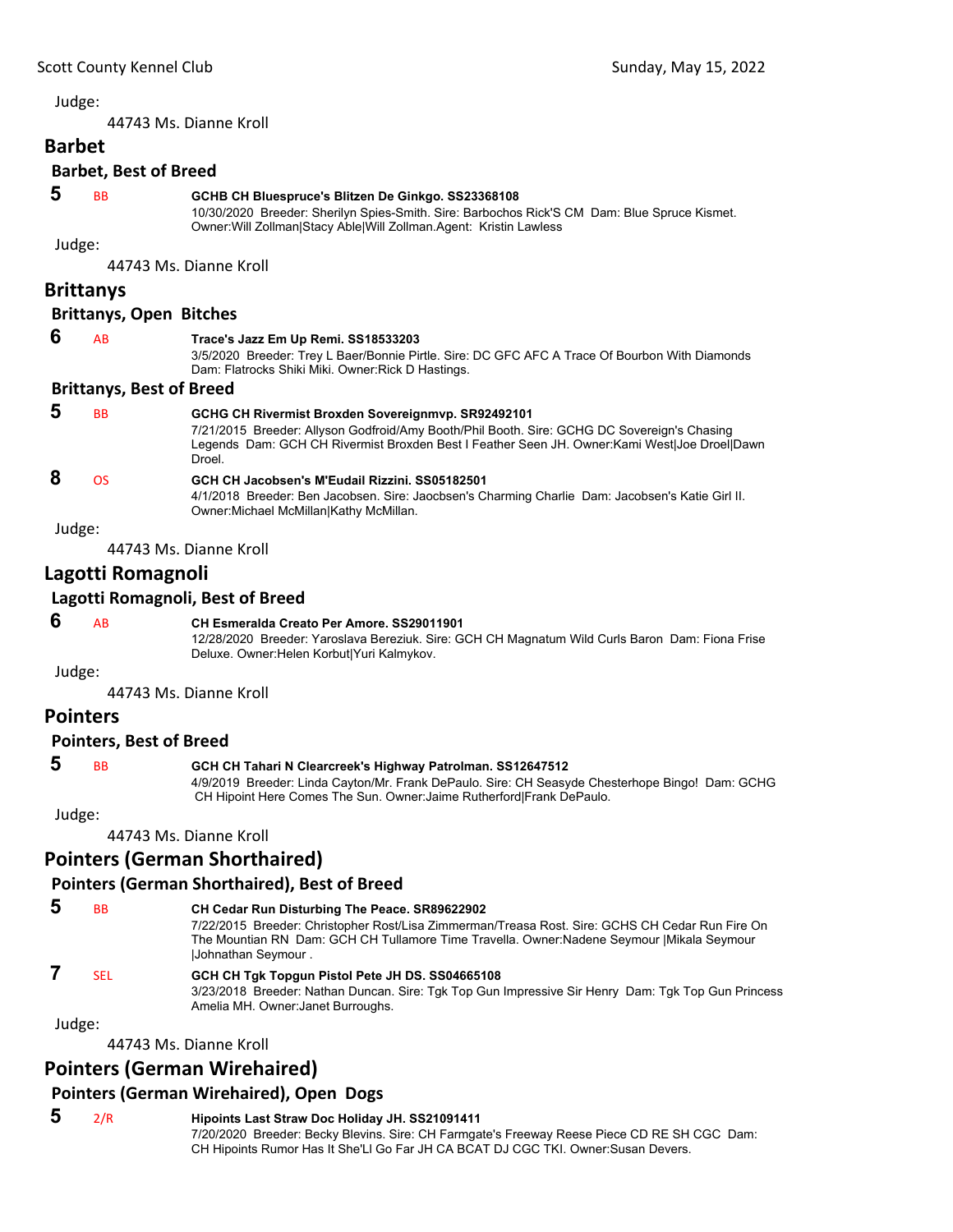Judge:

44743 Ms. Dianne Kroll

## Barbet

### Barbet, Best of Breed

**5** BB **GCHB CH Bluespruce's Blitzen De Ginkgo. SS23368108**
10/30/2020 Breeder: Sherilyn Spies-Smith. Sire: Barbochos Rick'S CM Dam: Blue Spruce Kismet. Owner:Will Zollman|Stacy Able|Will Zollman.Agent: Kristin Lawless

Judge:

44743 Ms. Dianne Kroll

## Brittanys

### Brittanys, Open Bitches

**6** AB **Trace's Jazz Em Up Remi. SS18533203**
3/5/2020 Breeder: Trey L Baer/Bonnie Pirtle. Sire: DC GFC AFC A Trace Of Bourbon With Diamonds Dam: Flatrocks Shiki Miki. Owner:Rick D Hastings.

### Brittanys, Best of Breed

**5** BB **GCHG CH Rivermist Broxden Sovereignmvp. SR92492101**
7/21/2015 Breeder: Allyson Godfroid/Amy Booth/Phil Booth. Sire: GCHG DC Sovereign's Chasing Legends Dam: GCH CH Rivermist Broxden Best I Feather Seen JH. Owner:Kami West|Joe Droel|Dawn Droel.

**8** OS **GCH CH Jacobsen's M'Eudail Rizzini. SS05182501**
4/1/2018 Breeder: Ben Jacobsen. Sire: Jaocbsen's Charming Charlie Dam: Jacobsen's Katie Girl II. Owner:Michael McMillan|Kathy McMillan.

Judge:

44743 Ms. Dianne Kroll

## Lagotti Romagnoli

### Lagotti Romagnoli, Best of Breed

**6** AB **CH Esmeralda Creato Per Amore. SS29011901**
12/28/2020 Breeder: Yaroslava Bereziuk. Sire: GCH CH Magnatum Wild Curls Baron Dam: Fiona Frise Deluxe. Owner:Helen Korbut|Yuri Kalmykov.

Judge:

44743 Ms. Dianne Kroll

## Pointers

### Pointers, Best of Breed

**5** BB **GCH CH Tahari N Clearcreek's Highway Patrolman. SS12647512**
4/9/2019 Breeder: Linda Cayton/Mr. Frank DePaulo. Sire: CH Seasyde Chesterhope Bingo! Dam: GCHG CH Hipoint Here Comes The Sun. Owner:Jaime Rutherford|Frank DePaulo.

Judge:

44743 Ms. Dianne Kroll

## Pointers (German Shorthaired)

### Pointers (German Shorthaired), Best of Breed

**5** BB **CH Cedar Run Disturbing The Peace. SR89622902**
7/22/2015 Breeder: Christopher Rost/Lisa Zimmerman/Treasa Rost. Sire: GCHS CH Cedar Run Fire On The Mountian RN Dam: GCH CH Tullamore Time Travella. Owner:Nadene Seymour |Mikala Seymour |Johnathan Seymour .

**7** SEL **GCH CH Tgk Topgun Pistol Pete JH DS. SS04665108**
3/23/2018 Breeder: Nathan Duncan. Sire: Tgk Top Gun Impressive Sir Henry Dam: Tgk Top Gun Princess Amelia MH. Owner:Janet Burroughs.

Judge:

44743 Ms. Dianne Kroll

## Pointers (German Wirehaired)

### Pointers (German Wirehaired), Open Dogs

**5** 2/R **Hipoints Last Straw Doc Holiday JH. SS21091411**
7/20/2020 Breeder: Becky Blevins. Sire: CH Farmgate's Freeway Reese Piece CD RE SH CGC Dam: CH Hipoints Rumor Has It She'Ll Go Far JH CA BCAT DJ CGC TKI. Owner:Susan Devers.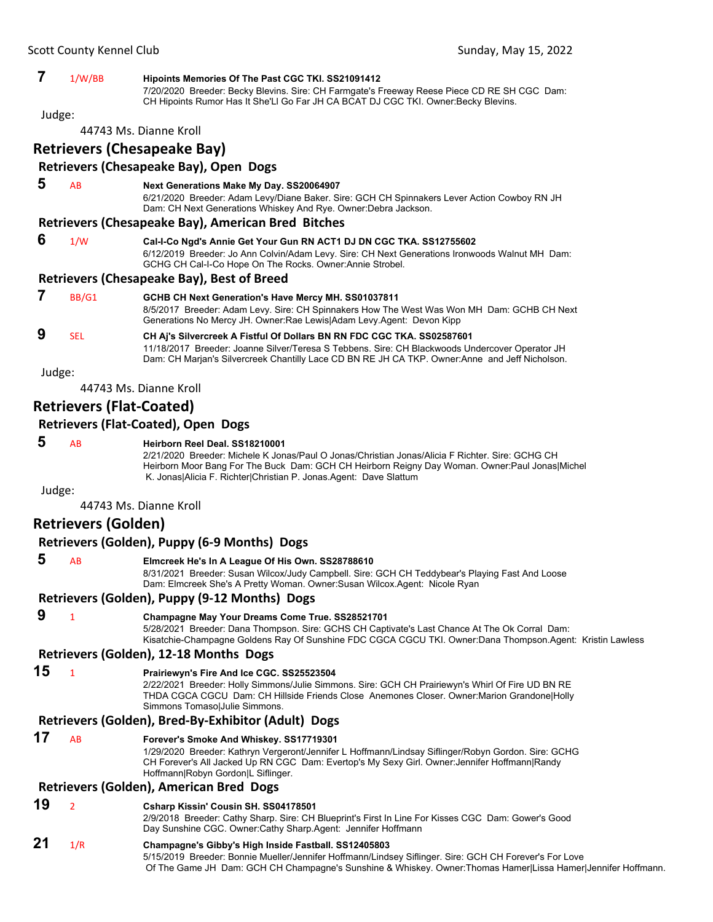**7** 1/W/BB **Hipoints Memories Of The Past CGC TKI. SS21091412**
7/20/2020 Breeder: Becky Blevins. Sire: CH Farmgate's Freeway Reese Piece CD RE SH CGC Dam: CH Hipoints Rumor Has It She'Ll Go Far JH CA BCAT DJ CGC TKI. Owner:Becky Blevins.

Judge:

44743 Ms. Dianne Kroll

## Retrievers (Chesapeake Bay)

### Retrievers (Chesapeake Bay), Open Dogs

**5** AB **Next Generations Make My Day. SS20064907**
6/21/2020 Breeder: Adam Levy/Diane Baker. Sire: GCH CH Spinnakers Lever Action Cowboy RN JH Dam: CH Next Generations Whiskey And Rye. Owner:Debra Jackson.

### Retrievers (Chesapeake Bay), American Bred Bitches

**6** 1/W **Cal-I-Co Ngd's Annie Get Your Gun RN ACT1 DJ DN CGC TKA. SS12755602**
6/12/2019 Breeder: Jo Ann Colvin/Adam Levy. Sire: CH Next Generations Ironwoods Walnut MH Dam: GCHG CH Cal-I-Co Hope On The Rocks. Owner:Annie Strobel.

### Retrievers (Chesapeake Bay), Best of Breed

**7** BB/G1 **GCHB CH Next Generation's Have Mercy MH. SS01037811**
8/5/2017 Breeder: Adam Levy. Sire: CH Spinnakers How The West Was Won MH Dam: GCHB CH Next Generations No Mercy JH. Owner:Rae Lewis|Adam Levy.Agent: Devon Kipp

**9** SEL **CH Aj's Silvercreek A Fistful Of Dollars BN RN FDC CGC TKA. SS02587601**
11/18/2017 Breeder: Joanne Silver/Teresa S Tebbens. Sire: CH Blackwoods Undercover Operator JH Dam: CH Marjan's Silvercreek Chantilly Lace CD BN RE JH CA TKP. Owner:Anne and Jeff Nicholson.

Judge:

44743 Ms. Dianne Kroll

## Retrievers (Flat-Coated)

### Retrievers (Flat-Coated), Open Dogs

**5** AB **Heirborn Reel Deal. SS18210001**
2/21/2020 Breeder: Michele K Jonas/Paul O Jonas/Christian Jonas/Alicia F Richter. Sire: GCHG CH Heirborn Moor Bang For The Buck Dam: GCH CH Heirborn Reigny Day Woman. Owner:Paul Jonas|Michel K. Jonas|Alicia F. Richter|Christian P. Jonas.Agent: Dave Slattum

Judge:

44743 Ms. Dianne Kroll

## Retrievers (Golden)

### Retrievers (Golden), Puppy (6-9 Months) Dogs

**5** AB **Elmcreek He's In A League Of His Own. SS28788610**
8/31/2021 Breeder: Susan Wilcox/Judy Campbell. Sire: GCH CH Teddybear's Playing Fast And Loose Dam: Elmcreek She's A Pretty Woman. Owner:Susan Wilcox.Agent: Nicole Ryan

### Retrievers (Golden), Puppy (9-12 Months) Dogs

**9** 1 **Champagne May Your Dreams Come True. SS28521701**
5/28/2021 Breeder: Dana Thompson. Sire: GCHS CH Captivate's Last Chance At The Ok Corral Dam: Kisatchie-Champagne Goldens Ray Of Sunshine FDC CGCA CGCU TKI. Owner:Dana Thompson.Agent: Kristin Lawless

### Retrievers (Golden), 12-18 Months Dogs

**15** 1 **Prairiewyn's Fire And Ice CGC. SS25523504**
2/22/2021 Breeder: Holly Simmons/Julie Simmons. Sire: GCH CH Prairiewyn's Whirl Of Fire UD BN RE THDA CGCA CGCU Dam: CH Hillside Friends Close Anemones Closer. Owner:Marion Grandone|Holly Simmons Tomaso|Julie Simmons.

### Retrievers (Golden), Bred-By-Exhibitor (Adult) Dogs

**17** AB **Forever's Smoke And Whiskey. SS17719301**
1/29/2020 Breeder: Kathryn Vergeront/Jennifer L Hoffmann/Lindsay Siflinger/Robyn Gordon. Sire: GCHG CH Forever's All Jacked Up RN CGC Dam: Evertop's My Sexy Girl. Owner:Jennifer Hoffmann|Randy Hoffmann|Robyn Gordon|L Siflinger.

### Retrievers (Golden), American Bred Dogs

**19** 2 **Csharp Kissin' Cousin SH. SS04178501**
2/9/2018 Breeder: Cathy Sharp. Sire: CH Blueprint's First In Line For Kisses CGC Dam: Gower's Good Day Sunshine CGC. Owner:Cathy Sharp.Agent: Jennifer Hoffmann

**21** 1/R **Champagne's Gibby's High Inside Fastball. SS12405803**
5/15/2019 Breeder: Bonnie Mueller/Jennifer Hoffmann/Lindsey Siflinger. Sire: GCH CH Forever's For Love Of The Game JH Dam: GCH CH Champagne's Sunshine & Whiskey. Owner:Thomas Hamer|Lissa Hamer|Jennifer Hoffmann.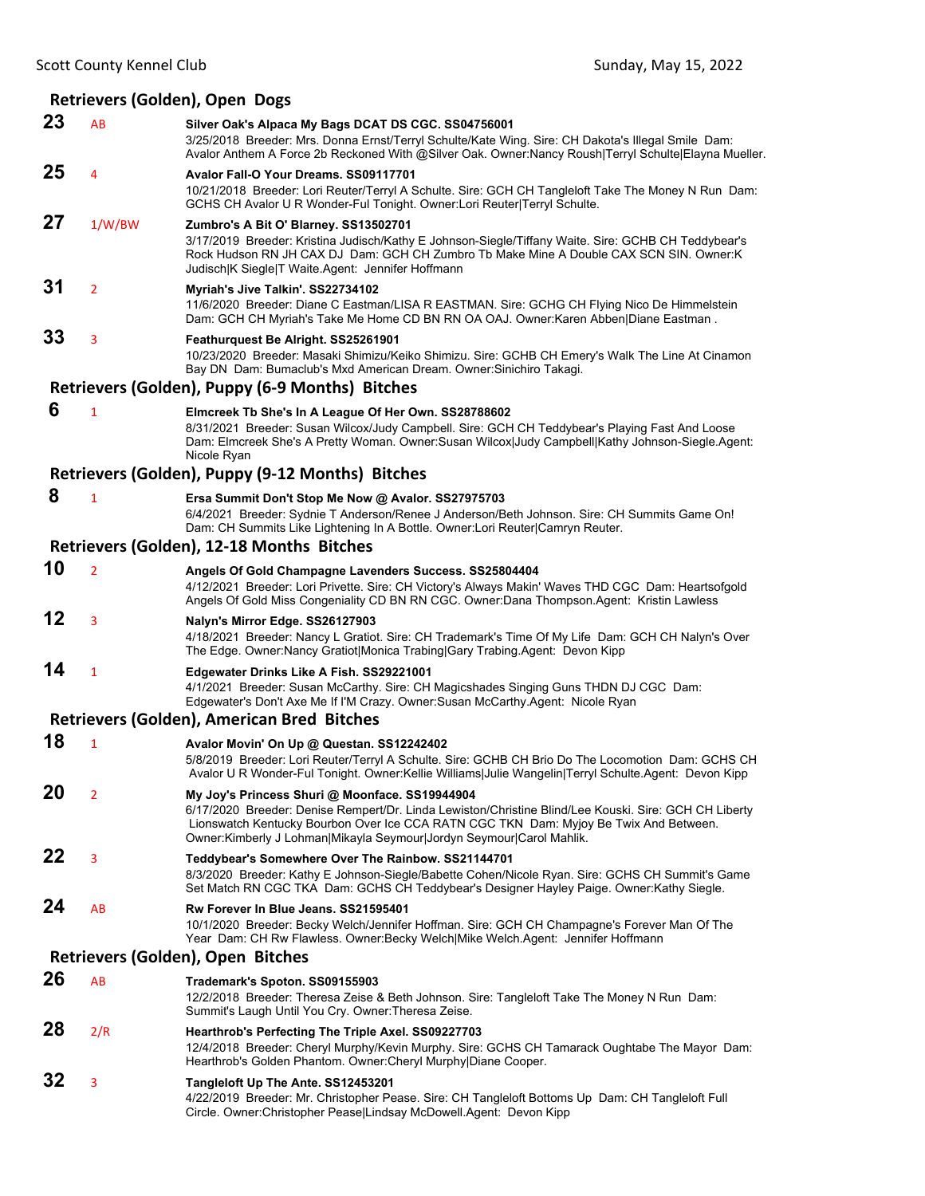## Retrievers (Golden), Open Dogs

**23** AB **Silver Oak's Alpaca My Bags DCAT DS CGC. SS04756001**
3/25/2018 Breeder: Mrs. Donna Ernst/Terryl Schulte/Kate Wing. Sire: CH Dakota's Illegal Smile Dam: Avalor Anthem A Force 2b Reckoned With @Silver Oak. Owner:Nancy Roush|Terryl Schulte|Elayna Mueller.

**25** 4 **Avalor Fall-O Your Dreams. SS09117701**
10/21/2018 Breeder: Lori Reuter/Terryl A Schulte. Sire: GCH CH Tangleloft Take The Money N Run Dam: GCHS CH Avalor U R Wonder-Ful Tonight. Owner:Lori Reuter|Terryl Schulte.

**27** 1/W/BW **Zumbro's A Bit O' Blarney. SS13502701**
3/17/2019 Breeder: Kristina Judisch/Kathy E Johnson-Siegle/Tiffany Waite. Sire: GCHB CH Teddybear's Rock Hudson RN JH CAX DJ Dam: GCH CH Zumbro Tb Make Mine A Double CAX SCN SIN. Owner:K Judisch|K Siegle|T Waite.Agent: Jennifer Hoffmann

**31** 2 **Myriah's Jive Talkin'. SS22734102**
11/6/2020 Breeder: Diane C Eastman/LISA R EASTMAN. Sire: GCHG CH Flying Nico De Himmelstein Dam: GCH CH Myriah's Take Me Home CD BN RN OA OAJ. Owner:Karen Abben|Diane Eastman .

**33** 3 **Featherquest Be Alright. SS25261901**
10/23/2020 Breeder: Masaki Shimizu/Keiko Shimizu. Sire: GCHB CH Emery's Walk The Line At Cinamon Bay DN Dam: Bumaclub's Mxd American Dream. Owner:Sinichiro Takagi.

## Retrievers (Golden), Puppy (6-9 Months) Bitches

**6** 1 **Elmcreek Tb She's In A League Of Her Own. SS28788602**
8/31/2021 Breeder: Susan Wilcox/Judy Campbell. Sire: GCH CH Teddybear's Playing Fast And Loose Dam: Elmcreek She's A Pretty Woman. Owner:Susan Wilcox|Judy Campbell|Kathy Johnson-Siegle.Agent: Nicole Ryan

## Retrievers (Golden), Puppy (9-12 Months) Bitches

**8** 1 **Ersa Summit Don't Stop Me Now @ Avalor. SS27975703**
6/4/2021 Breeder: Sydnie T Anderson/Renee J Anderson/Beth Johnson. Sire: CH Summits Game On! Dam: CH Summits Like Lightening In A Bottle. Owner:Lori Reuter|Camryn Reuter.

## Retrievers (Golden), 12-18 Months Bitches

**10** 2 **Angels Of Gold Champagne Lavenders Success. SS25804404**
4/12/2021 Breeder: Lori Privette. Sire: CH Victory's Always Makin' Waves THD CGC Dam: Heartsofgold Angels Of Gold Miss Congeniality CD BN RN CGC. Owner:Dana Thompson.Agent: Kristin Lawless

**12** 3 **Nalyn's Mirror Edge. SS26127903**
4/18/2021 Breeder: Nancy L Gratiot. Sire: CH Trademark's Time Of My Life Dam: GCH CH Nalyn's Over The Edge. Owner:Nancy Gratiot|Monica Trabing|Gary Trabing.Agent: Devon Kipp

**14** 1 **Edgewater Drinks Like A Fish. SS29221001**
4/1/2021 Breeder: Susan McCarthy. Sire: CH Magicshades Singing Guns THDN DJ CGC Dam: Edgewater's Don't Axe Me If I'M Crazy. Owner:Susan McCarthy.Agent: Nicole Ryan

## Retrievers (Golden), American Bred Bitches

**18** 1 **Avalor Movin' On Up @ Questan. SS12242402**
5/8/2019 Breeder: Lori Reuter/Terryl A Schulte. Sire: GCHB CH Brio Do The Locomotion Dam: GCHS CH Avalor U R Wonder-Ful Tonight. Owner:Kellie Williams|Julie Wangelin|Terryl Schulte.Agent: Devon Kipp

**20** 2 **My Joy's Princess Shuri @ Moonface. SS19944904**
6/17/2020 Breeder: Denise Rempert/Dr. Linda Lewiston/Christine Blind/Lee Kouski. Sire: GCH CH Liberty Lionswatch Kentucky Bourbon Over Ice CCA RATN CGC TKN Dam: Myjoy Be Twix And Between. Owner:Kimberly J Lohman|Mikayla Seymour|Jordyn Seymour|Carol Mahlik.

**22** 3 **Teddybear's Somewhere Over The Rainbow. SS21144701**
8/3/2020 Breeder: Kathy E Johnson-Siegle/Babette Cohen/Nicole Ryan. Sire: GCHS CH Summit's Game Set Match RN CGC TKA Dam: GCHS CH Teddybear's Designer Hayley Paige. Owner:Kathy Siegle.

**24** AB **Rw Forever In Blue Jeans. SS21595401**
10/1/2020 Breeder: Becky Welch/Jennifer Hoffman. Sire: GCH CH Champagne's Forever Man Of The Year Dam: CH Rw Flawless. Owner:Becky Welch|Mike Welch.Agent: Jennifer Hoffmann

## Retrievers (Golden), Open Bitches

**26** AB **Trademark's Spoton. SS09155903**
12/2/2018 Breeder: Theresa Zeise & Beth Johnson. Sire: Tangleloft Take The Money N Run Dam: Summit's Laugh Until You Cry. Owner:Theresa Zeise.

**28** 2/R **Hearthrob's Perfecting The Triple Axel. SS09227703**
12/4/2018 Breeder: Cheryl Murphy/Kevin Murphy. Sire: GCHS CH Tamarack Oughtabe The Mayor Dam: Hearthrob's Golden Phantom. Owner:Cheryl Murphy|Diane Cooper.

**32** 3 **Tangleloft Up The Ante. SS12453201**
4/22/2019 Breeder: Mr. Christopher Pease. Sire: CH Tangleloft Bottoms Up Dam: CH Tangleloft Full Circle. Owner:Christopher Pease|Lindsay McDowell.Agent: Devon Kipp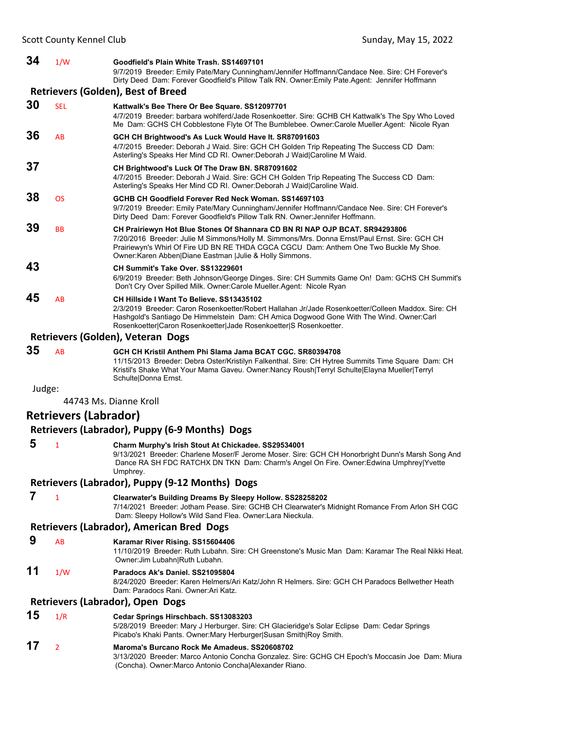**34** 1/W **Goodfield's Plain White Trash. SS14697101**
9/7/2019 Breeder: Emily Pate/Mary Cunningham/Jennifer Hoffmann/Candace Nee. Sire: CH Forever's Dirty Deed Dam: Forever Goodfield's Pillow Talk RN. Owner:Emily Pate.Agent: Jennifer Hoffmann

### Retrievers (Golden), Best of Breed

**30** SEL **Kattwalk's Bee There Or Bee Square. SS12097701**
4/7/2019 Breeder: barbara wohlferd/Jade Rosenkoetter. Sire: GCHB CH Kattwalk's The Spy Who Loved Me Dam: GCHS CH Cobblestone Flyte Of The Bumblebee. Owner:Carole Mueller.Agent: Nicole Ryan

**36** AB **GCH CH Brightwood's As Luck Would Have It. SR87091603**
4/7/2015 Breeder: Deborah J Waid. Sire: GCH CH Golden Trip Repeating The Success CD Dam: Asterling's Speaks Her Mind CD RI. Owner:Deborah J Waid|Caroline M Waid.

**37** **CH Brightwood's Luck Of The Draw BN. SR87091602**
4/7/2015 Breeder: Deborah J Waid. Sire: GCH CH Golden Trip Repeating The Success CD Dam: Asterling's Speaks Her Mind CD RI. Owner:Deborah J Waid|Caroline Waid.

**38** OS **GCHB CH Goodfield Forever Red Neck Woman. SS14697103**
9/7/2019 Breeder: Emily Pate/Mary Cunningham/Jennifer Hoffmann/Candace Nee. Sire: CH Forever's Dirty Deed Dam: Forever Goodfield's Pillow Talk RN. Owner:Jennifer Hoffmann.

**39** BB **CH Prairiewyn Hot Blue Stones Of Shannara CD BN RI NAP OJP BCAT. SR94293806**
7/20/2016 Breeder: Julie M Simmons/Holly M. Simmons/Mrs. Donna Ernst/Paul Ernst. Sire: GCH CH Prairiewyn's Whirl Of Fire UD BN RE THDA CGCA CGCU Dam: Anthem One Two Buckle My Shoe. Owner:Karen Abben|Diane Eastman |Julie & Holly Simmons.

**43** **CH Summit's Take Over. SS13229601**
6/9/2019 Breeder: Beth Johnson/George Dinges. Sire: CH Summits Game On! Dam: GCHS CH Summit's Don't Cry Over Spilled Milk. Owner:Carole Mueller.Agent: Nicole Ryan

**45** AB **CH Hillside I Want To Believe. SS13435102**
2/3/2019 Breeder: Caron Rosenkoetter/Robert Hallahan Jr/Jade Rosenkoetter/Colleen Maddox. Sire: CH Hashgold's Santiago De Himmelstein Dam: CH Amica Dogwood Gone With The Wind. Owner:Carl Rosenkoetter|Caron Rosenkoetter|Jade Rosenkoetter|S Rosenkoetter.

### Retrievers (Golden), Veteran Dogs

**35** AB **GCH CH Kristil Anthem Phi Slama Jama BCAT CGC. SR80394708**
11/15/2013 Breeder: Debra Oster/Kristilyn Falkenthal. Sire: CH Hytree Summits Time Square Dam: CH Kristil's Shake What Your Mama Gaveu. Owner:Nancy Roush|Terryl Schulte|Elayna Mueller|Terryl Schulte|Donna Ernst.

Judge:

44743 Ms. Dianne Kroll

## Retrievers (Labrador)

### Retrievers (Labrador), Puppy (6-9 Months) Dogs

**5** 1 **Charm Murphy's Irish Stout At Chickadee. SS29534001**
9/13/2021 Breeder: Charlene Moser/F Jerome Moser. Sire: GCH CH Honorbright Dunn's Marsh Song And Dance RA SH FDC RATCHX DN TKN Dam: Charm's Angel On Fire. Owner:Edwina Umphrey|Yvette Umphrey.

### Retrievers (Labrador), Puppy (9-12 Months) Dogs

**7** 1 **Clearwater's Building Dreams By Sleepy Hollow. SS28258202**
7/14/2021 Breeder: Jotham Pease. Sire: GCHB CH Clearwater's Midnight Romance From Arlon SH CGC Dam: Sleepy Hollow's Wild Sand Flea. Owner:Lara Nieckula.

### Retrievers (Labrador), American Bred Dogs

**9** AB **Karamar River Rising. SS15604406**
11/10/2019 Breeder: Ruth Lubahn. Sire: CH Greenstone's Music Man Dam: Karamar The Real Nikki Heat. Owner:Jim Lubahn|Ruth Lubahn.

**11** 1/W **Paradocs Ak's Daniel. SS21095804**
8/24/2020 Breeder: Karen Helmers/Ari Katz/John R Helmers. Sire: GCH CH Paradocs Bellwether Heath Dam: Paradocs Rani. Owner:Ari Katz.

### Retrievers (Labrador), Open Dogs

**15** 1/R **Cedar Springs Hirschbach. SS13083203**
5/28/2019 Breeder: Mary J Herburger. Sire: CH Glacieridge's Solar Eclipse Dam: Cedar Springs Picabo's Khaki Pants. Owner:Mary Herburger|Susan Smith|Roy Smith.

**17** 2 **Maroma's Burcano Rock Me Amadeus. SS20608702**
3/13/2020 Breeder: Marco Antonio Concha Gonzalez. Sire: GCHG CH Epoch's Moccasin Joe Dam: Miura (Concha). Owner:Marco Antonio Concha|Alexander Riano.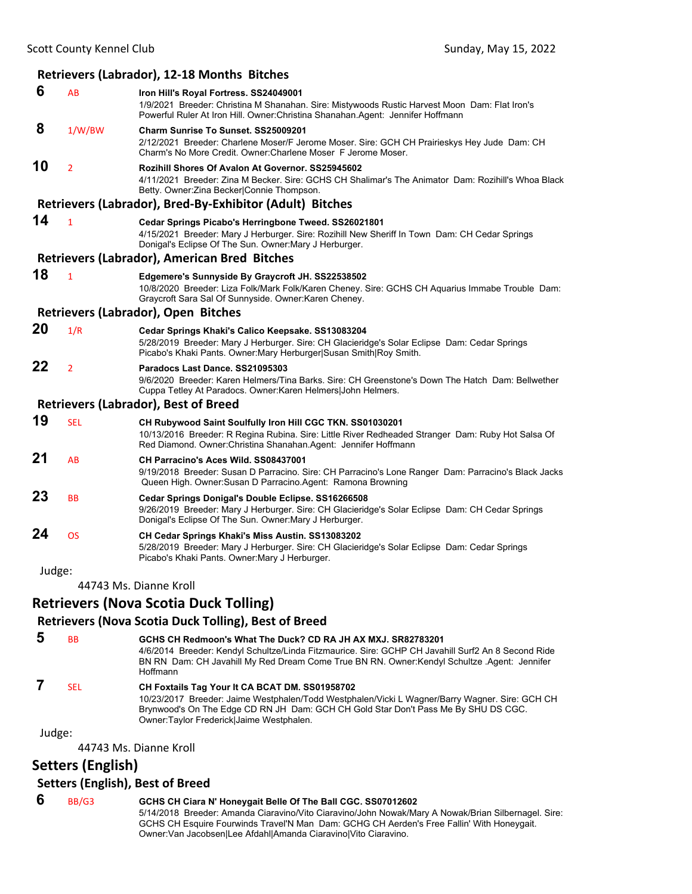### Retrievers (Labrador), 12-18 Months Bitches

**6** AB **Iron Hill's Royal Fortress. SS24049001**
1/9/2021 Breeder: Christina M Shanahan. Sire: Mistywoods Rustic Harvest Moon Dam: Flat Iron's Powerful Ruler At Iron Hill. Owner:Christina Shanahan.Agent: Jennifer Hoffmann

**8** 1/W/BW **Charm Sunrise To Sunset. SS25009201**
2/12/2021 Breeder: Charlene Moser/F Jerome Moser. Sire: GCH CH Prairieskys Hey Jude Dam: CH Charm's No More Credit. Owner:Charlene Moser F Jerome Moser.

**10** 2 **Rozihill Shores Of Avalon At Governor. SS25945602**
4/11/2021 Breeder: Zina M Becker. Sire: GCHS CH Shalimar's The Animator Dam: Rozihill's Whoa Black Betty. Owner:Zina Becker|Connie Thompson.

### Retrievers (Labrador), Bred-By-Exhibitor (Adult) Bitches

**14** 1 **Cedar Springs Picabo's Herringbone Tweed. SS26021801**
4/15/2021 Breeder: Mary J Herburger. Sire: Rozihill New Sheriff In Town Dam: CH Cedar Springs Donigal's Eclipse Of The Sun. Owner:Mary J Herburger.

### Retrievers (Labrador), American Bred Bitches

**18** 1 **Edgemere's Sunnyside By Graycroft JH. SS22538502**
10/8/2020 Breeder: Liza Folk/Mark Folk/Karen Cheney. Sire: GCHS CH Aquarius Immabe Trouble Dam: Graycroft Sara Sal Of Sunnyside. Owner:Karen Cheney.

### Retrievers (Labrador), Open Bitches

**20** 1/R **Cedar Springs Khaki's Calico Keepsake. SS13083204**
5/28/2019 Breeder: Mary J Herburger. Sire: CH Glacieridge's Solar Eclipse Dam: Cedar Springs Picabo's Khaki Pants. Owner:Mary Herburger|Susan Smith|Roy Smith.

**22** 2 **Paradocs Last Dance. SS21095303**
9/6/2020 Breeder: Karen Helmers/Tina Barks. Sire: CH Greenstone's Down The Hatch Dam: Bellwether Cuppa Tetley At Paradocs. Owner:Karen Helmers|John Helmers.

### Retrievers (Labrador), Best of Breed

**19** SEL **CH Rubywood Saint Soulfully Iron Hill CGC TKN. SS01030201**
10/13/2016 Breeder: R Regina Rubina. Sire: Little River Redheaded Stranger Dam: Ruby Hot Salsa Of Red Diamond. Owner:Christina Shanahan.Agent: Jennifer Hoffmann

**21** AB **CH Parracino's Aces Wild. SS08437001**
9/19/2018 Breeder: Susan D Parracino. Sire: CH Parracino's Lone Ranger Dam: Parracino's Black Jacks Queen High. Owner:Susan D Parracino.Agent: Ramona Browning

**23** BB **Cedar Springs Donigal's Double Eclipse. SS16266508**
9/26/2019 Breeder: Mary J Herburger. Sire: CH Glacieridge's Solar Eclipse Dam: CH Cedar Springs Donigal's Eclipse Of The Sun. Owner:Mary J Herburger.

**24** OS **CH Cedar Springs Khaki's Miss Austin. SS13083202**
5/28/2019 Breeder: Mary J Herburger. Sire: CH Glacieridge's Solar Eclipse Dam: Cedar Springs Picabo's Khaki Pants. Owner:Mary J Herburger.

Judge:

44743 Ms. Dianne Kroll

## Retrievers (Nova Scotia Duck Tolling)

### Retrievers (Nova Scotia Duck Tolling), Best of Breed

**5** BB **GCHS CH Redmoon's What The Duck? CD RA JH AX MXJ. SR82783201**
4/6/2014 Breeder: Kendyl Schultze/Linda Fitzmaurice. Sire: GCHP CH Javahill Surf2 An 8 Second Ride BN RN Dam: CH Javahill My Red Dream Come True BN RN. Owner:Kendyl Schultze .Agent: Jennifer Hoffmann

**7** SEL **CH Foxtails Tag Your It CA BCAT DM. SS01958702**
10/23/2017 Breeder: Jaime Westphalen/Todd Westphalen/Vicki L Wagner/Barry Wagner. Sire: GCH CH Brynwood's On The Edge CD RN JH Dam: GCH CH Gold Star Don't Pass Me By SHU DS CGC. Owner:Taylor Frederick|Jaime Westphalen.

Judge:

44743 Ms. Dianne Kroll

## Setters (English)

### Setters (English), Best of Breed

**6** BB/G3 **GCHS CH Ciara N' Honeygait Belle Of The Ball CGC. SS07012602**
5/14/2018 Breeder: Amanda Ciaravino/Vito Ciaravino/John Nowak/Mary A Nowak/Brian Silbernagel. Sire: GCHS CH Esquire Fourwinds Travel'N Man Dam: GCHG CH Aerden's Free Fallin' With Honeygait. Owner:Van Jacobsen|Lee Afdahl|Amanda Ciaravino|Vito Ciaravino.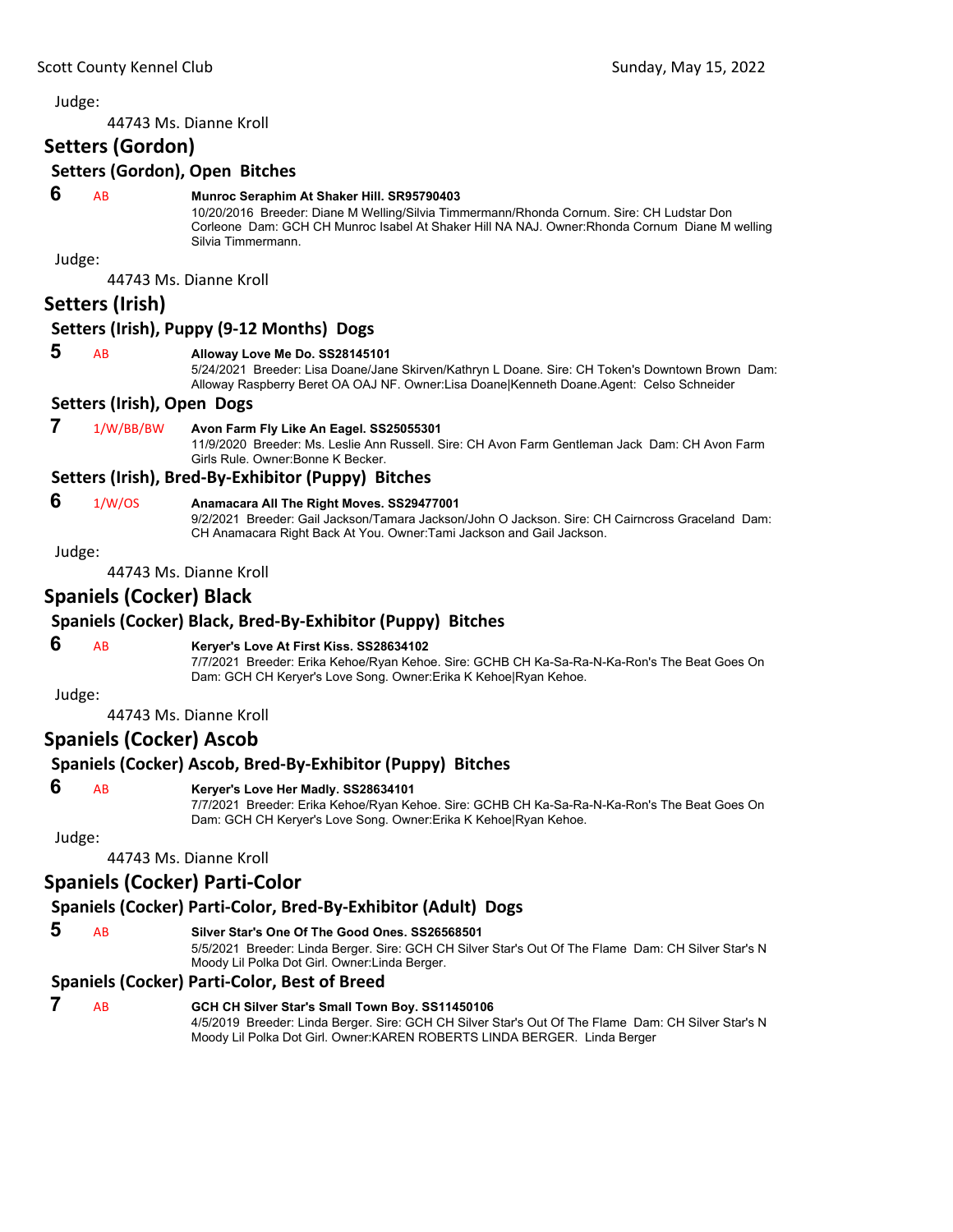Judge:

44743 Ms. Dianne Kroll

## Setters (Gordon)

### Setters (Gordon), Open Bitches

**6** AB **Munroc Seraphim At Shaker Hill. SR95790403**
10/20/2016 Breeder: Diane M Welling/Silvia Timmermann/Rhonda Cornum. Sire: CH Ludstar Don Corleone Dam: GCH CH Munroc Isabel At Shaker Hill NA NAJ. Owner:Rhonda Cornum Diane M welling Silvia Timmermann.

Judge:

44743 Ms. Dianne Kroll

## Setters (Irish)

### Setters (Irish), Puppy (9-12 Months) Dogs

**5** AB **Alloway Love Me Do. SS28145101**
5/24/2021 Breeder: Lisa Doane/Jane Skirven/Kathryn L Doane. Sire: CH Token's Downtown Brown Dam: Alloway Raspberry Beret OA OAJ NF. Owner:Lisa Doane|Kenneth Doane.Agent: Celso Schneider

### Setters (Irish), Open Dogs

**7** 1/W/BB/BW **Avon Farm Fly Like An Eagel. SS25055301**
11/9/2020 Breeder: Ms. Leslie Ann Russell. Sire: CH Avon Farm Gentleman Jack Dam: CH Avon Farm Girls Rule. Owner:Bonne K Becker.

### Setters (Irish), Bred-By-Exhibitor (Puppy) Bitches

**6** 1/W/OS **Anamacara All The Right Moves. SS29477001**
9/2/2021 Breeder: Gail Jackson/Tamara Jackson/John O Jackson. Sire: CH Cairncross Graceland Dam: CH Anamacara Right Back At You. Owner:Tami Jackson and Gail Jackson.

Judge:

44743 Ms. Dianne Kroll

## Spaniels (Cocker) Black

### Spaniels (Cocker) Black, Bred-By-Exhibitor (Puppy) Bitches

**6** AB **Keryer's Love At First Kiss. SS28634102**
7/7/2021 Breeder: Erika Kehoe/Ryan Kehoe. Sire: GCHB CH Ka-Sa-Ra-N-Ka-Ron's The Beat Goes On Dam: GCH CH Keryer's Love Song. Owner:Erika K Kehoe|Ryan Kehoe.

Judge:

44743 Ms. Dianne Kroll

## Spaniels (Cocker) Ascob

### Spaniels (Cocker) Ascob, Bred-By-Exhibitor (Puppy) Bitches

**6** AB **Keryer's Love Her Madly. SS28634101**
7/7/2021 Breeder: Erika Kehoe/Ryan Kehoe. Sire: GCHB CH Ka-Sa-Ra-N-Ka-Ron's The Beat Goes On Dam: GCH CH Keryer's Love Song. Owner:Erika K Kehoe|Ryan Kehoe.

Judge:

44743 Ms. Dianne Kroll

## Spaniels (Cocker) Parti-Color

### Spaniels (Cocker) Parti-Color, Bred-By-Exhibitor (Adult) Dogs

**5** AB **Silver Star's One Of The Good Ones. SS26568501**
5/5/2021 Breeder: Linda Berger. Sire: GCH CH Silver Star's Out Of The Flame Dam: CH Silver Star's N Moody Lil Polka Dot Girl. Owner:Linda Berger.

### Spaniels (Cocker) Parti-Color, Best of Breed

**7** AB **GCH CH Silver Star's Small Town Boy. SS11450106**
4/5/2019 Breeder: Linda Berger. Sire: GCH CH Silver Star's Out Of The Flame Dam: CH Silver Star's N Moody Lil Polka Dot Girl. Owner:KAREN ROBERTS LINDA BERGER. Linda Berger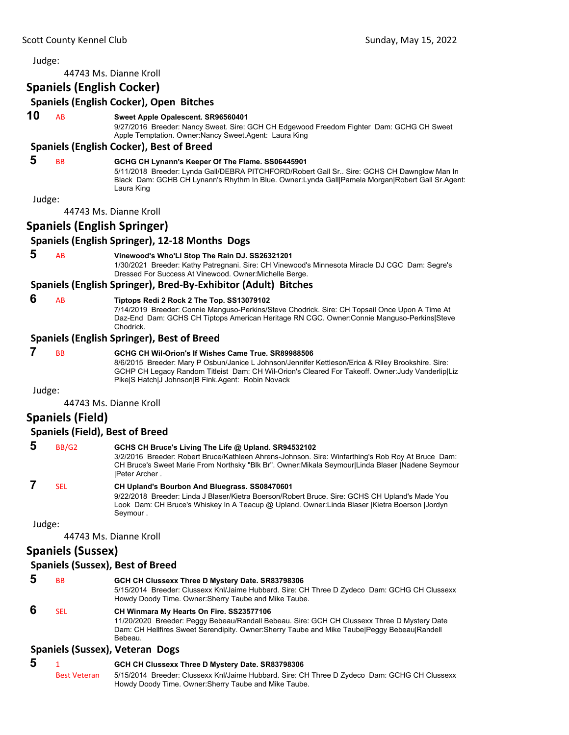Judge:

44743 Ms. Dianne Kroll

## Spaniels (English Cocker)

### Spaniels (English Cocker), Open Bitches

**10** AB **Sweet Apple Opalescent. SR96560401**
9/27/2016 Breeder: Nancy Sweet. Sire: GCH CH Edgewood Freedom Fighter Dam: GCHG CH Sweet Apple Temptation. Owner:Nancy Sweet.Agent: Laura King

### Spaniels (English Cocker), Best of Breed

**5** BB **GCHG CH Lynann's Keeper Of The Flame. SS06445901**
5/11/2018 Breeder: Lynda Gall/DEBRA PITCHFORD/Robert Gall Sr.. Sire: GCHS CH Dawnglow Man In Black Dam: GCHB CH Lynann's Rhythm In Blue. Owner:Lynda Gall|Pamela Morgan|Robert Gall Sr.Agent: Laura King

Judge:

44743 Ms. Dianne Kroll

## Spaniels (English Springer)

### Spaniels (English Springer), 12-18 Months Dogs

**5** AB **Vinewood's Who'Ll Stop The Rain DJ. SS26321201**
1/30/2021 Breeder: Kathy Patregnani. Sire: CH Vinewood's Minnesota Miracle DJ CGC Dam: Segre's Dressed For Success At Vinewood. Owner:Michelle Berge.

### Spaniels (English Springer), Bred-By-Exhibitor (Adult) Bitches

**6** AB **Tiptops Redi 2 Rock 2 The Top. SS13079102**
7/14/2019 Breeder: Connie Manguso-Perkins/Steve Chodrick. Sire: CH Topsail Once Upon A Time At Daz-End Dam: GCHS CH Tiptops American Heritage RN CGC. Owner:Connie Manguso-Perkins|Steve Chodrick.

### Spaniels (English Springer), Best of Breed

**7** BB **GCHG CH Wil-Orion's If Wishes Came True. SR89988506**
8/6/2015 Breeder: Mary P Osbun/Janice L Johnson/Jennifer Kettleson/Erica & Riley Brookshire. Sire: GCHP CH Legacy Random Titleist Dam: CH Wil-Orion's Cleared For Takeoff. Owner:Judy Vanderlip|Liz Pike|S Hatch|J Johnson|B Fink.Agent: Robin Novack

Judge:

44743 Ms. Dianne Kroll

## Spaniels (Field)

### Spaniels (Field), Best of Breed

**5** BB/G2 **GCHS CH Bruce's Living The Life @ Upland. SR94532102**
3/2/2016 Breeder: Robert Bruce/Kathleen Ahrens-Johnson. Sire: Winfarthing's Rob Roy At Bruce Dam: CH Bruce's Sweet Marie From Northsky "Blk Br". Owner:Mikala Seymour|Linda Blaser |Nadene Seymour |Peter Archer .

**7** SEL **CH Upland's Bourbon And Bluegrass. SS08470601**
9/22/2018 Breeder: Linda J Blaser/Kietra Boerson/Robert Bruce. Sire: GCHS CH Upland's Made You Look Dam: CH Bruce's Whiskey In A Teacup @ Upland. Owner:Linda Blaser |Kietra Boerson |Jordyn Seymour .

Judge:

44743 Ms. Dianne Kroll

## Spaniels (Sussex)

### Spaniels (Sussex), Best of Breed

**5** BB **GCH CH Clussexx Three D Mystery Date. SR83798306**
5/15/2014 Breeder: Clussexx Knl/Jaime Hubbard. Sire: CH Three D Zydeco Dam: GCHG CH Clussexx Howdy Doody Time. Owner:Sherry Taube and Mike Taube.

**6** SEL **CH Winmara My Hearts On Fire. SS23577106**
11/20/2020 Breeder: Peggy Bebeau/Randall Bebeau. Sire: GCH CH Clussexx Three D Mystery Date Dam: CH Hellfires Sweet Serendipity. Owner:Sherry Taube and Mike Taube|Peggy Bebeau|Randell Bebeau.

### Spaniels (Sussex), Veteran Dogs

**5** 1 Best Veteran **GCH CH Clussexx Three D Mystery Date. SR83798306**
5/15/2014 Breeder: Clussexx Knl/Jaime Hubbard. Sire: CH Three D Zydeco Dam: GCHG CH Clussexx Howdy Doody Time. Owner:Sherry Taube and Mike Taube.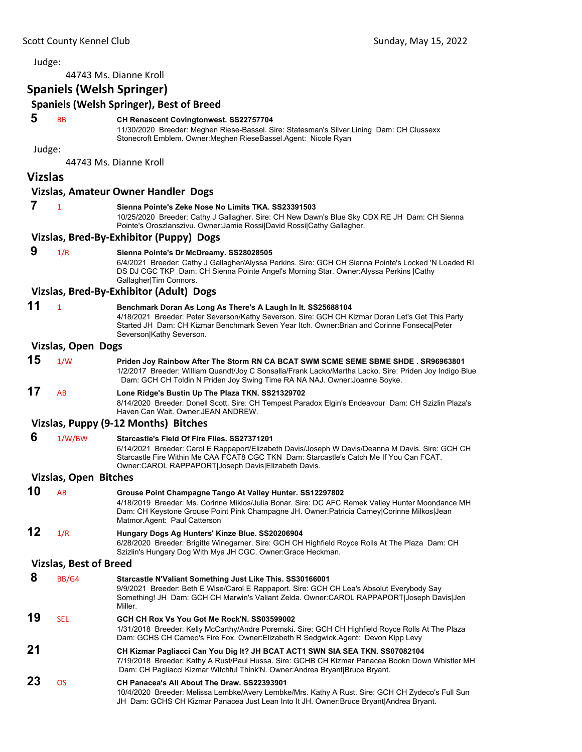Judge:

44743 Ms. Dianne Kroll

## Spaniels (Welsh Springer)

### Spaniels (Welsh Springer), Best of Breed

**5** BB **CH Renascent Covingtonwest. SS22757704**
11/30/2020 Breeder: Meghen Riese-Bassel. Sire: Statesman's Silver Lining Dam: CH Clussexx Stonecroft Emblem. Owner:Meghen RieseBassel.Agent: Nicole Ryan

Judge:

44743 Ms. Dianne Kroll

## Vizslas

### Vizslas, Amateur Owner Handler Dogs

**7** 1 **Sienna Pointe's Zeke Nose No Limits TKA. SS23391503**
10/25/2020 Breeder: Cathy J Gallagher. Sire: CH New Dawn's Blue Sky CDX RE JH Dam: CH Sienna Pointe's Oroszlanszivu. Owner:Jamie Rossi|David Rossi|Cathy Gallagher.

### Vizslas, Bred-By-Exhibitor (Puppy) Dogs

**9** 1/R **Sienna Pointe's Dr McDreamy. SS28028505**
6/4/2021 Breeder: Cathy J Gallagher/Alyssa Perkins. Sire: GCH CH Sienna Pointe's Locked 'N Loaded RI DS DJ CGC TKP Dam: CH Sienna Pointe Angel's Morning Star. Owner:Alyssa Perkins |Cathy Gallagher|Tim Connors.

### Vizslas, Bred-By-Exhibitor (Adult) Dogs

**11** 1 **Benchmark Doran As Long As There's A Laugh In It. SS25688104**
4/18/2021 Breeder: Peter Severson/Kathy Severson. Sire: GCH CH Kizmar Doran Let's Get This Party Started JH Dam: CH Kizmar Benchmark Seven Year Itch. Owner:Brian and Corinne Fonseca|Peter Severson|Kathy Severson.

### Vizslas, Open Dogs

**15** 1/W **Priden Joy Rainbow After The Storm RN CA BCAT SWM SCME SEME SBME SHDE . SR96963801**
1/2/2017 Breeder: William Quandt/Joy C Sonsalla/Frank Lacko/Martha Lacko. Sire: Priden Joy Indigo Blue Dam: GCH CH Toldin N Priden Joy Swing Time RA NA NAJ. Owner:Joanne Soyke.

**17** AB **Lone Ridge's Bustin Up The Plaza TKN. SS21329702**
8/14/2020 Breeder: Donell Scott. Sire: CH Tempest Paradox Elgin's Endeavour Dam: CH Szizlin Plaza's Haven Can Wait. Owner:JEAN ANDREW.

### Vizslas, Puppy (9-12 Months) Bitches

**6** 1/W/BW **Starcastle's Field Of Fire Flies. SS27371201**
6/14/2021 Breeder: Carol E Rappaport/Elizabeth Davis/Joseph W Davis/Deanna M Davis. Sire: GCH CH Starcastle Fire Within Me CAA FCAT8 CGC TKN Dam: Starcastle's Catch Me If You Can FCAT. Owner:CAROL RAPPAPORT|Joseph Davis|Elizabeth Davis.

### Vizslas, Open Bitches

**10** AB **Grouse Point Champagne Tango At Valley Hunter. SS12297802**
4/18/2019 Breeder: Ms. Corinne Miklos/Julia Bonar. Sire: DC AFC Remek Valley Hunter Moondance MH Dam: CH Keystone Grouse Point Pink Champagne JH. Owner:Patricia Carney|Corinne Milkos|Jean Matmor.Agent: Paul Catterson

**12** 1/R **Hungary Dogs Ag Hunters' Kinze Blue. SS20206904**
6/28/2020 Breeder: Brigitte Winegarner. Sire: GCH CH Highfield Royce Rolls At The Plaza Dam: CH Szizlin's Hungary Dog With Mya JH CGC. Owner:Grace Heckman.

### Vizslas, Best of Breed

**8** BB/G4 **Starcastle N'Valiant Something Just Like This. SS30166001**
9/9/2021 Breeder: Beth E Wise/Carol E Rappaport. Sire: GCH CH Lea's Absolut Everybody Say Something! JH Dam: GCH CH Marwin's Valiant Zelda. Owner:CAROL RAPPAPORT|Joseph Davis|Jen Miller.

**19** SEL **GCH CH Rox Vs You Got Me Rock'N. SS03599002**
1/31/2018 Breeder: Kelly McCarthy/Andre Poremski. Sire: GCH CH Highfield Royce Rolls At The Plaza Dam: GCHS CH Cameo's Fire Fox. Owner:Elizabeth R Sedgwick.Agent: Devon Kipp Levy

**21** **CH Kizmar Pagliacci Can You Dig It? JH BCAT ACT1 SWN SIA SEA TKN. SS07082104**
7/19/2018 Breeder: Kathy A Rust/Paul Hussa. Sire: GCHB CH Kizmar Panacea Bookn Down Whistler MH Dam: CH Pagliacci Kizmar Witchful Think'N. Owner:Andrea Bryant|Bruce Bryant.

**23** OS **CH Panacea's All About The Draw. SS22393901**
10/4/2020 Breeder: Melissa Lembke/Avery Lembke/Mrs. Kathy A Rust. Sire: GCH CH Zydeco's Full Sun JH Dam: GCHS CH Kizmar Panacea Just Lean Into It JH. Owner:Bruce Bryant|Andrea Bryant.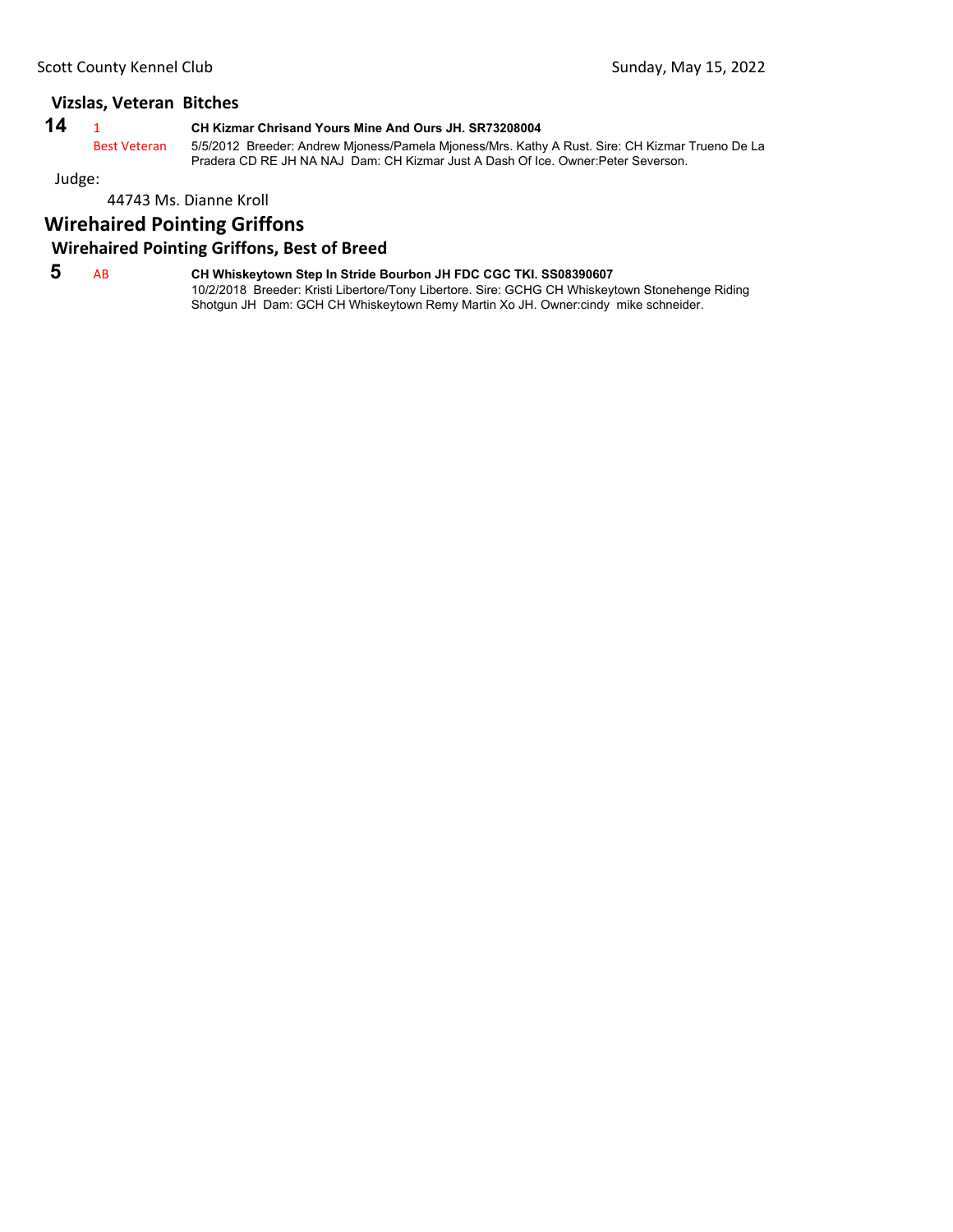### Vizslas, Veteran Bitches

**14** 1 **CH Kizmar Chrisand Yours Mine And Ours JH. SR73208004**
Best Veteran 5/5/2012 Breeder: Andrew Mjoness/Pamela Mjoness/Mrs. Kathy A Rust. Sire: CH Kizmar Trueno De La Pradera CD RE JH NA NAJ Dam: CH Kizmar Just A Dash Of Ice. Owner:Peter Severson.

Judge:

44743 Ms. Dianne Kroll

## Wirehaired Pointing Griffons

### Wirehaired Pointing Griffons, Best of Breed

**5** AB **CH Whiskeytown Step In Stride Bourbon JH FDC CGC TKI. SS08390607**
10/2/2018 Breeder: Kristi Libertore/Tony Libertore. Sire: GCHG CH Whiskeytown Stonehenge Riding Shotgun JH Dam: GCH CH Whiskeytown Remy Martin Xo JH. Owner:cindy mike schneider.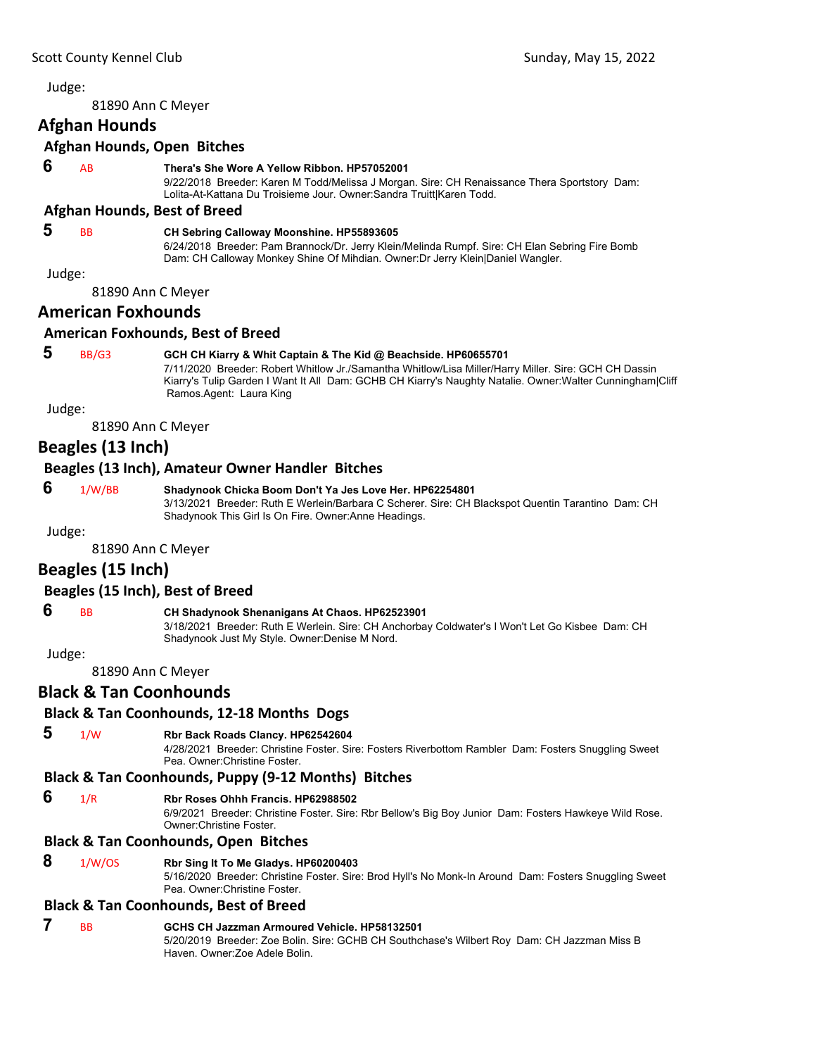Judge:

81890 Ann C Meyer

## Afghan Hounds

### Afghan Hounds, Open Bitches

**6** AB **Thera's She Wore A Yellow Ribbon. HP57052001**
9/22/2018 Breeder: Karen M Todd/Melissa J Morgan. Sire: CH Renaissance Thera Sportstory Dam: Lolita-At-Kattana Du Troisieme Jour. Owner:Sandra Truitt|Karen Todd.

### Afghan Hounds, Best of Breed

**5** BB **CH Sebring Calloway Moonshine. HP55893605**
6/24/2018 Breeder: Pam Brannock/Dr. Jerry Klein/Melinda Rumpf. Sire: CH Elan Sebring Fire Bomb Dam: CH Calloway Monkey Shine Of Mihdian. Owner:Dr Jerry Klein|Daniel Wangler.

Judge:

81890 Ann C Meyer

## American Foxhounds

### American Foxhounds, Best of Breed

**5** BB/G3 **GCH CH Kiarry & Whit Captain & The Kid @ Beachside. HP60655701**
7/11/2020 Breeder: Robert Whitlow Jr./Samantha Whitlow/Lisa Miller/Harry Miller. Sire: GCH CH Dassin Kiarry's Tulip Garden I Want It All Dam: GCHB CH Kiarry's Naughty Natalie. Owner:Walter Cunningham|Cliff Ramos.Agent: Laura King

Judge:

81890 Ann C Meyer

## Beagles (13 Inch)

### Beagles (13 Inch), Amateur Owner Handler Bitches

**6** 1/W/BB **Shadynook Chicka Boom Don't Ya Jes Love Her. HP62254801**
3/13/2021 Breeder: Ruth E Werlein/Barbara C Scherer. Sire: CH Blackspot Quentin Tarantino Dam: CH Shadynook This Girl Is On Fire. Owner:Anne Headings.

Judge:

81890 Ann C Meyer

## Beagles (15 Inch)

### Beagles (15 Inch), Best of Breed

**6** BB **CH Shadynook Shenanigans At Chaos. HP62523901**
3/18/2021 Breeder: Ruth E Werlein. Sire: CH Anchorbay Coldwater's I Won't Let Go Kisbee Dam: CH Shadynook Just My Style. Owner:Denise M Nord.

Judge:

81890 Ann C Meyer

## Black & Tan Coonhounds

### Black & Tan Coonhounds, 12-18 Months Dogs

**5** 1/W **Rbr Back Roads Clancy. HP62542604**
4/28/2021 Breeder: Christine Foster. Sire: Fosters Riverbottom Rambler Dam: Fosters Snuggling Sweet Pea. Owner:Christine Foster.

### Black & Tan Coonhounds, Puppy (9-12 Months) Bitches

**6** 1/R **Rbr Roses Ohhh Francis. HP62988502**
6/9/2021 Breeder: Christine Foster. Sire: Rbr Bellow's Big Boy Junior Dam: Fosters Hawkeye Wild Rose. Owner:Christine Foster.

### Black & Tan Coonhounds, Open Bitches

**8** 1/W/OS **Rbr Sing It To Me Gladys. HP60200403**
5/16/2020 Breeder: Christine Foster. Sire: Brod Hyll's No Monk-In Around Dam: Fosters Snuggling Sweet Pea. Owner:Christine Foster.

### Black & Tan Coonhounds, Best of Breed

**7** BB **GCHS CH Jazzman Armoured Vehicle. HP58132501**
5/20/2019 Breeder: Zoe Bolin. Sire: GCHB CH Southchase's Wilbert Roy Dam: CH Jazzman Miss B Haven. Owner:Zoe Adele Bolin.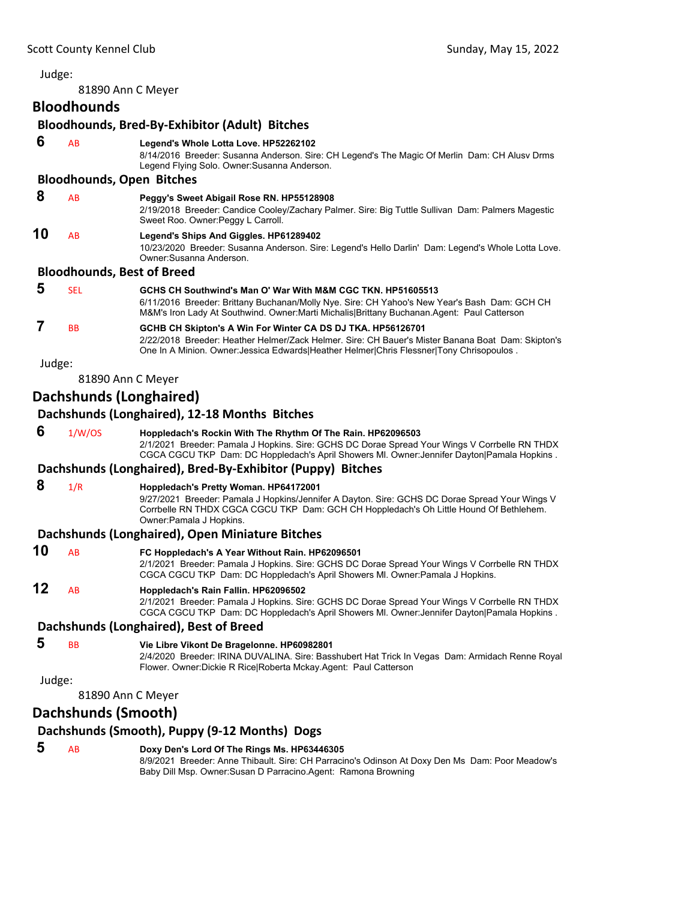Judge:

81890 Ann C Meyer

## Bloodhounds

### Bloodhounds, Bred-By-Exhibitor (Adult) Bitches

**6** AB **Legend's Whole Lotta Love. HP52262102**
8/14/2016 Breeder: Susanna Anderson. Sire: CH Legend's The Magic Of Merlin Dam: CH Alusv Drms Legend Flying Solo. Owner:Susanna Anderson.

### Bloodhounds, Open Bitches

**8** AB **Peggy's Sweet Abigail Rose RN. HP55128908**
2/19/2018 Breeder: Candice Cooley/Zachary Palmer. Sire: Big Tuttle Sullivan Dam: Palmers Magestic Sweet Roo. Owner:Peggy L Carroll.

**10** AB **Legend's Ships And Giggles. HP61289402**
10/23/2020 Breeder: Susanna Anderson. Sire: Legend's Hello Darlin' Dam: Legend's Whole Lotta Love. Owner:Susanna Anderson.

### Bloodhounds, Best of Breed

**5** SEL **GCHS CH Southwind's Man O' War With M&M CGC TKN. HP51605513**
6/11/2016 Breeder: Brittany Buchanan/Molly Nye. Sire: CH Yahoo's New Year's Bash Dam: GCH CH M&M's Iron Lady At Southwind. Owner:Marti Michalis|Brittany Buchanan.Agent: Paul Catterson

**7** BB **GCHB CH Skipton's A Win For Winter CA DS DJ TKA. HP56126701**
2/22/2018 Breeder: Heather Helmer/Zack Helmer. Sire: CH Bauer's Mister Banana Boat Dam: Skipton's One In A Minion. Owner:Jessica Edwards|Heather Helmer|Chris Flessner|Tony Chrisopoulos .

Judge:

81890 Ann C Meyer

## Dachshunds (Longhaired)

### Dachshunds (Longhaired), 12-18 Months Bitches

**6** 1/W/OS **Hoppledach's Rockin With The Rhythm Of The Rain. HP62096503**
2/1/2021 Breeder: Pamala J Hopkins. Sire: GCHS DC Dorae Spread Your Wings V Corrbelle RN THDX CGCA CGCU TKP Dam: DC Hoppledach's April Showers Ml. Owner:Jennifer Dayton|Pamala Hopkins .

### Dachshunds (Longhaired), Bred-By-Exhibitor (Puppy) Bitches

**8** 1/R **Hoppledach's Pretty Woman. HP64172001**
9/27/2021 Breeder: Pamala J Hopkins/Jennifer A Dayton. Sire: GCHS DC Dorae Spread Your Wings V Corrbelle RN THDX CGCA CGCU TKP Dam: GCH CH Hoppledach's Oh Little Hound Of Bethlehem. Owner:Pamala J Hopkins.

### Dachshunds (Longhaired), Open Miniature Bitches

**10** AB **FC Hoppledach's A Year Without Rain. HP62096501**
2/1/2021 Breeder: Pamala J Hopkins. Sire: GCHS DC Dorae Spread Your Wings V Corrbelle RN THDX CGCA CGCU TKP Dam: DC Hoppledach's April Showers Ml. Owner:Pamala J Hopkins.

**12** AB **Hoppledach's Rain Fallin. HP62096502**
2/1/2021 Breeder: Pamala J Hopkins. Sire: GCHS DC Dorae Spread Your Wings V Corrbelle RN THDX CGCA CGCU TKP Dam: DC Hoppledach's April Showers Ml. Owner:Jennifer Dayton|Pamala Hopkins .

### Dachshunds (Longhaired), Best of Breed

**5** BB **Vie Libre Vikont De Bragelonne. HP60982801**
2/4/2020 Breeder: IRINA DUVALINA. Sire: Basshubert Hat Trick In Vegas Dam: Armidach Renne Royal Flower. Owner:Dickie R Rice|Roberta Mckay.Agent: Paul Catterson

Judge:

81890 Ann C Meyer

## Dachshunds (Smooth)

### Dachshunds (Smooth), Puppy (9-12 Months) Dogs

**5** AB **Doxy Den's Lord Of The Rings Ms. HP63446305**
8/9/2021 Breeder: Anne Thibault. Sire: CH Parracino's Odinson At Doxy Den Ms Dam: Poor Meadow's Baby Dill Msp. Owner:Susan D Parracino.Agent: Ramona Browning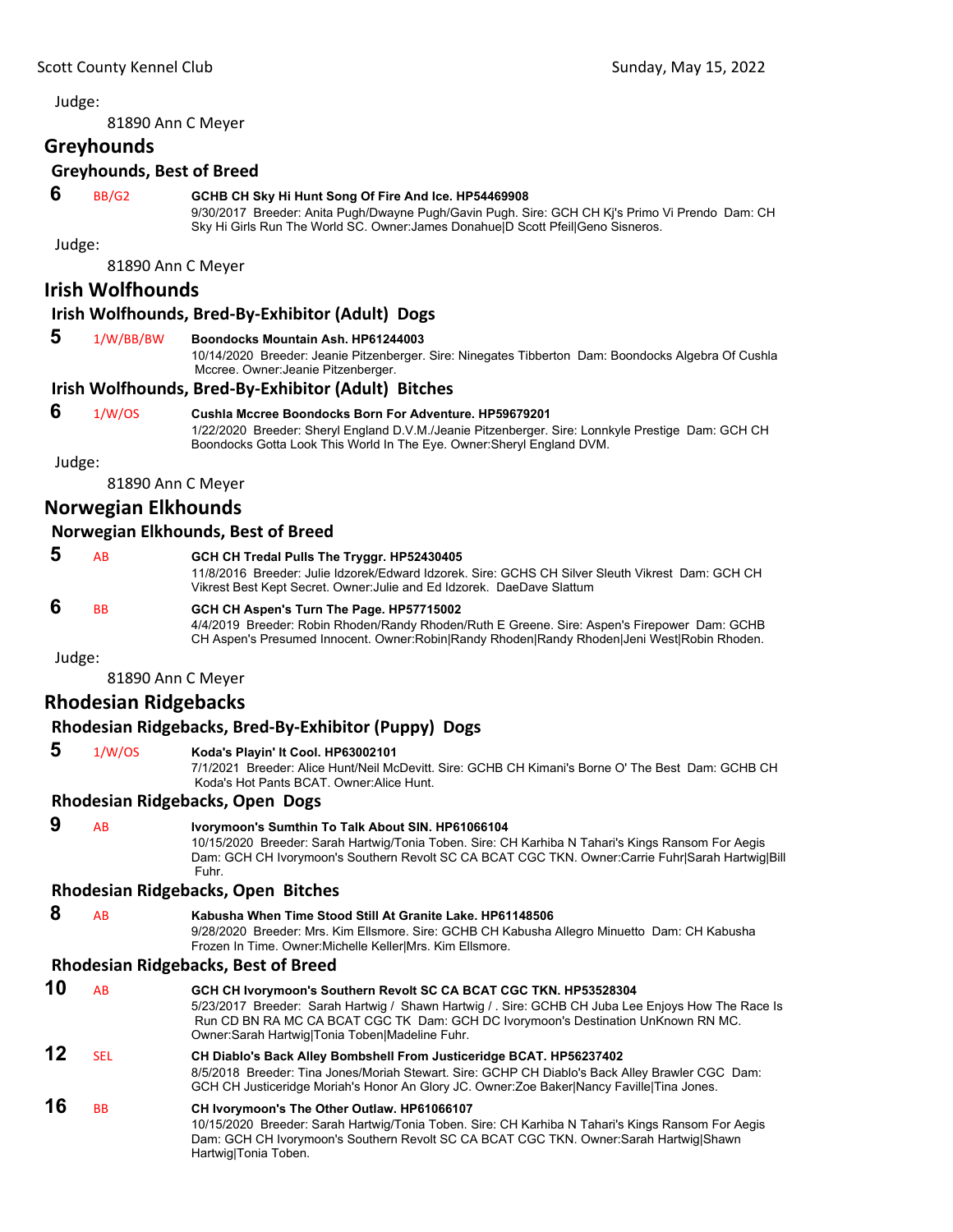Judge:

81890 Ann C Meyer

## Greyhounds

### Greyhounds, Best of Breed

**6** BB/G2 **GCHB CH Sky Hi Hunt Song Of Fire And Ice. HP54469908**
9/30/2017 Breeder: Anita Pugh/Dwayne Pugh/Gavin Pugh. Sire: GCH CH Kj's Primo Vi Prendo Dam: CH Sky Hi Girls Run The World SC. Owner:James Donahue|D Scott Pfeil|Geno Sisneros.

Judge:

81890 Ann C Meyer

## Irish Wolfhounds

### Irish Wolfhounds, Bred-By-Exhibitor (Adult) Dogs

**5** 1/W/BB/BW **Boondocks Mountain Ash. HP61244003**
10/14/2020 Breeder: Jeanie Pitzenberger. Sire: Ninegates Tibberton Dam: Boondocks Algebra Of Cushla Mccree. Owner:Jeanie Pitzenberger.

### Irish Wolfhounds, Bred-By-Exhibitor (Adult) Bitches

**6** 1/W/OS **Cushla Mccree Boondocks Born For Adventure. HP59679201**
1/22/2020 Breeder: Sheryl England D.V.M./Jeanie Pitzenberger. Sire: Lonnkyle Prestige Dam: GCH CH Boondocks Gotta Look This World In The Eye. Owner:Sheryl England DVM.

Judge:

81890 Ann C Meyer

## Norwegian Elkhounds

### Norwegian Elkhounds, Best of Breed

**5** AB **GCH CH Tredal Pulls The Tryggr. HP52430405**
11/8/2016 Breeder: Julie Idzorek/Edward Idzorek. Sire: GCHS CH Silver Sleuth Vikrest Dam: GCH CH Vikrest Best Kept Secret. Owner:Julie and Ed Idzorek. DaeDave Slattum

**6** BB **GCH CH Aspen's Turn The Page. HP57715002**
4/4/2019 Breeder: Robin Rhoden/Randy Rhoden/Ruth E Greene. Sire: Aspen's Firepower Dam: GCHB CH Aspen's Presumed Innocent. Owner:Robin|Randy Rhoden|Randy Rhoden|Jeni West|Robin Rhoden.

Judge:

81890 Ann C Meyer

## Rhodesian Ridgebacks

### Rhodesian Ridgebacks, Bred-By-Exhibitor (Puppy) Dogs

**5** 1/W/OS **Koda's Playin' It Cool. HP63002101**
7/1/2021 Breeder: Alice Hunt/Neil McDevitt. Sire: GCHB CH Kimani's Borne O' The Best Dam: GCHB CH Koda's Hot Pants BCAT. Owner:Alice Hunt.

### Rhodesian Ridgebacks, Open Dogs

**9** AB **Ivorymoon's Sumthin To Talk About SIN. HP61066104**
10/15/2020 Breeder: Sarah Hartwig/Tonia Toben. Sire: CH Karhiba N Tahari's Kings Ransom For Aegis Dam: GCH CH Ivorymoon's Southern Revolt SC CA BCAT CGC TKN. Owner:Carrie Fuhr|Sarah Hartwig|Bill Fuhr.

### Rhodesian Ridgebacks, Open Bitches

**8** AB **Kabusha When Time Stood Still At Granite Lake. HP61148506**
9/28/2020 Breeder: Mrs. Kim Ellsmore. Sire: GCHB CH Kabusha Allegro Minuetto Dam: CH Kabusha Frozen In Time. Owner:Michelle Keller|Mrs. Kim Ellsmore.

### Rhodesian Ridgebacks, Best of Breed

**10** AB **GCH CH Ivorymoon's Southern Revolt SC CA BCAT CGC TKN. HP53528304**
5/23/2017 Breeder: Sarah Hartwig / Shawn Hartwig / . Sire: GCHB CH Juba Lee Enjoys How The Race Is Run CD BN RA MC CA BCAT CGC TK Dam: GCH DC Ivorymoon's Destination UnKnown RN MC. Owner:Sarah Hartwig|Tonia Toben|Madeline Fuhr.

**12** SEL **CH Diablo's Back Alley Bombshell From Justiceridge BCAT. HP56237402**
8/5/2018 Breeder: Tina Jones/Moriah Stewart. Sire: GCHP CH Diablo's Back Alley Brawler CGC Dam: GCH CH Justiceridge Moriah's Honor An Glory JC. Owner:Zoe Baker|Nancy Faville|Tina Jones.

**16** BB **CH Ivorymoon's The Other Outlaw. HP61066107**
10/15/2020 Breeder: Sarah Hartwig/Tonia Toben. Sire: CH Karhiba N Tahari's Kings Ransom For Aegis Dam: GCH CH Ivorymoon's Southern Revolt SC CA BCAT CGC TKN. Owner:Sarah Hartwig|Shawn Hartwig|Tonia Toben.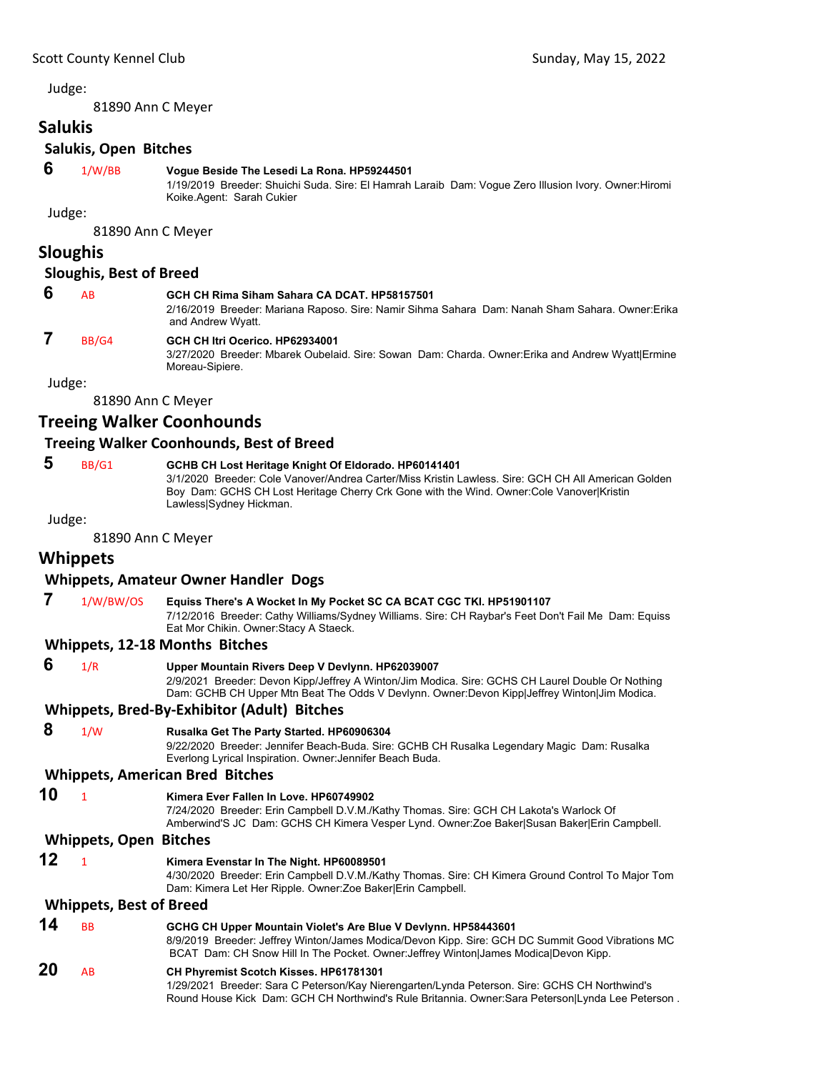Judge:

81890 Ann C Meyer

## Salukis

### Salukis, Open Bitches

**6** 1/W/BB **Vogue Beside The Lesedi La Rona. HP59244501**
1/19/2019 Breeder: Shuichi Suda. Sire: El Hamrah Laraib Dam: Vogue Zero Illusion Ivory. Owner:Hiromi Koike.Agent: Sarah Cukier

Judge:

81890 Ann C Meyer

## Sloughis

### Sloughis, Best of Breed

**6** AB **GCH CH Rima Siham Sahara CA DCAT. HP58157501**
2/16/2019 Breeder: Mariana Raposo. Sire: Namir Sihma Sahara Dam: Nanah Sham Sahara. Owner:Erika and Andrew Wyatt.

**7** BB/G4 **GCH CH Itri Ocerico. HP62934001**
3/27/2020 Breeder: Mbarek Oubelaid. Sire: Sowan Dam: Charda. Owner:Erika and Andrew Wyatt|Ermine Moreau-Sipiere.

Judge:

81890 Ann C Meyer

## Treeing Walker Coonhounds

### Treeing Walker Coonhounds, Best of Breed

**5** BB/G1 **GCHB CH Lost Heritage Knight Of Eldorado. HP60141401**
3/1/2020 Breeder: Cole Vanover/Andrea Carter/Miss Kristin Lawless. Sire: GCH CH All American Golden Boy Dam: GCHS CH Lost Heritage Cherry Crk Gone with the Wind. Owner:Cole Vanover|Kristin Lawless|Sydney Hickman.

Judge:

81890 Ann C Meyer

## Whippets

### Whippets, Amateur Owner Handler Dogs

**7** 1/W/BW/OS **Equiss There's A Wocket In My Pocket SC CA BCAT CGC TKI. HP51901107**
7/12/2016 Breeder: Cathy Williams/Sydney Williams. Sire: CH Raybar's Feet Don't Fail Me Dam: Equiss Eat Mor Chikin. Owner:Stacy A Staeck.

### Whippets, 12-18 Months Bitches

**6** 1/R **Upper Mountain Rivers Deep V Devlynn. HP62039007**
2/9/2021 Breeder: Devon Kipp/Jeffrey A Winton/Jim Modica. Sire: GCHS CH Laurel Double Or Nothing Dam: GCHB CH Upper Mtn Beat The Odds V Devlynn. Owner:Devon Kipp|Jeffrey Winton|Jim Modica.

### Whippets, Bred-By-Exhibitor (Adult) Bitches

**8** 1/W **Rusalka Get The Party Started. HP60906304**
9/22/2020 Breeder: Jennifer Beach-Buda. Sire: GCHB CH Rusalka Legendary Magic Dam: Rusalka Everlong Lyrical Inspiration. Owner:Jennifer Beach Buda.

### Whippets, American Bred Bitches

**10** 1 **Kimera Ever Fallen In Love. HP60749902**
7/24/2020 Breeder: Erin Campbell D.V.M./Kathy Thomas. Sire: GCH CH Lakota's Warlock Of Amberwind'S JC Dam: GCHS CH Kimera Vesper Lynd. Owner:Zoe Baker|Susan Baker|Erin Campbell.

### Whippets, Open Bitches

**12** 1 **Kimera Evenstar In The Night. HP60089501**
4/30/2020 Breeder: Erin Campbell D.V.M./Kathy Thomas. Sire: CH Kimera Ground Control To Major Tom Dam: Kimera Let Her Ripple. Owner:Zoe Baker|Erin Campbell.

### Whippets, Best of Breed

**14** BB **GCHG CH Upper Mountain Violet's Are Blue V Devlynn. HP58443601**
8/9/2019 Breeder: Jeffrey Winton/James Modica/Devon Kipp. Sire: GCH DC Summit Good Vibrations MC BCAT Dam: CH Snow Hill In The Pocket. Owner:Jeffrey Winton|James Modica|Devon Kipp.

**20** AB **CH Phyremist Scotch Kisses. HP61781301**
1/29/2021 Breeder: Sara C Peterson/Kay Nierengarten/Lynda Peterson. Sire: GCHS CH Northwind's Round House Kick Dam: GCH CH Northwind's Rule Britannia. Owner:Sara Peterson|Lynda Lee Peterson .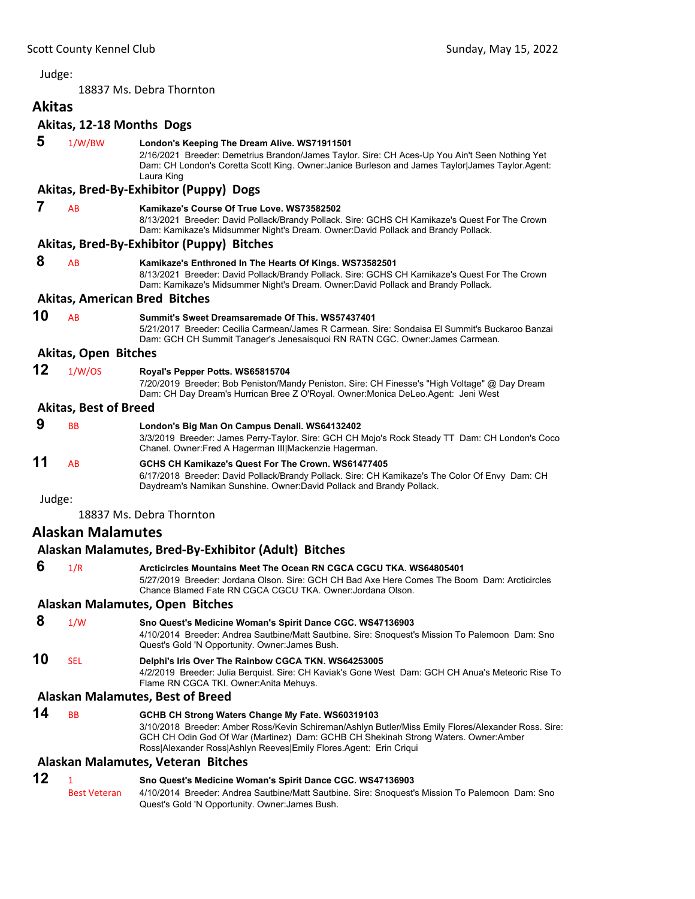Judge:

18837 Ms. Debra Thornton

## Akitas

### Akitas, 12-18 Months Dogs

**5** 1/W/BW **London's Keeping The Dream Alive. WS71911501**
2/16/2021 Breeder: Demetrius Brandon/James Taylor. Sire: CH Aces-Up You Ain't Seen Nothing Yet Dam: CH London's Coretta Scott King. Owner:Janice Burleson and James Taylor|James Taylor.Agent: Laura King

### Akitas, Bred-By-Exhibitor (Puppy) Dogs

**7** AB **Kamikaze's Course Of True Love. WS73582502**
8/13/2021 Breeder: David Pollack/Brandy Pollack. Sire: GCHS CH Kamikaze's Quest For The Crown Dam: Kamikaze's Midsummer Night's Dream. Owner:David Pollack and Brandy Pollack.

### Akitas, Bred-By-Exhibitor (Puppy) Bitches

**8** AB **Kamikaze's Enthroned In The Hearts Of Kings. WS73582501**
8/13/2021 Breeder: David Pollack/Brandy Pollack. Sire: GCHS CH Kamikaze's Quest For The Crown Dam: Kamikaze's Midsummer Night's Dream. Owner:David Pollack and Brandy Pollack.

### Akitas, American Bred Bitches

**10** AB **Summit's Sweet Dreamsaremade Of This. WS57437401**
5/21/2017 Breeder: Cecilia Carmean/James R Carmean. Sire: Sondaisa El Summit's Buckaroo Banzai Dam: GCH CH Summit Tanager's Jenesaisquoi RN RATN CGC. Owner:James Carmean.

### Akitas, Open Bitches

**12** 1/W/OS **Royal's Pepper Potts. WS65815704**
7/20/2019 Breeder: Bob Peniston/Mandy Peniston. Sire: CH Finesse's "High Voltage" @ Day Dream Dam: CH Day Dream's Hurrican Bree Z O'Royal. Owner:Monica DeLeo.Agent: Jeni West

### Akitas, Best of Breed

**9** BB **London's Big Man On Campus Denali. WS64132402**
3/3/2019 Breeder: James Perry-Taylor. Sire: GCH CH Mojo's Rock Steady TT Dam: CH London's Coco Chanel. Owner:Fred A Hagerman III|Mackenzie Hagerman.

**11** AB **GCHS CH Kamikaze's Quest For The Crown. WS61477405**
6/17/2018 Breeder: David Pollack/Brandy Pollack. Sire: CH Kamikaze's The Color Of Envy Dam: CH Daydream's Namikan Sunshine. Owner:David Pollack and Brandy Pollack.

Judge:

18837 Ms. Debra Thornton

## Alaskan Malamutes

### Alaskan Malamutes, Bred-By-Exhibitor (Adult) Bitches

**6** 1/R **Arcticircles Mountains Meet The Ocean RN CGCA CGCU TKA. WS64805401**
5/27/2019 Breeder: Jordana Olson. Sire: GCH CH Bad Axe Here Comes The Boom Dam: Arcticircles Chance Blamed Fate RN CGCA CGCU TKA. Owner:Jordana Olson.

### Alaskan Malamutes, Open Bitches

**8** 1/W **Sno Quest's Medicine Woman's Spirit Dance CGC. WS47136903**
4/10/2014 Breeder: Andrea Sautbine/Matt Sautbine. Sire: Snoquest's Mission To Palemoon Dam: Sno Quest's Gold 'N Opportunity. Owner:James Bush.

**10** SEL **Delphi's Iris Over The Rainbow CGCA TKN. WS64253005**
4/2/2019 Breeder: Julia Berquist. Sire: CH Kaviak's Gone West Dam: GCH CH Anua's Meteoric Rise To Flame RN CGCA TKI. Owner:Anita Mehuys.

### Alaskan Malamutes, Best of Breed

**14** BB **GCHB CH Strong Waters Change My Fate. WS60319103**
3/10/2018 Breeder: Amber Ross/Kevin Schireman/Ashlyn Butler/Miss Emily Flores/Alexander Ross. Sire: GCH CH Odin God Of War (Martinez) Dam: GCHB CH Shekinah Strong Waters. Owner:Amber Ross|Alexander Ross|Ashlyn Reeves|Emily Flores.Agent: Erin Criqui

### Alaskan Malamutes, Veteran Bitches

**12** 1 Best Veteran **Sno Quest's Medicine Woman's Spirit Dance CGC. WS47136903**
4/10/2014 Breeder: Andrea Sautbine/Matt Sautbine. Sire: Snoquest's Mission To Palemoon Dam: Sno Quest's Gold 'N Opportunity. Owner:James Bush.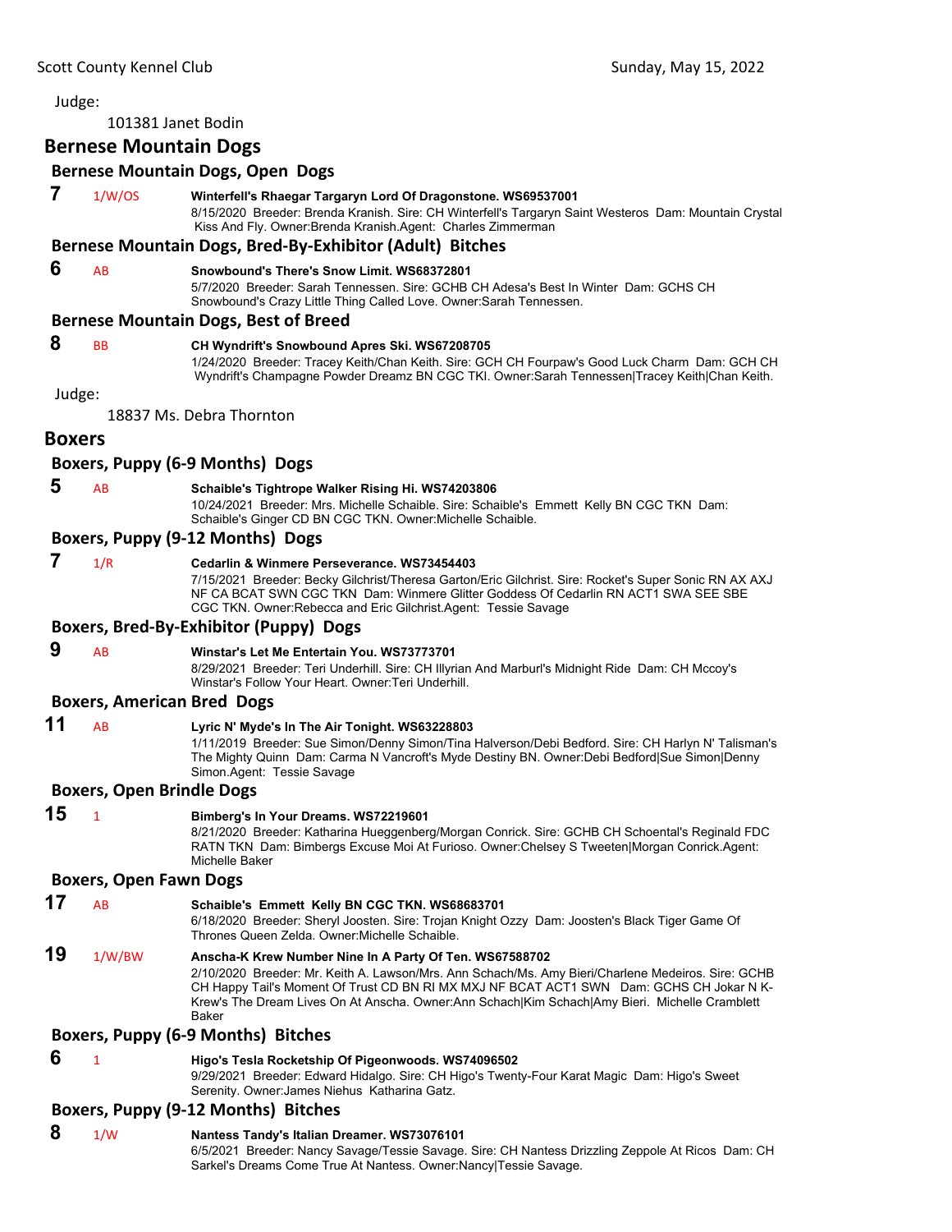Judge:

101381 Janet Bodin

## Bernese Mountain Dogs

### Bernese Mountain Dogs, Open Dogs

**7** 1/W/OS **Winterfell's Rhaegar Targaryn Lord Of Dragonstone. WS69537001**
8/15/2020 Breeder: Brenda Kranish. Sire: CH Winterfell's Targaryn Saint Westeros Dam: Mountain Crystal Kiss And Fly. Owner:Brenda Kranish.Agent: Charles Zimmerman

### Bernese Mountain Dogs, Bred-By-Exhibitor (Adult) Bitches

**6** AB **Snowbound's There's Snow Limit. WS68372801**
5/7/2020 Breeder: Sarah Tennessen. Sire: GCHB CH Adesa's Best In Winter Dam: GCHS CH Snowbound's Crazy Little Thing Called Love. Owner:Sarah Tennessen.

### Bernese Mountain Dogs, Best of Breed

**8** BB **CH Wyndrift's Snowbound Apres Ski. WS67208705**
1/24/2020 Breeder: Tracey Keith/Chan Keith. Sire: GCH CH Fourpaw's Good Luck Charm Dam: GCH CH Wyndrift's Champagne Powder Dreamz BN CGC TKI. Owner:Sarah Tennessen|Tracey Keith|Chan Keith.

Judge:

18837 Ms. Debra Thornton

## Boxers

### Boxers, Puppy (6-9 Months) Dogs

**5** AB **Schaible's Tightrope Walker Rising Hi. WS74203806**
10/24/2021 Breeder: Mrs. Michelle Schaible. Sire: Schaible's Emmett Kelly BN CGC TKN Dam: Schaible's Ginger CD BN CGC TKN. Owner:Michelle Schaible.

### Boxers, Puppy (9-12 Months) Dogs

**7** 1/R **Cedarlin & Winmere Perseverance. WS73454403**
7/15/2021 Breeder: Becky Gilchrist/Theresa Garton/Eric Gilchrist. Sire: Rocket's Super Sonic RN AX AXJ NF CA BCAT SWN CGC TKN Dam: Winmere Glitter Goddess Of Cedarlin RN ACT1 SWA SEE SBE CGC TKN. Owner:Rebecca and Eric Gilchrist.Agent: Tessie Savage

### Boxers, Bred-By-Exhibitor (Puppy) Dogs

**9** AB **Winstar's Let Me Entertain You. WS73773701**
8/29/2021 Breeder: Teri Underhill. Sire: CH Illyrian And Marburl's Midnight Ride Dam: CH Mccoy's Winstar's Follow Your Heart. Owner:Teri Underhill.

### Boxers, American Bred Dogs

**11** AB **Lyric N' Myde's In The Air Tonight. WS63228803**
1/11/2019 Breeder: Sue Simon/Denny Simon/Tina Halverson/Debi Bedford. Sire: CH Harlyn N' Talisman's The Mighty Quinn Dam: Carma N Vancroft's Myde Destiny BN. Owner:Debi Bedford|Sue Simon|Denny Simon.Agent: Tessie Savage

### Boxers, Open Brindle Dogs

**15** 1 **Bimberg's In Your Dreams. WS72219601**
8/21/2020 Breeder: Katharina Hueggenberg/Morgan Conrick. Sire: GCHB CH Schoental's Reginald FDC RATN TKN Dam: Bimbergs Excuse Moi At Furioso. Owner:Chelsey S Tweeten|Morgan Conrick.Agent: Michelle Baker

### Boxers, Open Fawn Dogs

**17** AB **Schaible's Emmett Kelly BN CGC TKN. WS68683701**
6/18/2020 Breeder: Sheryl Joosten. Sire: Trojan Knight Ozzy Dam: Joosten's Black Tiger Game Of Thrones Queen Zelda. Owner:Michelle Schaible.

**19** 1/W/BW **Anscha-K Krew Number Nine In A Party Of Ten. WS67588702**
2/10/2020 Breeder: Mr. Keith A. Lawson/Mrs. Ann Schach/Ms. Amy Bieri/Charlene Medeiros. Sire: GCHB CH Happy Tail's Moment Of Trust CD BN RI MX MXJ NF BCAT ACT1 SWN Dam: GCHS CH Jokar N K-Krew's The Dream Lives On At Anscha. Owner:Ann Schach|Kim Schach|Amy Bieri. Michelle Cramblett Baker

### Boxers, Puppy (6-9 Months) Bitches

**6** 1 **Higo's Tesla Rocketship Of Pigeonwoods. WS74096502**
9/29/2021 Breeder: Edward Hidalgo. Sire: CH Higo's Twenty-Four Karat Magic Dam: Higo's Sweet Serenity. Owner:James Niehus Katharina Gatz.

### Boxers, Puppy (9-12 Months) Bitches

**8** 1/W **Nantess Tandy's Italian Dreamer. WS73076101**
6/5/2021 Breeder: Nancy Savage/Tessie Savage. Sire: CH Nantess Drizzling Zeppole At Ricos Dam: CH Sarkel's Dreams Come True At Nantess. Owner:Nancy|Tessie Savage.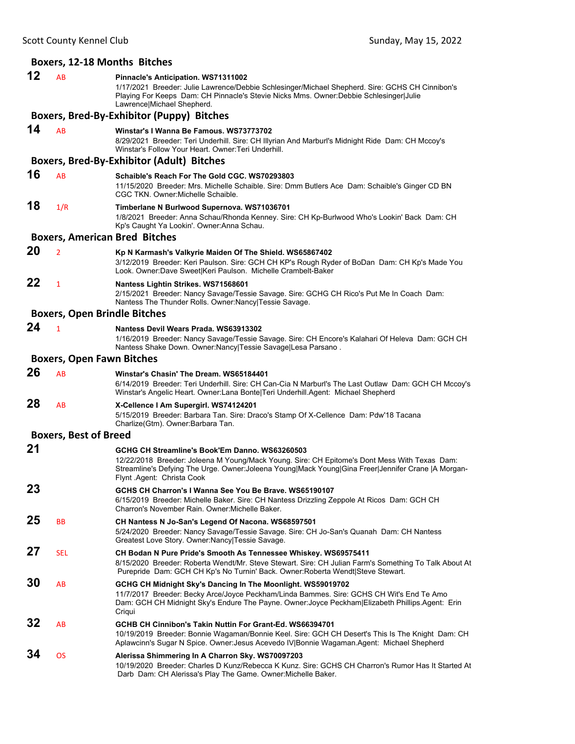## Boxers, 12-18 Months Bitches

**12** AB **Pinnacle's Anticipation. WS71311002**
1/17/2021 Breeder: Julie Lawrence/Debbie Schlesinger/Michael Shepherd. Sire: GCHS CH Cinnibon's Playing For Keeps Dam: CH Pinnacle's Stevie Nicks Mms. Owner:Debbie Schlesinger|Julie Lawrence|Michael Shepherd.

## Boxers, Bred-By-Exhibitor (Puppy) Bitches

**14** AB **Winstar's I Wanna Be Famous. WS73773702**
8/29/2021 Breeder: Teri Underhill. Sire: CH Illyrian And Marburl's Midnight Ride Dam: CH Mccoy's Winstar's Follow Your Heart. Owner:Teri Underhill.

## Boxers, Bred-By-Exhibitor (Adult) Bitches

**16** AB **Schaible's Reach For The Gold CGC. WS70293803**
11/15/2020 Breeder: Mrs. Michelle Schaible. Sire: Dmm Butlers Ace Dam: Schaible's Ginger CD BN CGC TKN. Owner:Michelle Schaible.

**18** 1/R **Timberlane N Burlwood Supernova. WS71036701**
1/8/2021 Breeder: Anna Schau/Rhonda Kenney. Sire: CH Kp-Burlwood Who's Lookin' Back Dam: CH Kp's Caught Ya Lookin'. Owner:Anna Schau.

## Boxers, American Bred Bitches

**20** 2 **Kp N Karmash's Valkyrie Maiden Of The Shield. WS65867402**
3/12/2019 Breeder: Keri Paulson. Sire: GCH CH KP's Rough Ryder of BoDan Dam: CH Kp's Made You Look. Owner:Dave Sweet|Keri Paulson. Michelle Crambelt-Baker

**22** 1 **Nantess Lightin Strikes. WS71568601**
2/15/2021 Breeder: Nancy Savage/Tessie Savage. Sire: GCHG CH Rico's Put Me In Coach Dam: Nantess The Thunder Rolls. Owner:Nancy|Tessie Savage.

## Boxers, Open Brindle Bitches

**24** 1 **Nantess Devil Wears Prada. WS63913302**
1/16/2019 Breeder: Nancy Savage/Tessie Savage. Sire: CH Encore's Kalahari Of Heleva Dam: GCH CH Nantess Shake Down. Owner:Nancy|Tessie Savage|Lesa Parsano .

## Boxers, Open Fawn Bitches

**26** AB **Winstar's Chasin' The Dream. WS65184401**
6/14/2019 Breeder: Teri Underhill. Sire: CH Can-Cia N Marburl's The Last Outlaw Dam: GCH CH Mccoy's Winstar's Angelic Heart. Owner:Lana Bonte|Teri Underhill.Agent: Michael Shepherd

**28** AB **X-Cellence I Am Supergirl. WS74124201**
5/15/2019 Breeder: Barbara Tan. Sire: Draco's Stamp Of X-Cellence Dam: Pdw'18 Tacana Charlize(Gtm). Owner:Barbara Tan.

## Boxers, Best of Breed

**21** **GCHG CH Streamline's Book'Em Danno. WS63260503**
12/22/2018 Breeder: Joleena M Young/Mack Young. Sire: CH Epitome's Dont Mess With Texas Dam: Streamline's Defying The Urge. Owner:Joleena Young|Mack Young|Gina Freer|Jennifer Crane |A Morgan-Flynt .Agent: Christa Cook

**23** **GCHS CH Charron's I Wanna See You Be Brave. WS65190107**
6/15/2019 Breeder: Michelle Baker. Sire: CH Nantess Drizzling Zeppole At Ricos Dam: GCH CH Charron's November Rain. Owner:Michelle Baker.

**25** BB **CH Nantess N Jo-San's Legend Of Nacona. WS68597501**
5/24/2020 Breeder: Nancy Savage/Tessie Savage. Sire: CH Jo-San's Quanah Dam: CH Nantess Greatest Love Story. Owner:Nancy|Tessie Savage.

**27** SEL **CH Bodan N Pure Pride's Smooth As Tennessee Whiskey. WS69575411**
8/15/2020 Breeder: Roberta Wendt/Mr. Steve Stewart. Sire: CH Julian Farm's Something To Talk About At Purepride Dam: GCH CH Kp's No Turnin' Back. Owner:Roberta Wendt|Steve Stewart.

**30** AB **GCHG CH Midnight Sky's Dancing In The Moonlight. WS59019702**
11/7/2017 Breeder: Becky Arce/Joyce Peckham/Linda Bammes. Sire: GCHS CH Wit's End Te Amo Dam: GCH CH Midnight Sky's Endure The Payne. Owner:Joyce Peckham|Elizabeth Phillips.Agent: Erin Criqui

**32** AB **GCHB CH Cinnibon's Takin Nuttin For Grant-Ed. WS66394701**
10/19/2019 Breeder: Bonnie Wagaman/Bonnie Keel. Sire: GCH CH Desert's This Is The Knight Dam: CH Aplawcinn's Sugar N Spice. Owner:Jesus Acevedo IV|Bonnie Wagaman.Agent: Michael Shepherd

**34** OS **Alerissa Shimmering In A Charron Sky. WS70097203**
10/19/2020 Breeder: Charles D Kunz/Rebecca K Kunz. Sire: GCHS CH Charron's Rumor Has It Started At Darb Dam: CH Alerissa's Play The Game. Owner:Michelle Baker.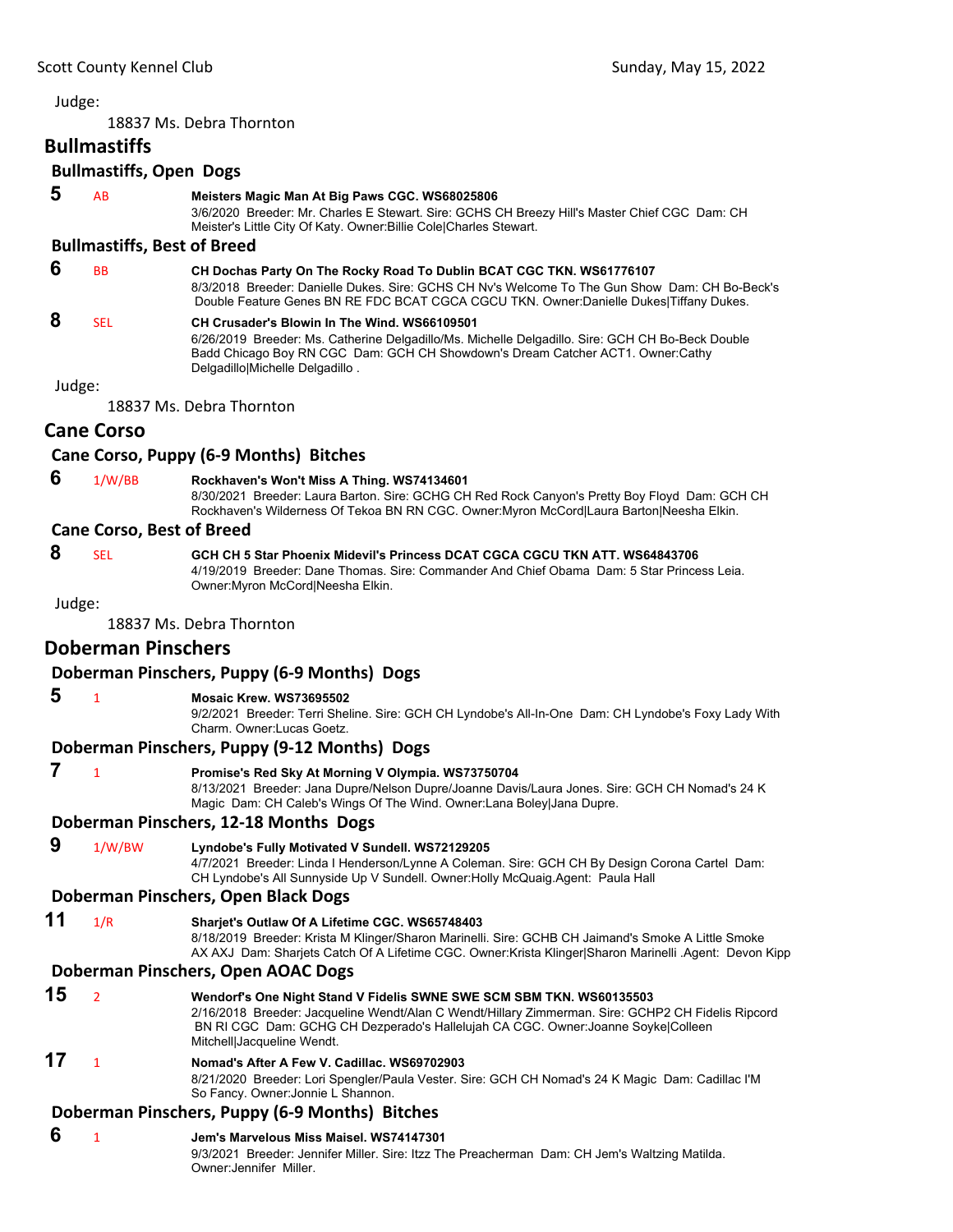Judge:

18837 Ms. Debra Thornton

## Bullmastiffs

### Bullmastiffs, Open Dogs

**5** AB **Meisters Magic Man At Big Paws CGC. WS68025806**
3/6/2020 Breeder: Mr. Charles E Stewart. Sire: GCHS CH Breezy Hill's Master Chief CGC Dam: CH Meister's Little City Of Katy. Owner:Billie Cole|Charles Stewart.

### Bullmastiffs, Best of Breed

**6** BB **CH Dochas Party On The Rocky Road To Dublin BCAT CGC TKN. WS61776107**
8/3/2018 Breeder: Danielle Dukes. Sire: GCHS CH Nv's Welcome To The Gun Show Dam: CH Bo-Beck's Double Feature Genes BN RE FDC BCAT CGCA CGCU TKN. Owner:Danielle Dukes|Tiffany Dukes.

**8** SEL **CH Crusader's Blowin In The Wind. WS66109501**
6/26/2019 Breeder: Ms. Catherine Delgadillo/Ms. Michelle Delgadillo. Sire: GCH CH Bo-Beck Double Badd Chicago Boy RN CGC Dam: GCH CH Showdown's Dream Catcher ACT1. Owner:Cathy Delgadillo|Michelle Delgadillo .

Judge:

18837 Ms. Debra Thornton

## Cane Corso

### Cane Corso, Puppy (6-9 Months) Bitches

**6** 1/W/BB **Rockhaven's Won't Miss A Thing. WS74134601**
8/30/2021 Breeder: Laura Barton. Sire: GCHG CH Red Rock Canyon's Pretty Boy Floyd Dam: GCH CH Rockhaven's Wilderness Of Tekoa BN RN CGC. Owner:Myron McCord|Laura Barton|Neesha Elkin.

### Cane Corso, Best of Breed

**8** SEL **GCH CH 5 Star Phoenix Midevil's Princess DCAT CGCA CGCU TKN ATT. WS64843706**
4/19/2019 Breeder: Dane Thomas. Sire: Commander And Chief Obama Dam: 5 Star Princess Leia. Owner:Myron McCord|Neesha Elkin.

Judge:

18837 Ms. Debra Thornton

## Doberman Pinschers

### Doberman Pinschers, Puppy (6-9 Months) Dogs

**5** 1 **Mosaic Krew. WS73695502**
9/2/2021 Breeder: Terri Sheline. Sire: GCH CH Lyndobe's All-In-One Dam: CH Lyndobe's Foxy Lady With Charm. Owner:Lucas Goetz.

### Doberman Pinschers, Puppy (9-12 Months) Dogs

**7** 1 **Promise's Red Sky At Morning V Olympia. WS73750704**
8/13/2021 Breeder: Jana Dupre/Nelson Dupre/Joanne Davis/Laura Jones. Sire: GCH CH Nomad's 24 K Magic Dam: CH Caleb's Wings Of The Wind. Owner:Lana Boley|Jana Dupre.

### Doberman Pinschers, 12-18 Months Dogs

**9** 1/W/BW **Lyndobe's Fully Motivated V Sundell. WS72129205**
4/7/2021 Breeder: Linda I Henderson/Lynne A Coleman. Sire: GCH CH By Design Corona Cartel Dam: CH Lyndobe's All Sunnyside Up V Sundell. Owner:Holly McQuaig.Agent: Paula Hall

### Doberman Pinschers, Open Black Dogs

**11** 1/R **Sharjet's Outlaw Of A Lifetime CGC. WS65748403**
8/18/2019 Breeder: Krista M Klinger/Sharon Marinelli. Sire: GCHB CH Jaimand's Smoke A Little Smoke AX AXJ Dam: Sharjets Catch Of A Lifetime CGC. Owner:Krista Klinger|Sharon Marinelli .Agent: Devon Kipp

### Doberman Pinschers, Open AOAC Dogs

**15** 2 **Wendorf's One Night Stand V Fidelis SWNE SWE SCM SBM TKN. WS60135503**
2/16/2018 Breeder: Jacqueline Wendt/Alan C Wendt/Hillary Zimmerman. Sire: GCHP2 CH Fidelis Ripcord BN RI CGC Dam: GCHG CH Dezperado's Hallelujah CA CGC. Owner:Joanne Soyke|Colleen Mitchell|Jacqueline Wendt.

**17** 1 **Nomad's After A Few V. Cadillac. WS69702903**
8/21/2020 Breeder: Lori Spengler/Paula Vester. Sire: GCH CH Nomad's 24 K Magic Dam: Cadillac I'M So Fancy. Owner:Jonnie L Shannon.

### Doberman Pinschers, Puppy (6-9 Months) Bitches

**6** 1 **Jem's Marvelous Miss Maisel. WS74147301**
9/3/2021 Breeder: Jennifer Miller. Sire: Itzz The Preacherman Dam: CH Jem's Waltzing Matilda. Owner:Jennifer Miller.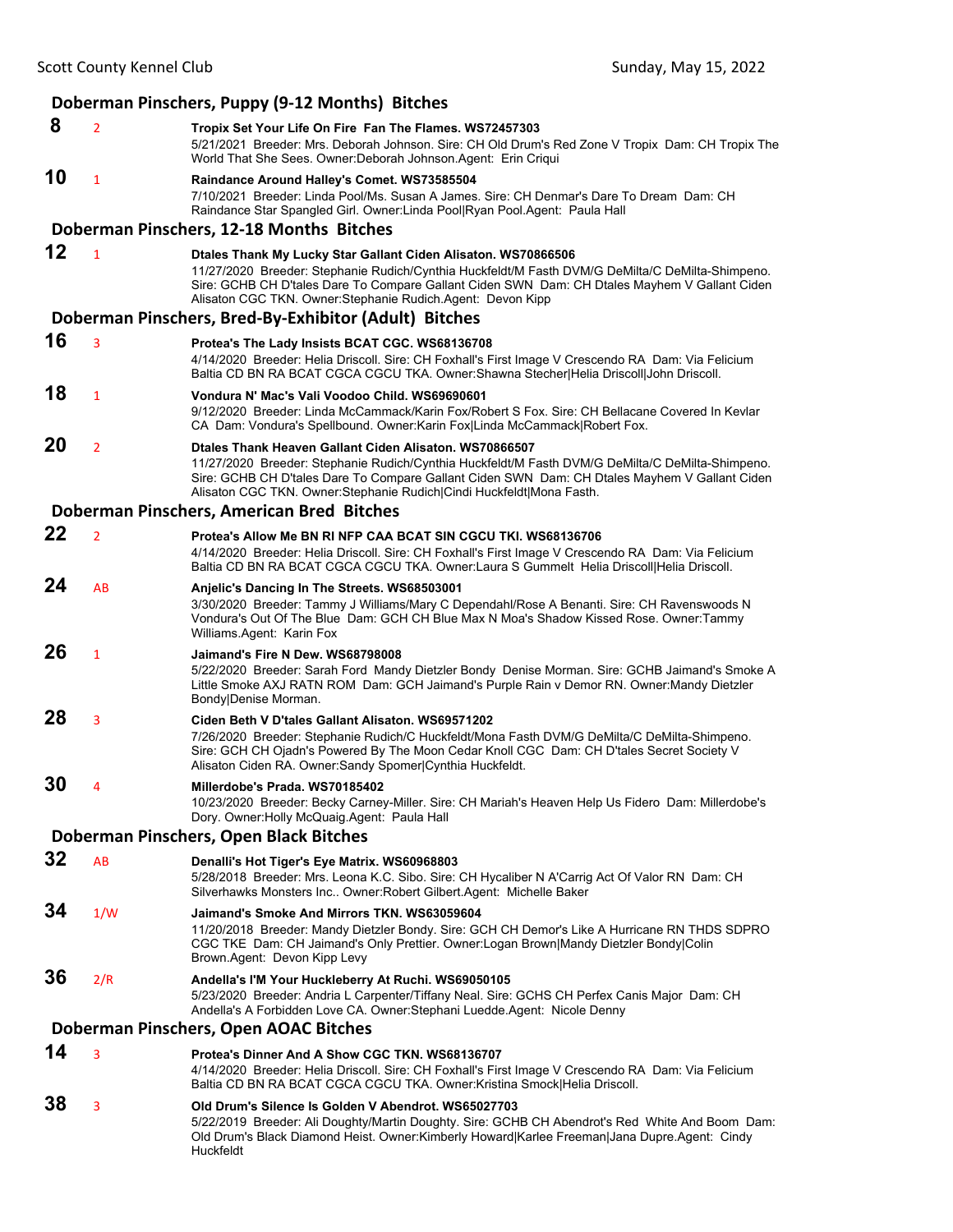## Doberman Pinschers, Puppy (9-12 Months) Bitches

**8** 2 **Tropix Set Your Life On Fire Fan The Flames. WS72457303**
5/21/2021 Breeder: Mrs. Deborah Johnson. Sire: CH Old Drum's Red Zone V Tropix Dam: CH Tropix The World That She Sees. Owner:Deborah Johnson.Agent: Erin Criqui

**10** 1 **Raindance Around Halley's Comet. WS73585504**
7/10/2021 Breeder: Linda Pool/Ms. Susan A James. Sire: CH Denmar's Dare To Dream Dam: CH Raindance Star Spangled Girl. Owner:Linda Pool|Ryan Pool.Agent: Paula Hall

## Doberman Pinschers, 12-18 Months Bitches

**12** 1 **Dtales Thank My Lucky Star Gallant Ciden Alisaton. WS70866506**
11/27/2020 Breeder: Stephanie Rudich/Cynthia Huckfeldt/M Fasth DVM/G DeMilta/C DeMilta-Shimpeno. Sire: GCHB CH D'tales Dare To Compare Gallant Ciden SWN Dam: CH Dtales Mayhem V Gallant Ciden Alisaton CGC TKN. Owner:Stephanie Rudich.Agent: Devon Kipp

## Doberman Pinschers, Bred-By-Exhibitor (Adult) Bitches

**16** 3 **Protea's The Lady Insists BCAT CGC. WS68136708**
4/14/2020 Breeder: Helia Driscoll. Sire: CH Foxhall's First Image V Crescendo RA Dam: Via Felicium Baltia CD BN RA BCAT CGCA CGCU TKA. Owner:Shawna Stecher|Helia Driscoll|John Driscoll.

**18** 1 **Vondura N' Mac's Vali Voodoo Child. WS69690601**
9/12/2020 Breeder: Linda McCammack/Karin Fox/Robert S Fox. Sire: CH Bellacane Covered In Kevlar CA Dam: Vondura's Spellbound. Owner:Karin Fox|Linda McCammack|Robert Fox.

**20** 2 **Dtales Thank Heaven Gallant Ciden Alisaton. WS70866507**
11/27/2020 Breeder: Stephanie Rudich/Cynthia Huckfeldt/M Fasth DVM/G DeMilta/C DeMilta-Shimpeno. Sire: GCHB CH D'tales Dare To Compare Gallant Ciden SWN Dam: CH Dtales Mayhem V Gallant Ciden Alisaton CGC TKN. Owner:Stephanie Rudich|Cindi Huckfeldt|Mona Fasth.

## Doberman Pinschers, American Bred Bitches

**22** 2 **Protea's Allow Me BN RI NFP CAA BCAT SIN CGCU TKI. WS68136706**
4/14/2020 Breeder: Helia Driscoll. Sire: CH Foxhall's First Image V Crescendo RA Dam: Via Felicium Baltia CD BN RA BCAT CGCA CGCU TKA. Owner:Laura S Gummelt Helia Driscoll|Helia Driscoll.

**24** AB **Anjelic's Dancing In The Streets. WS68503001**
3/30/2020 Breeder: Tammy J Williams/Mary C Dependahl/Rose A Benanti. Sire: CH Ravenswoods N Vondura's Out Of The Blue Dam: GCH CH Blue Max N Moa's Shadow Kissed Rose. Owner:Tammy Williams.Agent: Karin Fox

**26** 1 **Jaimand's Fire N Dew. WS68798008**
5/22/2020 Breeder: Sarah Ford Mandy Dietzler Bondy Denise Morman. Sire: GCHB Jaimand's Smoke A Little Smoke AXJ RATN ROM Dam: GCH Jaimand's Purple Rain v Demor RN. Owner:Mandy Dietzler Bondy|Denise Morman.

**28** 3 **Ciden Beth V D'tales Gallant Alisaton. WS69571202**
7/26/2020 Breeder: Stephanie Rudich/C Huckfeldt/Mona Fasth DVM/G DeMilta/C DeMilta-Shimpeno. Sire: GCH CH Ojadn's Powered By The Moon Cedar Knoll CGC Dam: CH D'tales Secret Society V Alisaton Ciden RA. Owner:Sandy Spomer|Cynthia Huckfeldt.

**30** 4 **Millerdobe's Prada. WS70185402**
10/23/2020 Breeder: Becky Carney-Miller. Sire: CH Mariah's Heaven Help Us Fidero Dam: Millerdobe's Dory. Owner:Holly McQuaig.Agent: Paula Hall

## Doberman Pinschers, Open Black Bitches

**32** AB **Denalli's Hot Tiger's Eye Matrix. WS60968803**
5/28/2018 Breeder: Mrs. Leona K.C. Sibo. Sire: CH Hycaliber N A'Carrig Act Of Valor RN Dam: CH Silverhawks Monsters Inc.. Owner:Robert Gilbert.Agent: Michelle Baker

**34** 1/W **Jaimand's Smoke And Mirrors TKN. WS63059604**
11/20/2018 Breeder: Mandy Dietzler Bondy. Sire: GCH CH Demor's Like A Hurricane RN THDS SDPRO CGC TKE Dam: CH Jaimand's Only Prettier. Owner:Logan Brown|Mandy Dietzler Bondy|Colin Brown.Agent: Devon Kipp Levy

**36** 2/R **Andella's I'M Your Huckleberry At Ruchi. WS69050105**
5/23/2020 Breeder: Andria L Carpenter/Tiffany Neal. Sire: GCHS CH Perfex Canis Major Dam: CH Andella's A Forbidden Love CA. Owner:Stephani Luedde.Agent: Nicole Denny

## Doberman Pinschers, Open AOAC Bitches

**14** 3 **Protea's Dinner And A Show CGC TKN. WS68136707**
4/14/2020 Breeder: Helia Driscoll. Sire: CH Foxhall's First Image V Crescendo RA Dam: Via Felicium Baltia CD BN RA BCAT CGCA CGCU TKA. Owner:Kristina Smock|Helia Driscoll.

**38** 3 **Old Drum's Silence Is Golden V Abendrot. WS65027703**
5/22/2019 Breeder: Ali Doughty/Martin Doughty. Sire: GCHB CH Abendrot's Red White And Boom Dam: Old Drum's Black Diamond Heist. Owner:Kimberly Howard|Karlee Freeman|Jana Dupre.Agent: Cindy Huckfeldt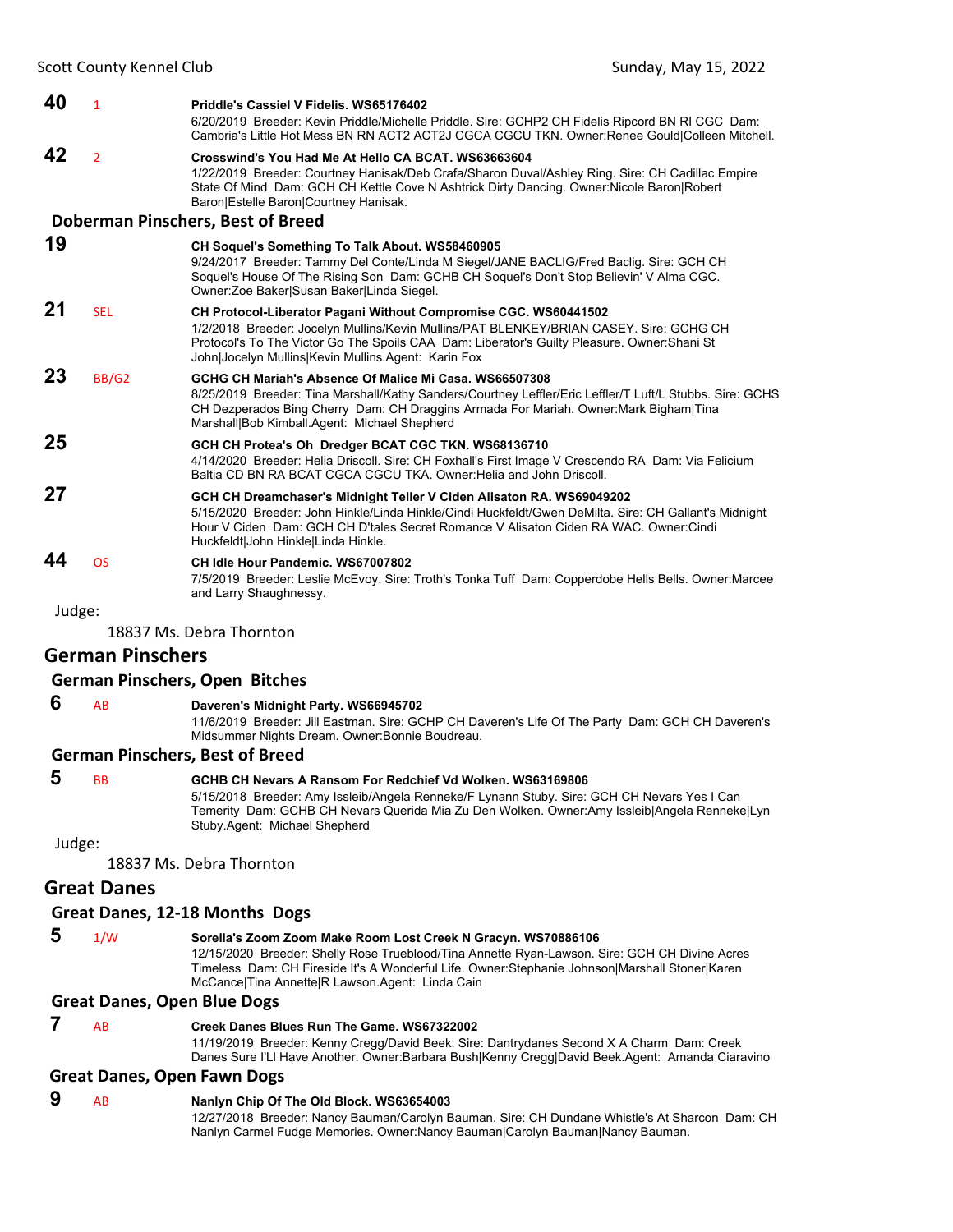**40** 1 **Priddle's Cassiel V Fidelis. WS65176402**
6/20/2019 Breeder: Kevin Priddle/Michelle Priddle. Sire: GCHP2 CH Fidelis Ripcord BN RI CGC Dam: Cambria's Little Hot Mess BN RN ACT2 ACT2J CGCA CGCU TKN. Owner:Renee Gould|Colleen Mitchell.

**42** 2 **Crosswind's You Had Me At Hello CA BCAT. WS63663604**
1/22/2019 Breeder: Courtney Hanisak/Deb Crafa/Sharon Duval/Ashley Ring. Sire: CH Cadillac Empire State Of Mind Dam: GCH CH Kettle Cove N Ashtrick Dirty Dancing. Owner:Nicole Baron|Robert Baron|Estelle Baron|Courtney Hanisak.

### Doberman Pinschers, Best of Breed

**19** **CH Soquel's Something To Talk About. WS58460905**
9/24/2017 Breeder: Tammy Del Conte/Linda M Siegel/JANE BACLIG/Fred Baclig. Sire: GCH CH Soquel's House Of The Rising Son Dam: GCHB CH Soquel's Don't Stop Believin' V Alma CGC. Owner:Zoe Baker|Susan Baker|Linda Siegel.

**21** SEL **CH Protocol-Liberator Pagani Without Compromise CGC. WS60441502**
1/2/2018 Breeder: Jocelyn Mullins/Kevin Mullins/PAT BLENKEY/BRIAN CASEY. Sire: GCHG CH Protocol's To The Victor Go The Spoils CAA Dam: Liberator's Guilty Pleasure. Owner:Shani St John|Jocelyn Mullins|Kevin Mullins.Agent: Karin Fox

**23** BB/G2 **GCHG CH Mariah's Absence Of Malice Mi Casa. WS66507308**
8/25/2019 Breeder: Tina Marshall/Kathy Sanders/Courtney Leffler/Eric Leffler/T Luft/L Stubbs. Sire: GCHS CH Dezperados Bing Cherry Dam: CH Draggins Armada For Mariah. Owner:Mark Bigham|Tina Marshall|Bob Kimball.Agent: Michael Shepherd

**25** **GCH CH Protea's Oh Dredger BCAT CGC TKN. WS68136710**
4/14/2020 Breeder: Helia Driscoll. Sire: CH Foxhall's First Image V Crescendo RA Dam: Via Felicium Baltia CD BN RA BCAT CGCA CGCU TKA. Owner:Helia and John Driscoll.

**27** **GCH CH Dreamchaser's Midnight Teller V Ciden Alisaton RA. WS69049202**
5/15/2020 Breeder: John Hinkle/Linda Hinkle/Cindi Huckfeldt/Gwen DeMilta. Sire: CH Gallant's Midnight Hour V Ciden Dam: GCH CH D'tales Secret Romance V Alisaton Ciden RA WAC. Owner:Cindi Huckfeldt|John Hinkle|Linda Hinkle.

**44** OS **CH Idle Hour Pandemic. WS67007802**
7/5/2019 Breeder: Leslie McEvoy. Sire: Troth's Tonka Tuff Dam: Copperdobe Hells Bells. Owner:Marcee and Larry Shaughnessy.

Judge:
18837 Ms. Debra Thornton

## German Pinschers

### German Pinschers, Open Bitches

**6** AB **Daveren's Midnight Party. WS66945702**
11/6/2019 Breeder: Jill Eastman. Sire: GCHP CH Daveren's Life Of The Party Dam: GCH CH Daveren's Midsummer Nights Dream. Owner:Bonnie Boudreau.

### German Pinschers, Best of Breed

**5** BB **GCHB CH Nevars A Ransom For Redchief Vd Wolken. WS63169806**
5/15/2018 Breeder: Amy Issleib/Angela Renneke/F Lynann Stuby. Sire: GCH CH Nevars Yes I Can Temerity Dam: GCHB CH Nevars Querida Mia Zu Den Wolken. Owner:Amy Issleib|Angela Renneke|Lyn Stuby.Agent: Michael Shepherd

Judge:
18837 Ms. Debra Thornton

## Great Danes

### Great Danes, 12-18 Months Dogs

**5** 1/W **Sorella's Zoom Zoom Make Room Lost Creek N Gracyn. WS70886106**
12/15/2020 Breeder: Shelly Rose Trueblood/Tina Annette Ryan-Lawson. Sire: GCH CH Divine Acres Timeless Dam: CH Fireside It's A Wonderful Life. Owner:Stephanie Johnson|Marshall Stoner|Karen McCance|Tina Annette|R Lawson.Agent: Linda Cain

### Great Danes, Open Blue Dogs

**7** AB **Creek Danes Blues Run The Game. WS67322002**
11/19/2019 Breeder: Kenny Cregg/David Beek. Sire: Dantrydanes Second X A Charm Dam: Creek Danes Sure I'Ll Have Another. Owner:Barbara Bush|Kenny Cregg|David Beek.Agent: Amanda Ciaravino

### Great Danes, Open Fawn Dogs

**9** AB **Nanlyn Chip Of The Old Block. WS63654003**
12/27/2018 Breeder: Nancy Bauman/Carolyn Bauman. Sire: CH Dundane Whistle's At Sharcon Dam: CH Nanlyn Carmel Fudge Memories. Owner:Nancy Bauman|Carolyn Bauman|Nancy Bauman.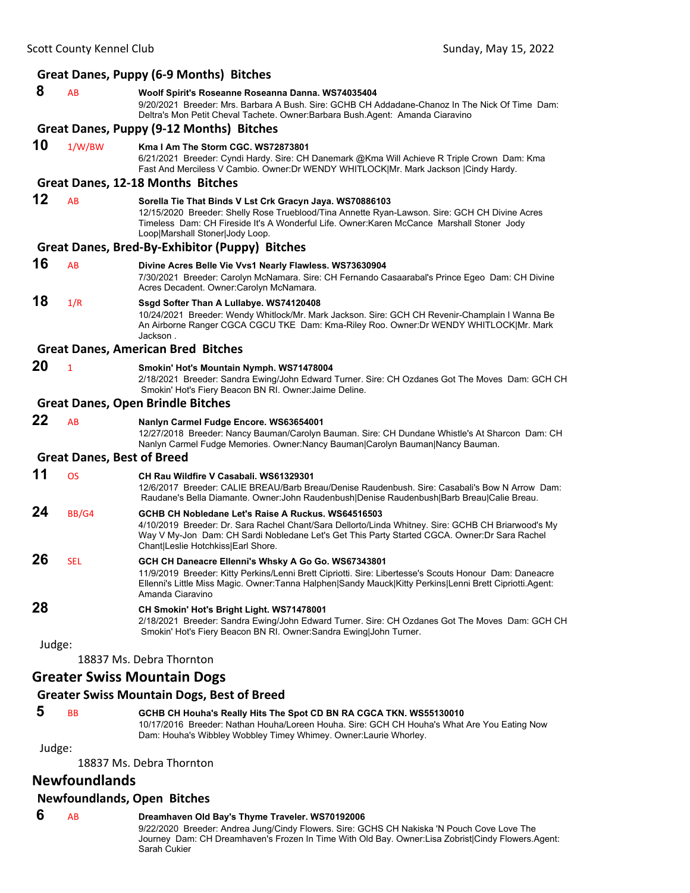### Great Danes, Puppy (6-9 Months) Bitches

**8** AB **Woolf Spirit's Roseanne Roseanna Danna. WS74035404**
9/20/2021 Breeder: Mrs. Barbara A Bush. Sire: GCHB CH Addadane-Chanoz In The Nick Of Time Dam: Deltra's Mon Petit Cheval Tachete. Owner:Barbara Bush.Agent: Amanda Ciaravino

### Great Danes, Puppy (9-12 Months) Bitches

**10** 1/W/BW **Kma I Am The Storm CGC. WS72873801**
6/21/2021 Breeder: Cyndi Hardy. Sire: CH Danemark @Kma Will Achieve R Triple Crown Dam: Kma Fast And Merciless V Cambio. Owner:Dr WENDY WHITLOCK|Mr. Mark Jackson |Cindy Hardy.

### Great Danes, 12-18 Months Bitches

**12** AB **Sorella Tie That Binds V Lst Crk Gracyn Jaya. WS70886103**
12/15/2020 Breeder: Shelly Rose Trueblood/Tina Annette Ryan-Lawson. Sire: GCH CH Divine Acres Timeless Dam: CH Fireside It's A Wonderful Life. Owner:Karen McCance Marshall Stoner Jody Loop|Marshall Stoner|Jody Loop.

### Great Danes, Bred-By-Exhibitor (Puppy) Bitches

**16** AB **Divine Acres Belle Vie Vvs1 Nearly Flawless. WS73630904**
7/30/2021 Breeder: Carolyn McNamara. Sire: CH Fernando Casaarabal's Prince Egeo Dam: CH Divine Acres Decadent. Owner:Carolyn McNamara.

**18** 1/R **Ssgd Softer Than A Lullabye. WS74120408**
10/24/2021 Breeder: Wendy Whitlock/Mr. Mark Jackson. Sire: GCH CH Revenir-Champlain I Wanna Be An Airborne Ranger CGCA CGCU TKE Dam: Kma-Riley Roo. Owner:Dr WENDY WHITLOCK|Mr. Mark Jackson .

### Great Danes, American Bred Bitches

**20** 1 **Smokin' Hot's Mountain Nymph. WS71478004**
2/18/2021 Breeder: Sandra Ewing/John Edward Turner. Sire: CH Ozdanes Got The Moves Dam: GCH CH Smokin' Hot's Fiery Beacon BN RI. Owner:Jaime Deline.

### Great Danes, Open Brindle Bitches

**22** AB **Nanlyn Carmel Fudge Encore. WS63654001**
12/27/2018 Breeder: Nancy Bauman/Carolyn Bauman. Sire: CH Dundane Whistle's At Sharcon Dam: CH Nanlyn Carmel Fudge Memories. Owner:Nancy Bauman|Carolyn Bauman|Nancy Bauman.

### Great Danes, Best of Breed

**11** OS **CH Rau Wildfire V Casabali. WS61329301**
12/6/2017 Breeder: CALIE BREAU/Barb Breau/Denise Raudenbush. Sire: Casabali's Bow N Arrow Dam: Raudane's Bella Diamante. Owner:John Raudenbush|Denise Raudenbush|Barb Breau|Calie Breau.

**24** BB/G4 **GCHB CH Nobledane Let's Raise A Ruckus. WS64516503**
4/10/2019 Breeder: Dr. Sara Rachel Chant/Sara Dellorto/Linda Whitney. Sire: GCHB CH Briarwood's My Way V My-Jon Dam: CH Sardi Nobledane Let's Get This Party Started CGCA. Owner:Dr Sara Rachel Chant|Leslie Hotchkiss|Earl Shore.

**26** SEL **GCH CH Daneacre Ellenni's Whsky A Go Go. WS67343801**
11/9/2019 Breeder: Kitty Perkins/Lenni Brett Cipriotti. Sire: Libertesse's Scouts Honour Dam: Daneacre Ellenni's Little Miss Magic. Owner:Tanna Halphen|Sandy Mauck|Kitty Perkins|Lenni Brett Cipriotti.Agent: Amanda Ciaravino

**28** **CH Smokin' Hot's Bright Light. WS71478001**
2/18/2021 Breeder: Sandra Ewing/John Edward Turner. Sire: CH Ozdanes Got The Moves Dam: GCH CH Smokin' Hot's Fiery Beacon BN RI. Owner:Sandra Ewing|John Turner.

Judge:
18837 Ms. Debra Thornton

## Greater Swiss Mountain Dogs

### Greater Swiss Mountain Dogs, Best of Breed

**5** BB **GCHB CH Houha's Really Hits The Spot CD BN RA CGCA TKN. WS55130010**
10/17/2016 Breeder: Nathan Houha/Loreen Houha. Sire: GCH CH Houha's What Are You Eating Now Dam: Houha's Wibbley Wobbley Timey Whimey. Owner:Laurie Whorley.

Judge:
18837 Ms. Debra Thornton

## Newfoundlands

### Newfoundlands, Open Bitches

**6** AB **Dreamhaven Old Bay's Thyme Traveler. WS70192006**
9/22/2020 Breeder: Andrea Jung/Cindy Flowers. Sire: GCHS CH Nakiska 'N Pouch Cove Love The Journey Dam: CH Dreamhaven's Frozen In Time With Old Bay. Owner:Lisa Zobrist|Cindy Flowers.Agent: Sarah Cukier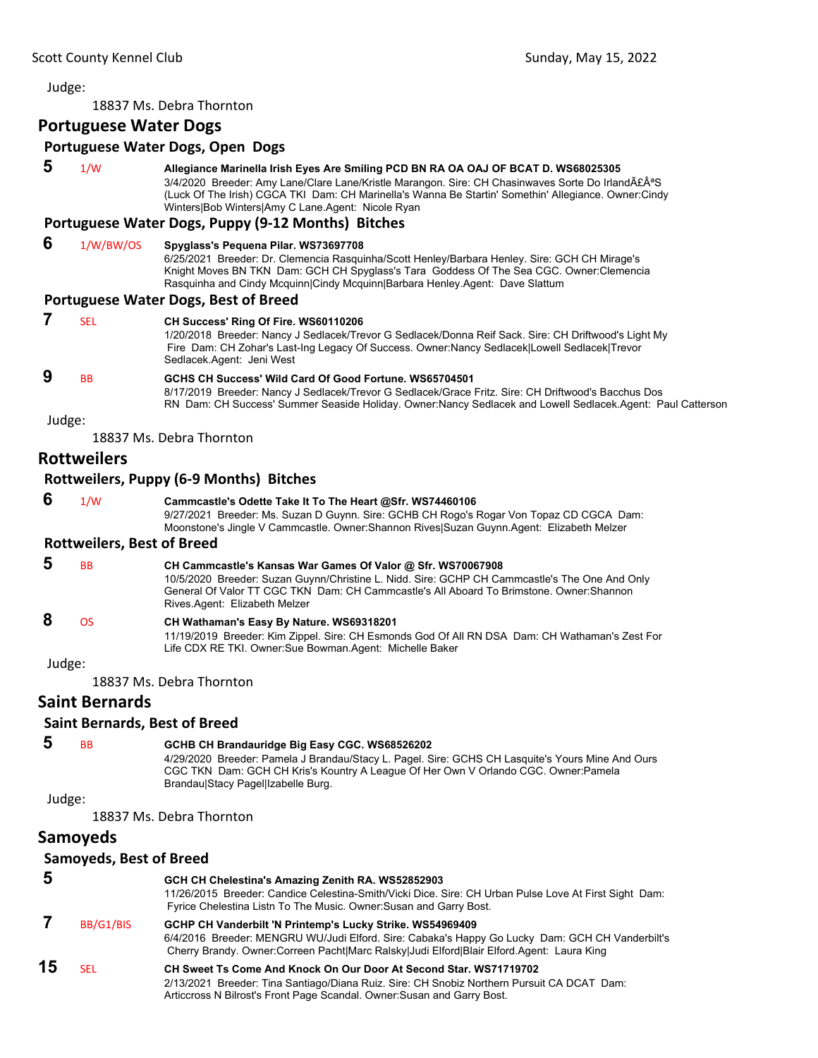Judge:

18837 Ms. Debra Thornton

## Portuguese Water Dogs

### Portuguese Water Dogs, Open Dogs

**5** 1/W **Allegiance Marinella Irish Eyes Are Smiling PCD BN RA OA OAJ OF BCAT D. WS68025305**
3/4/2020 Breeder: Amy Lane/Clare Lane/Kristle Marangon. Sire: CH Chasinwaves Sorte Do IrlandÃ£Â­ªS (Luck Of The Irish) CGCA TKI Dam: CH Marinella's Wanna Be Startin' Somethin' Allegiance. Owner:Cindy Winters|Bob Winters|Amy C Lane.Agent: Nicole Ryan

### Portuguese Water Dogs, Puppy (9-12 Months) Bitches

**6** 1/W/BW/OS **Spyglass's Pequena Pilar. WS73697708**
6/25/2021 Breeder: Dr. Clemencia Rasquinha/Scott Henley/Barbara Henley. Sire: GCH CH Mirage's Knight Moves BN TKN Dam: GCH CH Spyglass's Tara Goddess Of The Sea CGC. Owner:Clemencia Rasquinha and Cindy Mcquinn|Cindy Mcquinn|Barbara Henley.Agent: Dave Slattum

### Portuguese Water Dogs, Best of Breed

**7** SEL **CH Success' Ring Of Fire. WS60110206**
1/20/2018 Breeder: Nancy J Sedlacek/Trevor G Sedlacek/Donna Reif Sack. Sire: CH Driftwood's Light My Fire Dam: CH Zohar's Last-Ing Legacy Of Success. Owner:Nancy Sedlacek|Lowell Sedlacek|Trevor Sedlacek.Agent: Jeni West

**9** BB **GCHS CH Success' Wild Card Of Good Fortune. WS65704501**
8/17/2019 Breeder: Nancy J Sedlacek/Trevor G Sedlacek/Grace Fritz. Sire: CH Driftwood's Bacchus Dos RN Dam: CH Success' Summer Seaside Holiday. Owner:Nancy Sedlacek and Lowell Sedlacek.Agent: Paul Catterson

Judge:

18837 Ms. Debra Thornton

## Rottweilers

### Rottweilers, Puppy (6-9 Months) Bitches

**6** 1/W **Cammcastle's Odette Take It To The Heart @Sfr. WS74460106**
9/27/2021 Breeder: Ms. Suzan D Guynn. Sire: GCHB CH Rogo's Rogar Von Topaz CD CGCA Dam: Moonstone's Jingle V Cammcastle. Owner:Shannon Rives|Suzan Guynn.Agent: Elizabeth Melzer

### Rottweilers, Best of Breed

**5** BB **CH Cammcastle's Kansas War Games Of Valor @ Sfr. WS70067908**
10/5/2020 Breeder: Suzan Guynn/Christine L. Nidd. Sire: GCHP CH Cammcastle's The One And Only General Of Valor TT CGC TKN Dam: CH Cammcastle's All Aboard To Brimstone. Owner:Shannon Rives.Agent: Elizabeth Melzer

**8** OS **CH Wathaman's Easy By Nature. WS69318201**
11/19/2019 Breeder: Kim Zippel. Sire: CH Esmonds God Of All RN DSA Dam: CH Wathaman's Zest For Life CDX RE TKI. Owner:Sue Bowman.Agent: Michelle Baker

Judge:

18837 Ms. Debra Thornton

## Saint Bernards

### Saint Bernards, Best of Breed

**5** BB **GCHB CH Brandauridge Big Easy CGC. WS68526202**
4/29/2020 Breeder: Pamela J Brandau/Stacy L. Pagel. Sire: GCHS CH Lasquite's Yours Mine And Ours CGC TKN Dam: GCH CH Kris's Kountry A League Of Her Own V Orlando CGC. Owner:Pamela Brandau|Stacy Pagel|Izabelle Burg.

Judge:

18837 Ms. Debra Thornton

## Samoyeds

### Samoyeds, Best of Breed

**5** **GCH CH Chelestina's Amazing Zenith RA. WS52852903**
11/26/2015 Breeder: Candice Celestina-Smith/Vicki Dice. Sire: CH Urban Pulse Love At First Sight Dam: Fyrice Chelestina Listn To The Music. Owner:Susan and Garry Bost.

**7** BB/G1/BIS **GCHP CH Vanderbilt 'N Printemp's Lucky Strike. WS54969409**
6/4/2016 Breeder: MENGRU WU/Judi Elford. Sire: Cabaka's Happy Go Lucky Dam: GCH CH Vanderbilt's Cherry Brandy. Owner:Correen Pacht|Marc Ralsky|Judi Elford|Blair Elford.Agent: Laura King

**15** SEL **CH Sweet Ts Come And Knock On Our Door At Second Star. WS71719702**
2/13/2021 Breeder: Tina Santiago/Diana Ruiz. Sire: CH Snobiz Northern Pursuit CA DCAT Dam: Articcross N Bilrost's Front Page Scandal. Owner:Susan and Garry Bost.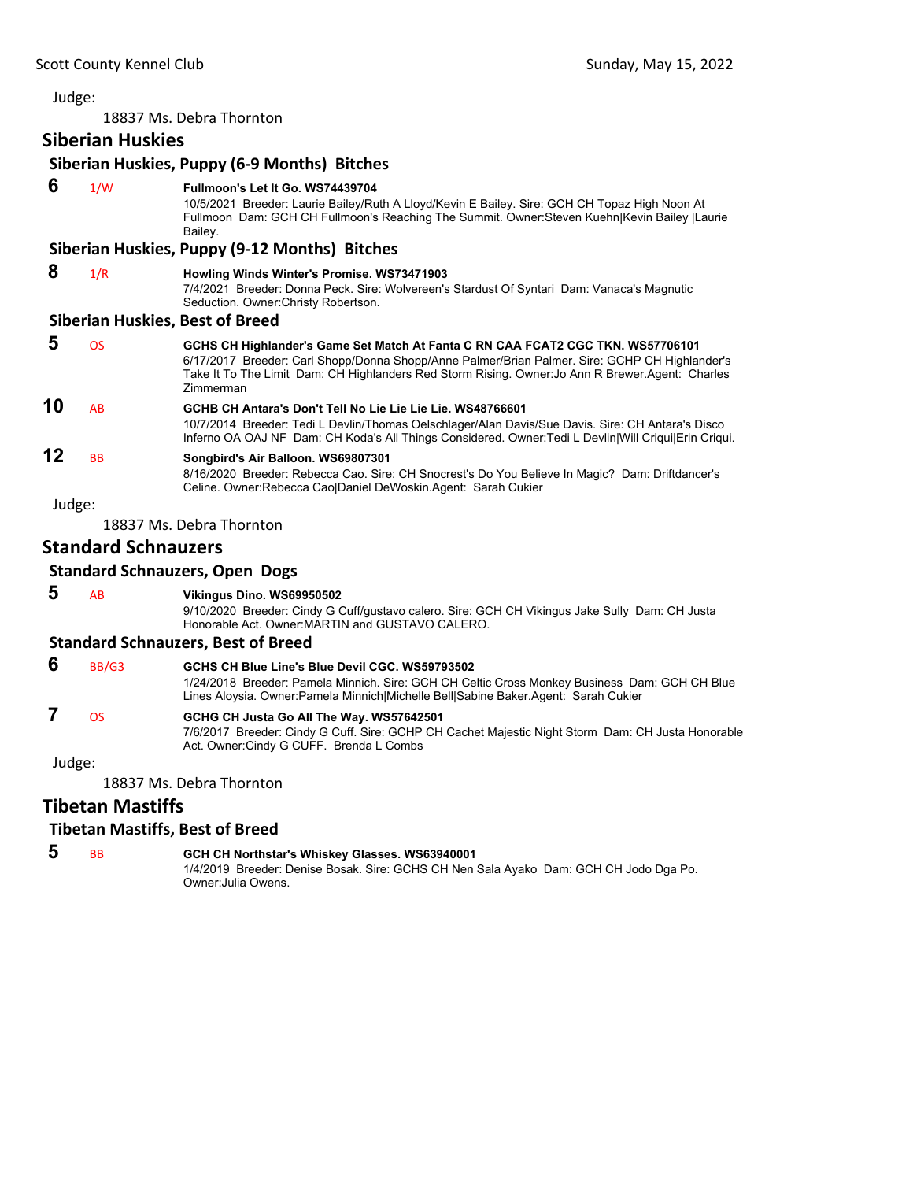Judge:

18837 Ms. Debra Thornton

## Siberian Huskies

### Siberian Huskies, Puppy (6-9 Months) Bitches

**6** 1/W **Fullmoon's Let It Go. WS74439704**
10/5/2021 Breeder: Laurie Bailey/Ruth A Lloyd/Kevin E Bailey. Sire: GCH CH Topaz High Noon At Fullmoon Dam: GCH CH Fullmoon's Reaching The Summit. Owner:Steven Kuehn|Kevin Bailey |Laurie Bailey.

### Siberian Huskies, Puppy (9-12 Months) Bitches

**8** 1/R **Howling Winds Winter's Promise. WS73471903**
7/4/2021 Breeder: Donna Peck. Sire: Wolvereen's Stardust Of Syntari Dam: Vanaca's Magnutic Seduction. Owner:Christy Robertson.

### Siberian Huskies, Best of Breed

**5** OS **GCHS CH Highlander's Game Set Match At Fanta C RN CAA FCAT2 CGC TKN. WS57706101**
6/17/2017 Breeder: Carl Shopp/Donna Shopp/Anne Palmer/Brian Palmer. Sire: GCHP CH Highlander's Take It To The Limit Dam: CH Highlanders Red Storm Rising. Owner:Jo Ann R Brewer.Agent: Charles Zimmerman

**10** AB **GCHB CH Antara's Don't Tell No Lie Lie Lie Lie. WS48766601**
10/7/2014 Breeder: Tedi L Devlin/Thomas Oelschlager/Alan Davis/Sue Davis. Sire: CH Antara's Disco Inferno OA OAJ NF Dam: CH Koda's All Things Considered. Owner:Tedi L Devlin|Will Criqui|Erin Criqui.

**12** BB **Songbird's Air Balloon. WS69807301**
8/16/2020 Breeder: Rebecca Cao. Sire: CH Snocrest's Do You Believe In Magic? Dam: Driftdancer's Celine. Owner:Rebecca Cao|Daniel DeWoskin.Agent: Sarah Cukier

Judge:

18837 Ms. Debra Thornton

## Standard Schnauzers

### Standard Schnauzers, Open Dogs

**5** AB **Vikingus Dino. WS69950502**
9/10/2020 Breeder: Cindy G Cuff/gustavo calero. Sire: GCH CH Vikingus Jake Sully Dam: CH Justa Honorable Act. Owner:MARTIN and GUSTAVO CALERO.

### Standard Schnauzers, Best of Breed

**6** BB/G3 **GCHS CH Blue Line's Blue Devil CGC. WS59793502**
1/24/2018 Breeder: Pamela Minnich. Sire: GCH CH Celtic Cross Monkey Business Dam: GCH CH Blue Lines Aloysia. Owner:Pamela Minnich|Michelle Bell|Sabine Baker.Agent: Sarah Cukier

**7** OS **GCHG CH Justa Go All The Way. WS57642501**
7/6/2017 Breeder: Cindy G Cuff. Sire: GCHP CH Cachet Majestic Night Storm Dam: CH Justa Honorable Act. Owner:Cindy G CUFF. Brenda L Combs

Judge:

18837 Ms. Debra Thornton

## Tibetan Mastiffs

### Tibetan Mastiffs, Best of Breed

**5** BB **GCH CH Northstar's Whiskey Glasses. WS63940001**
1/4/2019 Breeder: Denise Bosak. Sire: GCHS CH Nen Sala Ayako Dam: GCH CH Jodo Dga Po. Owner:Julia Owens.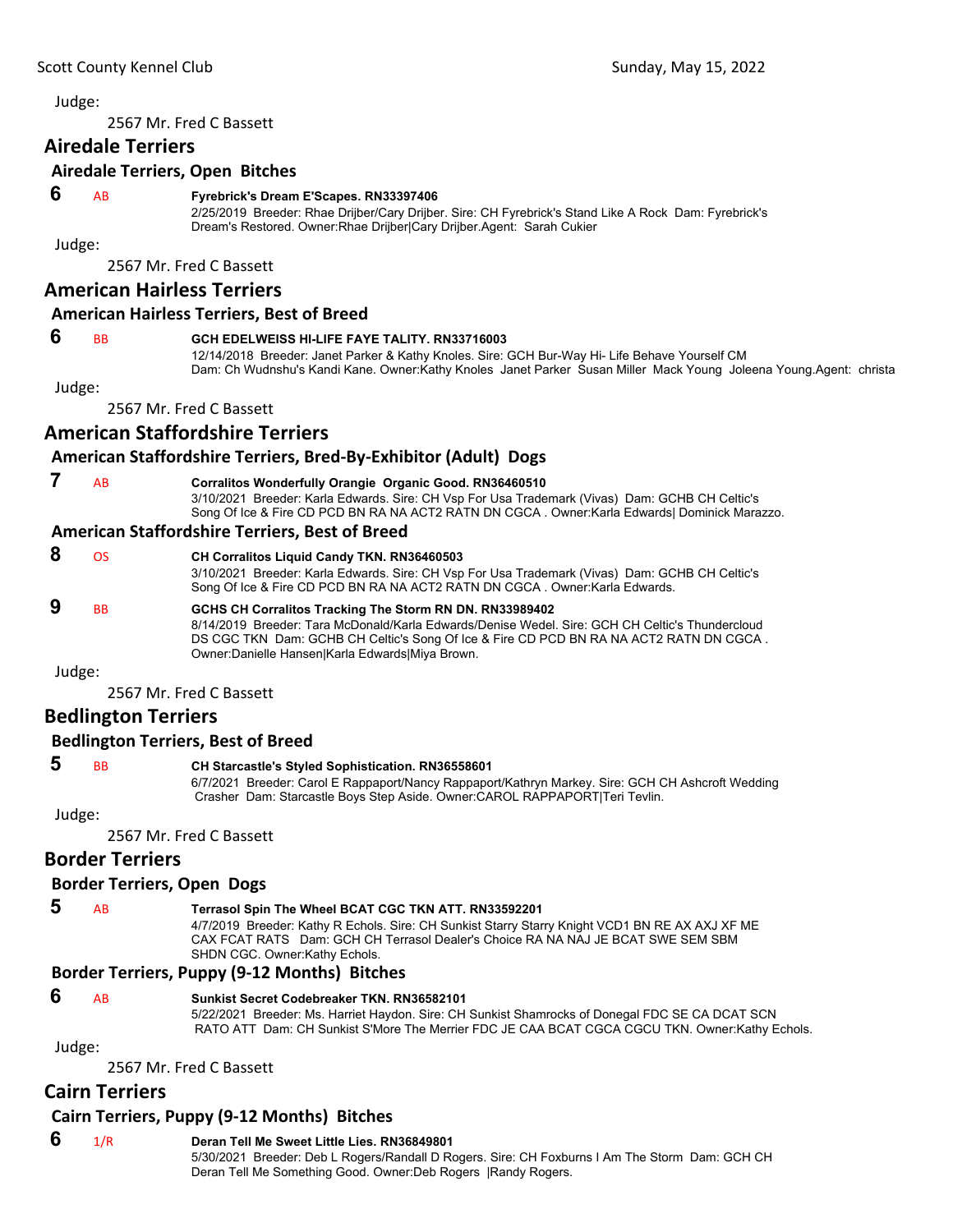Judge:

2567 Mr. Fred C Bassett

## Airedale Terriers

### Airedale Terriers, Open Bitches

**6** AB **Fyrebrick's Dream E'Scapes. RN33397406**
2/25/2019 Breeder: Rhae Drijber/Cary Drijber. Sire: CH Fyrebrick's Stand Like A Rock Dam: Fyrebrick's Dream's Restored. Owner:Rhae Drijber|Cary Drijber.Agent: Sarah Cukier

Judge:

2567 Mr. Fred C Bassett

## American Hairless Terriers

### American Hairless Terriers, Best of Breed

**6** BB **GCH EDELWEISS HI-LIFE FAYE TALITY. RN33716003**
12/14/2018 Breeder: Janet Parker & Kathy Knoles. Sire: GCH Bur-Way Hi- Life Behave Yourself CM Dam: Ch Wudnshu's Kandi Kane. Owner:Kathy Knoles Janet Parker Susan Miller Mack Young Joleena Young.Agent: christa

Judge:

2567 Mr. Fred C Bassett

## American Staffordshire Terriers

### American Staffordshire Terriers, Bred-By-Exhibitor (Adult) Dogs

**7** AB **Corralitos Wonderfully Orangie Organic Good. RN36460510**
3/10/2021 Breeder: Karla Edwards. Sire: CH Vsp For Usa Trademark (Vivas) Dam: GCHB CH Celtic's Song Of Ice & Fire CD PCD BN RA NA ACT2 RATN DN CGCA . Owner:Karla Edwards| Dominick Marazzo.

### American Staffordshire Terriers, Best of Breed

**8** OS **CH Corralitos Liquid Candy TKN. RN36460503**
3/10/2021 Breeder: Karla Edwards. Sire: CH Vsp For Usa Trademark (Vivas) Dam: GCHB CH Celtic's Song Of Ice & Fire CD PCD BN RA NA ACT2 RATN DN CGCA . Owner:Karla Edwards.

**9** BB **GCHS CH Corralitos Tracking The Storm RN DN. RN33989402**
8/14/2019 Breeder: Tara McDonald/Karla Edwards/Denise Wedel. Sire: GCH CH Celtic's Thundercloud DS CGC TKN Dam: GCHB CH Celtic's Song Of Ice & Fire CD PCD BN RA NA ACT2 RATN DN CGCA . Owner:Danielle Hansen|Karla Edwards|Miya Brown.

Judge:

2567 Mr. Fred C Bassett

## Bedlington Terriers

### Bedlington Terriers, Best of Breed

**5** BB **CH Starcastle's Styled Sophistication. RN36558601**
6/7/2021 Breeder: Carol E Rappaport/Nancy Rappaport/Kathryn Markey. Sire: GCH CH Ashcroft Wedding Crasher Dam: Starcastle Boys Step Aside. Owner:CAROL RAPPAPORT|Teri Tevlin.

Judge:

2567 Mr. Fred C Bassett

## Border Terriers

### Border Terriers, Open Dogs

**5** AB **Terrasol Spin The Wheel BCAT CGC TKN ATT. RN33592201**
4/7/2019 Breeder: Kathy R Echols. Sire: CH Sunkist Starry Starry Knight VCD1 BN RE AX AXJ XF ME CAX FCAT RATS Dam: GCH CH Terrasol Dealer's Choice RA NA NAJ JE BCAT SWE SEM SBM SHDN CGC. Owner:Kathy Echols.

### Border Terriers, Puppy (9-12 Months) Bitches

**6** AB **Sunkist Secret Codebreaker TKN. RN36582101**
5/22/2021 Breeder: Ms. Harriet Haydon. Sire: CH Sunkist Shamrocks of Donegal FDC SE CA DCAT SCN RATO ATT Dam: CH Sunkist S'More The Merrier FDC JE CAA BCAT CGCA CGCU TKN. Owner:Kathy Echols.

Judge:

2567 Mr. Fred C Bassett

## Cairn Terriers

### Cairn Terriers, Puppy (9-12 Months) Bitches

**6** 1/R **Deran Tell Me Sweet Little Lies. RN36849801**
5/30/2021 Breeder: Deb L Rogers/Randall D Rogers. Sire: CH Foxburns I Am The Storm Dam: GCH CH Deran Tell Me Something Good. Owner:Deb Rogers |Randy Rogers.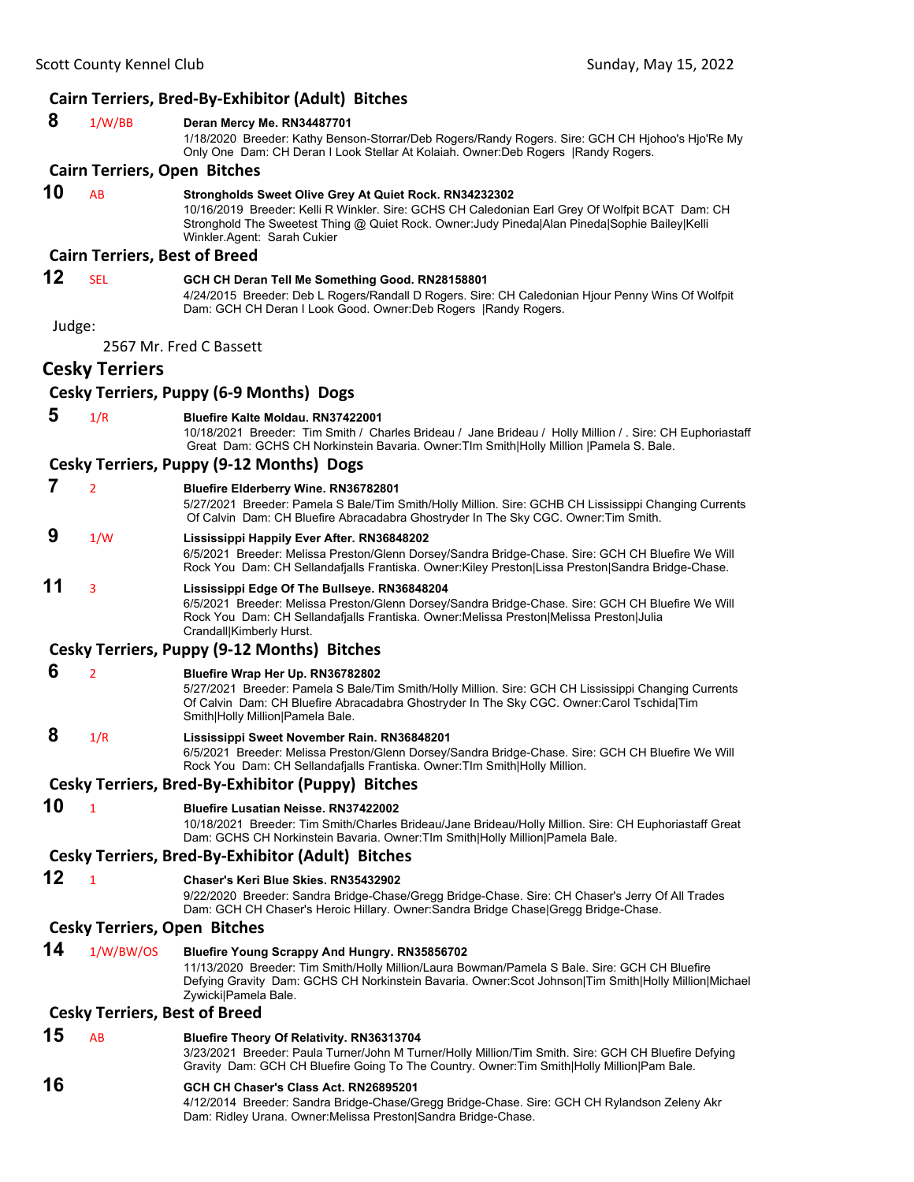### Cairn Terriers, Bred-By-Exhibitor (Adult) Bitches

**8** 1/W/BB **Deran Mercy Me. RN34487701**
1/18/2020 Breeder: Kathy Benson-Storrar/Deb Rogers/Randy Rogers. Sire: GCH CH Hjohoo's Hjo'Re My Only One Dam: CH Deran I Look Stellar At Kolaiah. Owner:Deb Rogers |Randy Rogers.

### Cairn Terriers, Open Bitches

**10** AB **Strongholds Sweet Olive Grey At Quiet Rock. RN34232302**
10/16/2019 Breeder: Kelli R Winkler. Sire: GCHS CH Caledonian Earl Grey Of Wolfpit BCAT Dam: CH Stronghold The Sweetest Thing @ Quiet Rock. Owner:Judy Pineda|Alan Pineda|Sophie Bailey|Kelli Winkler.Agent: Sarah Cukier

### Cairn Terriers, Best of Breed

**12** SEL **GCH CH Deran Tell Me Something Good. RN28158801**
4/24/2015 Breeder: Deb L Rogers/Randall D Rogers. Sire: CH Caledonian Hjour Penny Wins Of Wolfpit Dam: GCH CH Deran I Look Good. Owner:Deb Rogers |Randy Rogers.

Judge:

2567 Mr. Fred C Bassett

## Cesky Terriers

### Cesky Terriers, Puppy (6-9 Months) Dogs

**5** 1/R **Bluefire Kalte Moldau. RN37422001**
10/18/2021 Breeder: Tim Smith / Charles Brideau / Jane Brideau / Holly Million / . Sire: CH Euphoriastaff Great Dam: GCHS CH Norkinstein Bavaria. Owner:TIm Smith|Holly Million |Pamela S. Bale.

### Cesky Terriers, Puppy (9-12 Months) Dogs

**7** 2 **Bluefire Elderberry Wine. RN36782801**
5/27/2021 Breeder: Pamela S Bale/Tim Smith/Holly Million. Sire: GCHB CH Lississippi Changing Currents Of Calvin Dam: CH Bluefire Abracadabra Ghostryder In The Sky CGC. Owner:Tim Smith.

**9** 1/W **Lississippi Happily Ever After. RN36848202**
6/5/2021 Breeder: Melissa Preston/Glenn Dorsey/Sandra Bridge-Chase. Sire: GCH CH Bluefire We Will Rock You Dam: CH Sellandafjalls Frantiska. Owner:Kiley Preston|Lissa Preston|Sandra Bridge-Chase.

**11** 3 **Lississippi Edge Of The Bullseye. RN36848204**
6/5/2021 Breeder: Melissa Preston/Glenn Dorsey/Sandra Bridge-Chase. Sire: GCH CH Bluefire We Will Rock You Dam: CH Sellandafjalls Frantiska. Owner:Melissa Preston|Melissa Preston|Julia Crandall|Kimberly Hurst.

### Cesky Terriers, Puppy (9-12 Months) Bitches

**6** 2 **Bluefire Wrap Her Up. RN36782802**
5/27/2021 Breeder: Pamela S Bale/Tim Smith/Holly Million. Sire: GCH CH Lississippi Changing Currents Of Calvin Dam: CH Bluefire Abracadabra Ghostryder In The Sky CGC. Owner:Carol Tschida|Tim Smith|Holly Million|Pamela Bale.

**8** 1/R **Lississippi Sweet November Rain. RN36848201**
6/5/2021 Breeder: Melissa Preston/Glenn Dorsey/Sandra Bridge-Chase. Sire: GCH CH Bluefire We Will Rock You Dam: CH Sellandafjalls Frantiska. Owner:TIm Smith|Holly Million.

### Cesky Terriers, Bred-By-Exhibitor (Puppy) Bitches

**10** 1 **Bluefire Lusatian Neisse. RN37422002**
10/18/2021 Breeder: Tim Smith/Charles Brideau/Jane Brideau/Holly Million. Sire: CH Euphoriastaff Great Dam: GCHS CH Norkinstein Bavaria. Owner:TIm Smith|Holly Million|Pamela Bale.

### Cesky Terriers, Bred-By-Exhibitor (Adult) Bitches

**12** 1 **Chaser's Keri Blue Skies. RN35432902**
9/22/2020 Breeder: Sandra Bridge-Chase/Gregg Bridge-Chase. Sire: CH Chaser's Jerry Of All Trades Dam: GCH CH Chaser's Heroic Hillary. Owner:Sandra Bridge Chase|Gregg Bridge-Chase.

### Cesky Terriers, Open Bitches

**14** 1/W/BW/OS **Bluefire Young Scrappy And Hungry. RN35856702**
11/13/2020 Breeder: Tim Smith/Holly Million/Laura Bowman/Pamela S Bale. Sire: GCH CH Bluefire Defying Gravity Dam: GCHS CH Norkinstein Bavaria. Owner:Scot Johnson|Tim Smith|Holly Million|Michael Zywicki|Pamela Bale.

### Cesky Terriers, Best of Breed

**15** AB **Bluefire Theory Of Relativity. RN36313704**
3/23/2021 Breeder: Paula Turner/John M Turner/Holly Million/Tim Smith. Sire: GCH CH Bluefire Defying Gravity Dam: GCH CH Bluefire Going To The Country. Owner:Tim Smith|Holly Million|Pam Bale.

**16** **GCH CH Chaser's Class Act. RN26895201**
4/12/2014 Breeder: Sandra Bridge-Chase/Gregg Bridge-Chase. Sire: GCH CH Rylandson Zeleny Akr Dam: Ridley Urana. Owner:Melissa Preston|Sandra Bridge-Chase.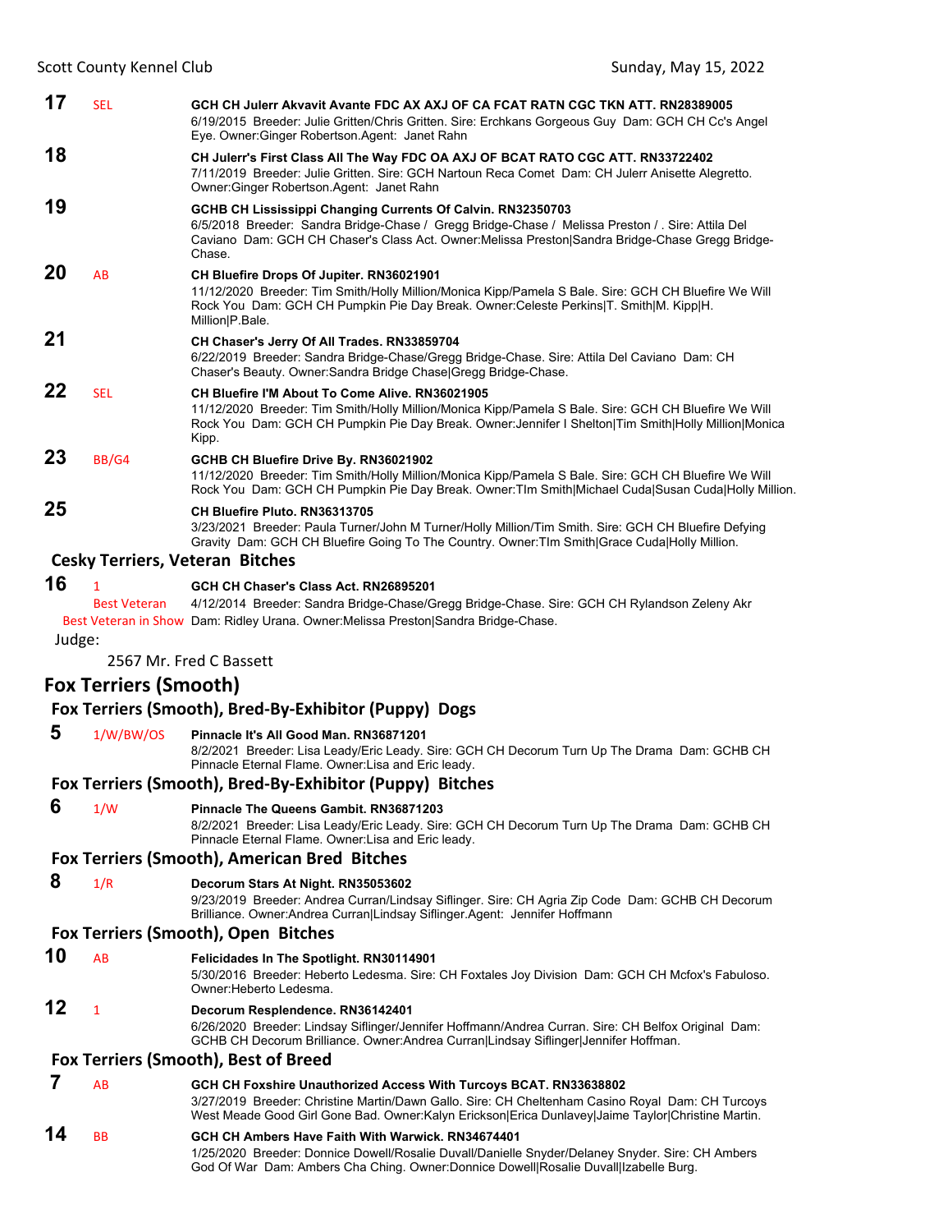**17** SEL **GCH CH Julerr Akvavit Avante FDC AX AXJ OF CA FCAT RATN CGC TKN ATT. RN28389005**
6/19/2015 Breeder: Julie Gritten/Chris Gritten. Sire: Erchkans Gorgeous Guy Dam: GCH CH Cc's Angel Eye. Owner:Ginger Robertson.Agent: Janet Rahn

**18** **CH Julerr's First Class All The Way FDC OA AXJ OF BCAT RATO CGC ATT. RN33722402**
7/11/2019 Breeder: Julie Gritten. Sire: GCH Nartoun Reca Comet Dam: CH Julerr Anisette Alegretto. Owner:Ginger Robertson.Agent: Janet Rahn

**19** **GCHB CH Lississippi Changing Currents Of Calvin. RN32350703**
6/5/2018 Breeder: Sandra Bridge-Chase / Gregg Bridge-Chase / Melissa Preston / . Sire: Attila Del Caviano Dam: GCH CH Chaser's Class Act. Owner:Melissa Preston|Sandra Bridge-Chase Gregg Bridge-Chase.

**20** AB **CH Bluefire Drops Of Jupiter. RN36021901**
11/12/2020 Breeder: Tim Smith/Holly Million/Monica Kipp/Pamela S Bale. Sire: GCH CH Bluefire We Will Rock You Dam: GCH CH Pumpkin Pie Day Break. Owner:Celeste Perkins|T. Smith|M. Kipp|H. Million|P.Bale.

**21** **CH Chaser's Jerry Of All Trades. RN33859704**
6/22/2019 Breeder: Sandra Bridge-Chase/Gregg Bridge-Chase. Sire: Attila Del Caviano Dam: CH Chaser's Beauty. Owner:Sandra Bridge Chase|Gregg Bridge-Chase.

**22** SEL **CH Bluefire I'M About To Come Alive. RN36021905**
11/12/2020 Breeder: Tim Smith/Holly Million/Monica Kipp/Pamela S Bale. Sire: GCH CH Bluefire We Will Rock You Dam: GCH CH Pumpkin Pie Day Break. Owner:Jennifer I Shelton|Tim Smith|Holly Million|Monica Kipp.

**23** BB/G4 **GCHB CH Bluefire Drive By. RN36021902**
11/12/2020 Breeder: Tim Smith/Holly Million/Monica Kipp/Pamela S Bale. Sire: GCH CH Bluefire We Will Rock You Dam: GCH CH Pumpkin Pie Day Break. Owner:TIm Smith|Michael Cuda|Susan Cuda|Holly Million.

**25** **CH Bluefire Pluto. RN36313705**
3/23/2021 Breeder: Paula Turner/John M Turner/Holly Million/Tim Smith. Sire: GCH CH Bluefire Defying Gravity Dam: GCH CH Bluefire Going To The Country. Owner:TIm Smith|Grace Cuda|Holly Million.

### Cesky Terriers, Veteran Bitches

**16** 1 Best Veteran Best Veteran in Show **GCH CH Chaser's Class Act. RN26895201**
4/12/2014 Breeder: Sandra Bridge-Chase/Gregg Bridge-Chase. Sire: GCH CH Rylandson Zeleny Akr Dam: Ridley Urana. Owner:Melissa Preston|Sandra Bridge-Chase.

Judge:

2567 Mr. Fred C Bassett

## Fox Terriers (Smooth)

### Fox Terriers (Smooth), Bred-By-Exhibitor (Puppy) Dogs

**5** 1/W/BW/OS **Pinnacle It's All Good Man. RN36871201**
8/2/2021 Breeder: Lisa Leady/Eric Leady. Sire: GCH CH Decorum Turn Up The Drama Dam: GCHB CH Pinnacle Eternal Flame. Owner:Lisa and Eric leady.

### Fox Terriers (Smooth), Bred-By-Exhibitor (Puppy) Bitches

**6** 1/W **Pinnacle The Queens Gambit. RN36871203**
8/2/2021 Breeder: Lisa Leady/Eric Leady. Sire: GCH CH Decorum Turn Up The Drama Dam: GCHB CH Pinnacle Eternal Flame. Owner:Lisa and Eric leady.

### Fox Terriers (Smooth), American Bred Bitches

**8** 1/R **Decorum Stars At Night. RN35053602**
9/23/2019 Breeder: Andrea Curran/Lindsay Siflinger. Sire: CH Agria Zip Code Dam: GCHB CH Decorum Brilliance. Owner:Andrea Curran|Lindsay Siflinger.Agent: Jennifer Hoffmann

### Fox Terriers (Smooth), Open Bitches

**10** AB **Felicidades In The Spotlight. RN30114901**
5/30/2016 Breeder: Heberto Ledesma. Sire: CH Foxtales Joy Division Dam: GCH CH Mcfox's Fabuloso. Owner:Heberto Ledesma.

**12** 1 **Decorum Resplendence. RN36142401**
6/26/2020 Breeder: Lindsay Siflinger/Jennifer Hoffmann/Andrea Curran. Sire: CH Belfox Original Dam: GCHB CH Decorum Brilliance. Owner:Andrea Curran|Lindsay Siflinger|Jennifer Hoffman.

### Fox Terriers (Smooth), Best of Breed

**7** AB **GCH CH Foxshire Unauthorized Access With Turcoys BCAT. RN33638802**
3/27/2019 Breeder: Christine Martin/Dawn Gallo. Sire: CH Cheltenham Casino Royal Dam: CH Turcoys West Meade Good Girl Gone Bad. Owner:Kalyn Erickson|Erica Dunlavey|Jaime Taylor|Christine Martin.

**14** BB **GCH CH Ambers Have Faith With Warwick. RN34674401**
1/25/2020 Breeder: Donnice Dowell/Rosalie Duvall/Danielle Snyder/Delaney Snyder. Sire: CH Ambers God Of War Dam: Ambers Cha Ching. Owner:Donnice Dowell|Rosalie Duvall|Izabelle Burg.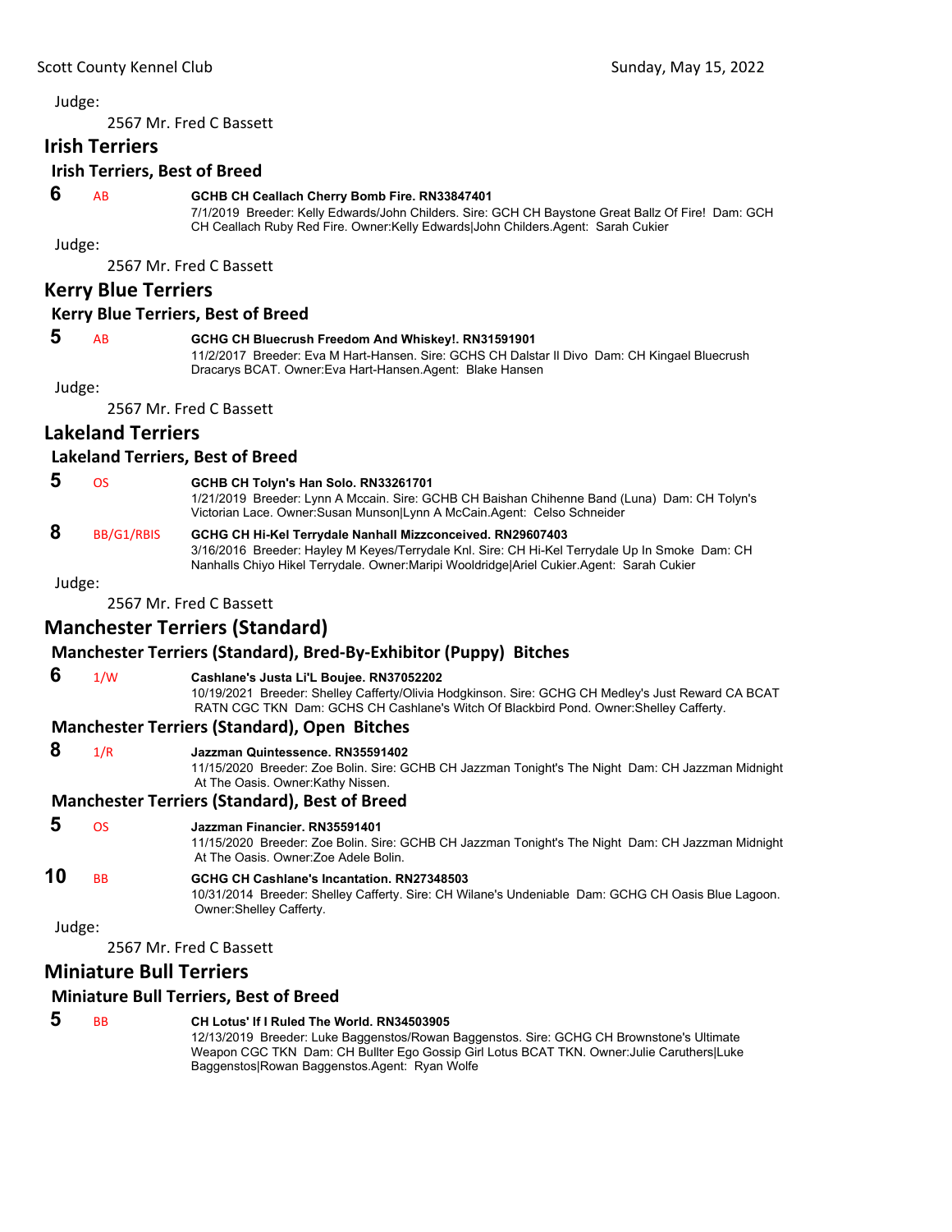Judge:

2567 Mr. Fred C Bassett

## Irish Terriers

### Irish Terriers, Best of Breed

**6** AB **GCHB CH Ceallach Cherry Bomb Fire. RN33847401**
7/1/2019 Breeder: Kelly Edwards/John Childers. Sire: GCH CH Baystone Great Ballz Of Fire! Dam: GCH CH Ceallach Ruby Red Fire. Owner:Kelly Edwards|John Childers.Agent: Sarah Cukier

Judge:

2567 Mr. Fred C Bassett

## Kerry Blue Terriers

### Kerry Blue Terriers, Best of Breed

**5** AB **GCHG CH Bluecrush Freedom And Whiskey!. RN31591901**
11/2/2017 Breeder: Eva M Hart-Hansen. Sire: GCHS CH Dalstar Il Divo Dam: CH Kingael Bluecrush Dracarys BCAT. Owner:Eva Hart-Hansen.Agent: Blake Hansen

Judge:

2567 Mr. Fred C Bassett

## Lakeland Terriers

### Lakeland Terriers, Best of Breed

**5** OS **GCHB CH Tolyn's Han Solo. RN33261701**
1/21/2019 Breeder: Lynn A Mccain. Sire: GCHB CH Baishan Chihenne Band (Luna) Dam: CH Tolyn's Victorian Lace. Owner:Susan Munson|Lynn A McCain.Agent: Celso Schneider

**8** BB/G1/RBIS **GCHG CH Hi-Kel Terrydale Nanhall Mizzconceived. RN29607403**
3/16/2016 Breeder: Hayley M Keyes/Terrydale Knl. Sire: CH Hi-Kel Terrydale Up In Smoke Dam: CH Nanhalls Chiyo Hikel Terrydale. Owner:Maripi Wooldridge|Ariel Cukier.Agent: Sarah Cukier

Judge:

2567 Mr. Fred C Bassett

## Manchester Terriers (Standard)

### Manchester Terriers (Standard), Bred-By-Exhibitor (Puppy) Bitches

**6** 1/W **Cashlane's Justa Li'L Boujee. RN37052202**
10/19/2021 Breeder: Shelley Cafferty/Olivia Hodgkinson. Sire: GCHG CH Medley's Just Reward CA BCAT RATN CGC TKN Dam: GCHS CH Cashlane's Witch Of Blackbird Pond. Owner:Shelley Cafferty.

### Manchester Terriers (Standard), Open Bitches

**8** 1/R **Jazzman Quintessence. RN35591402**
11/15/2020 Breeder: Zoe Bolin. Sire: GCHB CH Jazzman Tonight's The Night Dam: CH Jazzman Midnight At The Oasis. Owner:Kathy Nissen.

### Manchester Terriers (Standard), Best of Breed

**5** OS **Jazzman Financier. RN35591401**
11/15/2020 Breeder: Zoe Bolin. Sire: GCHB CH Jazzman Tonight's The Night Dam: CH Jazzman Midnight At The Oasis. Owner:Zoe Adele Bolin.

**10** BB **GCHG CH Cashlane's Incantation. RN27348503**
10/31/2014 Breeder: Shelley Cafferty. Sire: CH Wilane's Undeniable Dam: GCHG CH Oasis Blue Lagoon. Owner:Shelley Cafferty.

Judge:

2567 Mr. Fred C Bassett

## Miniature Bull Terriers

### Miniature Bull Terriers, Best of Breed

**5** BB **CH Lotus' If I Ruled The World. RN34503905**
12/13/2019 Breeder: Luke Baggenstos/Rowan Baggenstos. Sire: GCHG CH Brownstone's Ultimate Weapon CGC TKN Dam: CH Bullter Ego Gossip Girl Lotus BCAT TKN. Owner:Julie Caruthers|Luke Baggenstos|Rowan Baggenstos.Agent: Ryan Wolfe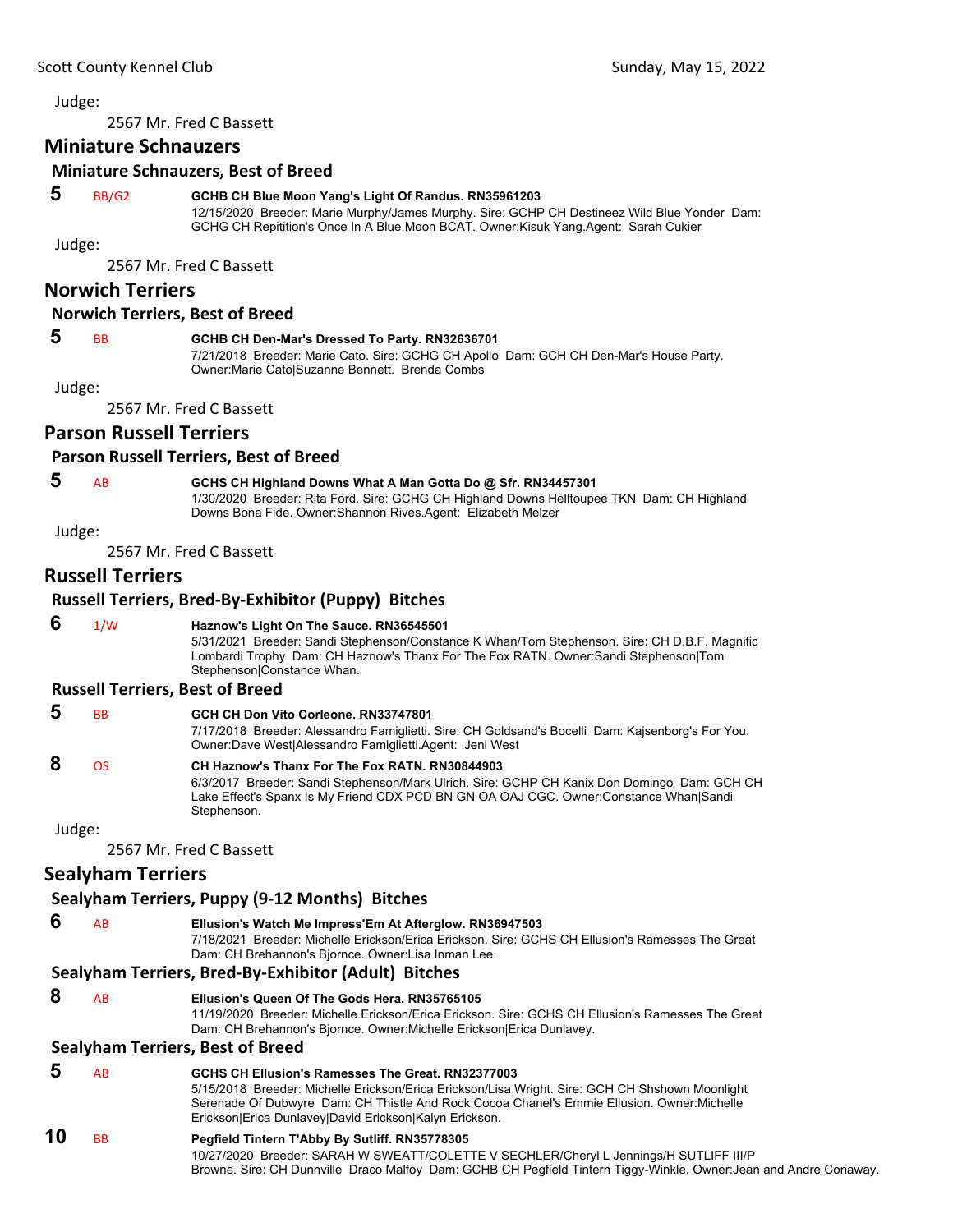Judge:

2567 Mr. Fred C Bassett

## Miniature Schnauzers

### Miniature Schnauzers, Best of Breed

**5** BB/G2 **GCHB CH Blue Moon Yang's Light Of Randus. RN35961203**
12/15/2020 Breeder: Marie Murphy/James Murphy. Sire: GCHP CH Destineez Wild Blue Yonder Dam: GCHG CH Repitition's Once In A Blue Moon BCAT. Owner:Kisuk Yang.Agent: Sarah Cukier

Judge:

2567 Mr. Fred C Bassett

## Norwich Terriers

### Norwich Terriers, Best of Breed

**5** BB **GCHB CH Den-Mar's Dressed To Party. RN32636701**
7/21/2018 Breeder: Marie Cato. Sire: GCHG CH Apollo Dam: GCH CH Den-Mar's House Party. Owner:Marie Cato|Suzanne Bennett. Brenda Combs

Judge:

2567 Mr. Fred C Bassett

## Parson Russell Terriers

### Parson Russell Terriers, Best of Breed

**5** AB **GCHS CH Highland Downs What A Man Gotta Do @ Sfr. RN34457301**
1/30/2020 Breeder: Rita Ford. Sire: GCHG CH Highland Downs Helltoupee TKN Dam: CH Highland Downs Bona Fide. Owner:Shannon Rives.Agent: Elizabeth Melzer

Judge:

2567 Mr. Fred C Bassett

## Russell Terriers

### Russell Terriers, Bred-By-Exhibitor (Puppy) Bitches

**6** 1/W **Haznow's Light On The Sauce. RN36545501**
5/31/2021 Breeder: Sandi Stephenson/Constance K Whan/Tom Stephenson. Sire: CH D.B.F. Magnific Lombardi Trophy Dam: CH Haznow's Thanx For The Fox RATN. Owner:Sandi Stephenson|Tom Stephenson|Constance Whan.

### Russell Terriers, Best of Breed

**5** BB **GCH CH Don Vito Corleone. RN33747801**
7/17/2018 Breeder: Alessandro Famiglietti. Sire: CH Goldsand's Bocelli Dam: Kajsenborg's For You. Owner:Dave West|Alessandro Famiglietti.Agent: Jeni West

**8** OS **CH Haznow's Thanx For The Fox RATN. RN30844903**
6/3/2017 Breeder: Sandi Stephenson/Mark Ulrich. Sire: GCHP CH Kanix Don Domingo Dam: GCH CH Lake Effect's Spanx Is My Friend CDX PCD BN GN OA OAJ CGC. Owner:Constance Whan|Sandi Stephenson.

Judge:

2567 Mr. Fred C Bassett

## Sealyham Terriers

### Sealyham Terriers, Puppy (9-12 Months) Bitches

**6** AB **Ellusion's Watch Me Impress'Em At Afterglow. RN36947503**
7/18/2021 Breeder: Michelle Erickson/Erica Erickson. Sire: GCHS CH Ellusion's Ramesses The Great Dam: CH Brehannon's Bjornce. Owner:Lisa Inman Lee.

### Sealyham Terriers, Bred-By-Exhibitor (Adult) Bitches

**8** AB **Ellusion's Queen Of The Gods Hera. RN35765105**
11/19/2020 Breeder: Michelle Erickson/Erica Erickson. Sire: GCHS CH Ellusion's Ramesses The Great Dam: CH Brehannon's Bjornce. Owner:Michelle Erickson|Erica Dunlavey.

### Sealyham Terriers, Best of Breed

**5** AB **GCHS CH Ellusion's Ramesses The Great. RN32377003**
5/15/2018 Breeder: Michelle Erickson/Erica Erickson/Lisa Wright. Sire: GCH CH Shshown Moonlight Serenade Of Dubwyre Dam: CH Thistle And Rock Cocoa Chanel's Emmie Ellusion. Owner:Michelle Erickson|Erica Dunlavey|David Erickson|Kalyn Erickson.

**10** BB **Pegfield Tintern T'Abby By Sutliff. RN35778305**
10/27/2020 Breeder: SARAH W SWEATT/COLETTE V SECHLER/Cheryl L Jennings/H SUTLIFF III/P Browne. Sire: CH Dunnville Draco Malfoy Dam: GCHB CH Pegfield Tintern Tiggy-Winkle. Owner:Jean and Andre Conaway.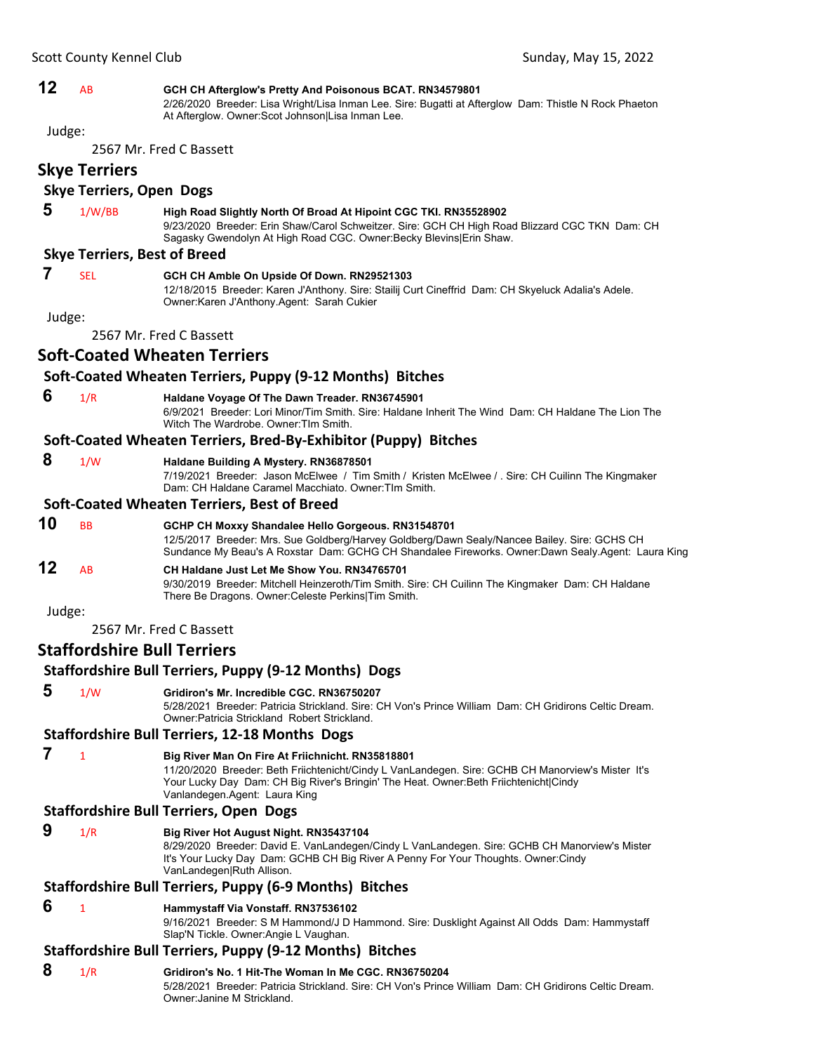**12** AB **GCH CH Afterglow's Pretty And Poisonous BCAT. RN34579801**
2/26/2020 Breeder: Lisa Wright/Lisa Inman Lee. Sire: Bugatti at Afterglow Dam: Thistle N Rock Phaeton At Afterglow. Owner:Scot Johnson|Lisa Inman Lee.

Judge:

2567 Mr. Fred C Bassett

## Skye Terriers

### Skye Terriers, Open Dogs

**5** 1/W/BB **High Road Slightly North Of Broad At Hipoint CGC TKI. RN35528902**
9/23/2020 Breeder: Erin Shaw/Carol Schweitzer. Sire: GCH CH High Road Blizzard CGC TKN Dam: CH Sagasky Gwendolyn At High Road CGC. Owner:Becky Blevins|Erin Shaw.

### Skye Terriers, Best of Breed

**7** SEL **GCH CH Amble On Upside Of Down. RN29521303**
12/18/2015 Breeder: Karen J'Anthony. Sire: Stailij Curt Cineffrid Dam: CH Skyeluck Adalia's Adele. Owner:Karen J'Anthony.Agent: Sarah Cukier

Judge:

2567 Mr. Fred C Bassett

## Soft-Coated Wheaten Terriers

### Soft-Coated Wheaten Terriers, Puppy (9-12 Months) Bitches

**6** 1/R **Haldane Voyage Of The Dawn Treader. RN36745901**
6/9/2021 Breeder: Lori Minor/Tim Smith. Sire: Haldane Inherit The Wind Dam: CH Haldane The Lion The Witch The Wardrobe. Owner:TIm Smith.

### Soft-Coated Wheaten Terriers, Bred-By-Exhibitor (Puppy) Bitches

**8** 1/W **Haldane Building A Mystery. RN36878501**
7/19/2021 Breeder: Jason McElwee / Tim Smith / Kristen McElwee / . Sire: CH Cuilinn The Kingmaker Dam: CH Haldane Caramel Macchiato. Owner:TIm Smith.

### Soft-Coated Wheaten Terriers, Best of Breed

**10** BB **GCHP CH Moxxy Shandalee Hello Gorgeous. RN31548701**
12/5/2017 Breeder: Mrs. Sue Goldberg/Harvey Goldberg/Dawn Sealy/Nancee Bailey. Sire: GCHS CH Sundance My Beau's A Roxstar Dam: GCHG CH Shandalee Fireworks. Owner:Dawn Sealy.Agent: Laura King

**12** AB **CH Haldane Just Let Me Show You. RN34765701**
9/30/2019 Breeder: Mitchell Heinzeroth/Tim Smith. Sire: CH Cuilinn The Kingmaker Dam: CH Haldane There Be Dragons. Owner:Celeste Perkins|Tim Smith.

Judge:

2567 Mr. Fred C Bassett

## Staffordshire Bull Terriers

### Staffordshire Bull Terriers, Puppy (9-12 Months) Dogs

**5** 1/W **Gridiron's Mr. Incredible CGC. RN36750207**
5/28/2021 Breeder: Patricia Strickland. Sire: CH Von's Prince William Dam: CH Gridirons Celtic Dream. Owner:Patricia Strickland Robert Strickland.

### Staffordshire Bull Terriers, 12-18 Months Dogs

**7** 1 **Big River Man On Fire At Friichnicht. RN35818801**
11/20/2020 Breeder: Beth Friichtenicht/Cindy L VanLandegen. Sire: GCHB CH Manorview's Mister It's Your Lucky Day Dam: CH Big River's Bringin' The Heat. Owner:Beth Friichtenicht|Cindy Vanlandegen.Agent: Laura King

### Staffordshire Bull Terriers, Open Dogs

**9** 1/R **Big River Hot August Night. RN35437104**
8/29/2020 Breeder: David E. VanLandegen/Cindy L VanLandegen. Sire: GCHB CH Manorview's Mister It's Your Lucky Day Dam: GCHB CH Big River A Penny For Your Thoughts. Owner:Cindy VanLandegen|Ruth Allison.

### Staffordshire Bull Terriers, Puppy (6-9 Months) Bitches

**6** 1 **Hammystaff Via Vonstaff. RN37536102**
9/16/2021 Breeder: S M Hammond/J D Hammond. Sire: Dusklight Against All Odds Dam: Hammystaff Slap'N Tickle. Owner:Angie L Vaughan.

### Staffordshire Bull Terriers, Puppy (9-12 Months) Bitches

**8** 1/R **Gridiron's No. 1 Hit-The Woman In Me CGC. RN36750204**
5/28/2021 Breeder: Patricia Strickland. Sire: CH Von's Prince William Dam: CH Gridirons Celtic Dream. Owner:Janine M Strickland.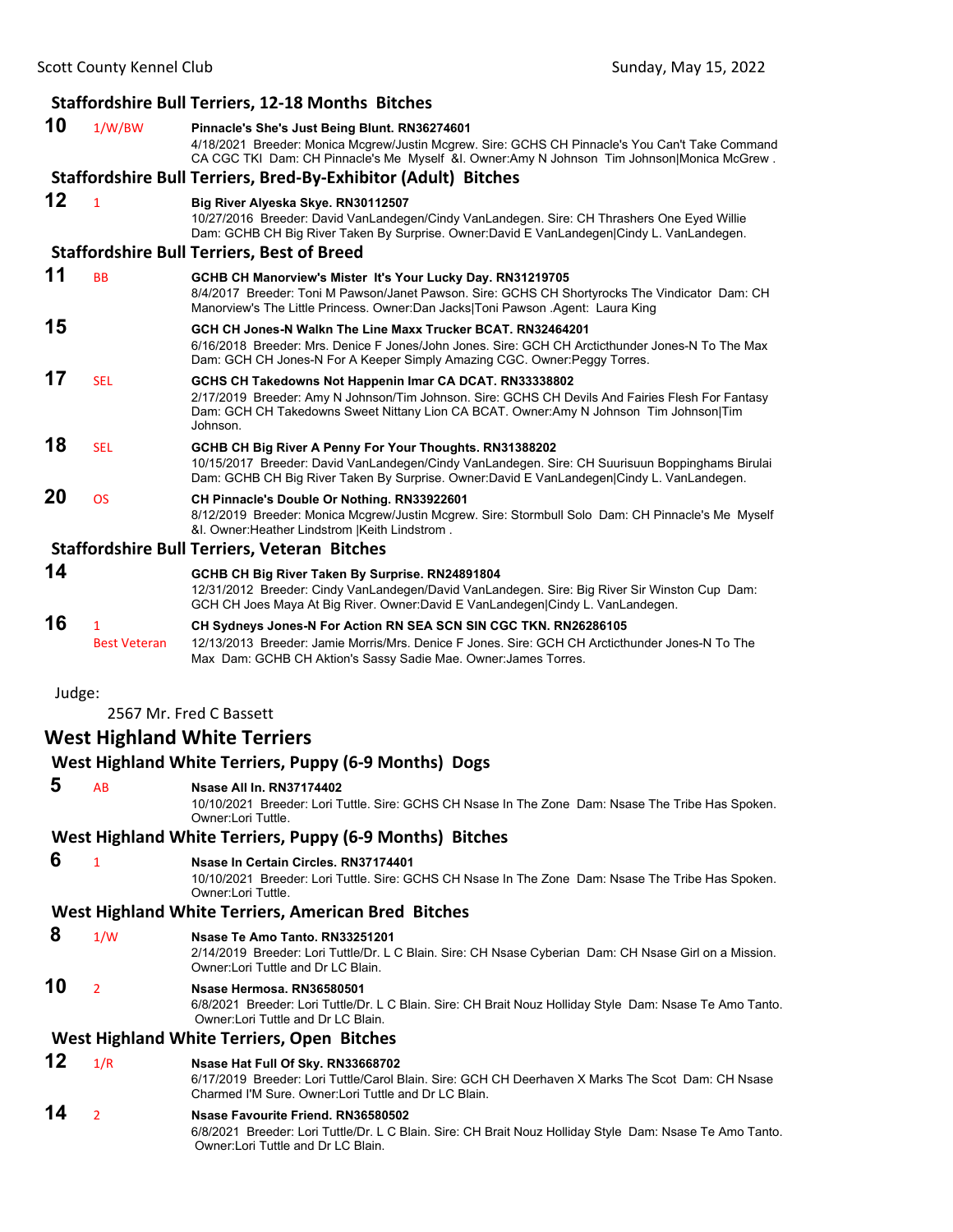### Staffordshire Bull Terriers, 12-18 Months Bitches

**10** 1/W/BW **Pinnacle's She's Just Being Blunt. RN36274601**
4/18/2021 Breeder: Monica Mcgrew/Justin Mcgrew. Sire: GCHS CH Pinnacle's You Can't Take Command CA CGC TKI Dam: CH Pinnacle's Me Myself &I. Owner:Amy N Johnson Tim Johnson|Monica McGrew .

### Staffordshire Bull Terriers, Bred-By-Exhibitor (Adult) Bitches

**12** 1 **Big River Alyeska Skye. RN30112507**
10/27/2016 Breeder: David VanLandegen/Cindy VanLandegen. Sire: CH Thrashers One Eyed Willie Dam: GCHB CH Big River Taken By Surprise. Owner:David E VanLandegen|Cindy L. VanLandegen.

### Staffordshire Bull Terriers, Best of Breed

**11** BB **GCHB CH Manorview's Mister It's Your Lucky Day. RN31219705**
8/4/2017 Breeder: Toni M Pawson/Janet Pawson. Sire: GCHS CH Shortyrocks The Vindicator Dam: CH Manorview's The Little Princess. Owner:Dan Jacks|Toni Pawson .Agent: Laura King

**15** **GCH CH Jones-N Walkn The Line Maxx Trucker BCAT. RN32464201**
6/16/2018 Breeder: Mrs. Denice F Jones/John Jones. Sire: GCH CH Arcticthunder Jones-N To The Max Dam: GCH CH Jones-N For A Keeper Simply Amazing CGC. Owner:Peggy Torres.

**17** SEL **GCHS CH Takedowns Not Happenin Imar CA DCAT. RN33338802**
2/17/2019 Breeder: Amy N Johnson/Tim Johnson. Sire: GCHS CH Devils And Fairies Flesh For Fantasy Dam: GCH CH Takedowns Sweet Nittany Lion CA BCAT. Owner:Amy N Johnson Tim Johnson|Tim Johnson.

**18** SEL **GCHB CH Big River A Penny For Your Thoughts. RN31388202**
10/15/2017 Breeder: David VanLandegen/Cindy VanLandegen. Sire: CH Suurisuun Boppinghams Birulai Dam: GCHB CH Big River Taken By Surprise. Owner:David E VanLandegen|Cindy L. VanLandegen.

**20** OS **CH Pinnacle's Double Or Nothing. RN33922601**
8/12/2019 Breeder: Monica Mcgrew/Justin Mcgrew. Sire: Stormbull Solo Dam: CH Pinnacle's Me Myself &I. Owner:Heather Lindstrom |Keith Lindstrom .

### Staffordshire Bull Terriers, Veteran Bitches

**14** **GCHB CH Big River Taken By Surprise. RN24891804**
12/31/2012 Breeder: Cindy VanLandegen/David VanLandegen. Sire: Big River Sir Winston Cup Dam: GCH CH Joes Maya At Big River. Owner:David E VanLandegen|Cindy L. VanLandegen.

**16** 1 Best Veteran **CH Sydneys Jones-N For Action RN SEA SCN SIN CGC TKN. RN26286105**
12/13/2013 Breeder: Jamie Morris/Mrs. Denice F Jones. Sire: GCH CH Arcticthunder Jones-N To The Max Dam: GCHB CH Aktion's Sassy Sadie Mae. Owner:James Torres.

Judge:
2567 Mr. Fred C Bassett

## West Highland White Terriers

### West Highland White Terriers, Puppy (6-9 Months) Dogs

**5** AB **Nsase All In. RN37174402**
10/10/2021 Breeder: Lori Tuttle. Sire: GCHS CH Nsase In The Zone Dam: Nsase The Tribe Has Spoken. Owner:Lori Tuttle.

### West Highland White Terriers, Puppy (6-9 Months) Bitches

**6** 1 **Nsase In Certain Circles. RN37174401**
10/10/2021 Breeder: Lori Tuttle. Sire: GCHS CH Nsase In The Zone Dam: Nsase The Tribe Has Spoken. Owner:Lori Tuttle.

### West Highland White Terriers, American Bred Bitches

**8** 1/W **Nsase Te Amo Tanto. RN33251201**
2/14/2019 Breeder: Lori Tuttle/Dr. L C Blain. Sire: CH Nsase Cyberian Dam: CH Nsase Girl on a Mission. Owner:Lori Tuttle and Dr LC Blain.

**10** 2 **Nsase Hermosa. RN36580501**
6/8/2021 Breeder: Lori Tuttle/Dr. L C Blain. Sire: CH Brait Nouz Holliday Style Dam: Nsase Te Amo Tanto. Owner:Lori Tuttle and Dr LC Blain.

### West Highland White Terriers, Open Bitches

**12** 1/R **Nsase Hat Full Of Sky. RN33668702**
6/17/2019 Breeder: Lori Tuttle/Carol Blain. Sire: GCH CH Deerhaven X Marks The Scot Dam: CH Nsase Charmed I'M Sure. Owner:Lori Tuttle and Dr LC Blain.

**14** 2 **Nsase Favourite Friend. RN36580502**
6/8/2021 Breeder: Lori Tuttle/Dr. L C Blain. Sire: CH Brait Nouz Holliday Style Dam: Nsase Te Amo Tanto. Owner:Lori Tuttle and Dr LC Blain.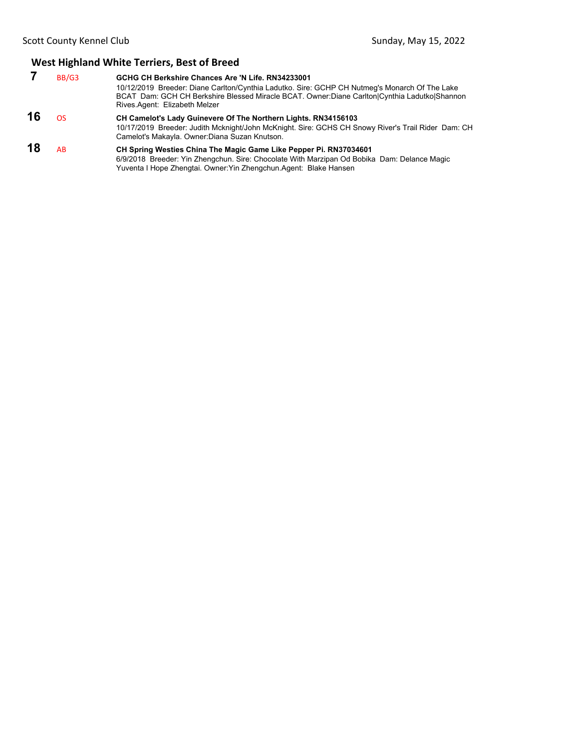## West Highland White Terriers, Best of Breed

**7** BB/G3 **GCHG CH Berkshire Chances Are 'N Life. RN34233001**
10/12/2019 Breeder: Diane Carlton/Cynthia Ladutko. Sire: GCHP CH Nutmeg's Monarch Of The Lake BCAT Dam: GCH CH Berkshire Blessed Miracle BCAT. Owner:Diane Carlton|Cynthia Ladutko|Shannon Rives.Agent: Elizabeth Melzer

**16** OS **CH Camelot's Lady Guinevere Of The Northern Lights. RN34156103**
10/17/2019 Breeder: Judith Mcknight/John McKnight. Sire: GCHS CH Snowy River's Trail Rider Dam: CH Camelot's Makayla. Owner:Diana Suzan Knutson.

**18** AB **CH Spring Westies China The Magic Game Like Pepper Pi. RN37034601**
6/9/2018 Breeder: Yin Zhengchun. Sire: Chocolate With Marzipan Od Bobika Dam: Delance Magic Yuventa I Hope Zhengtai. Owner:Yin Zhengchun.Agent: Blake Hansen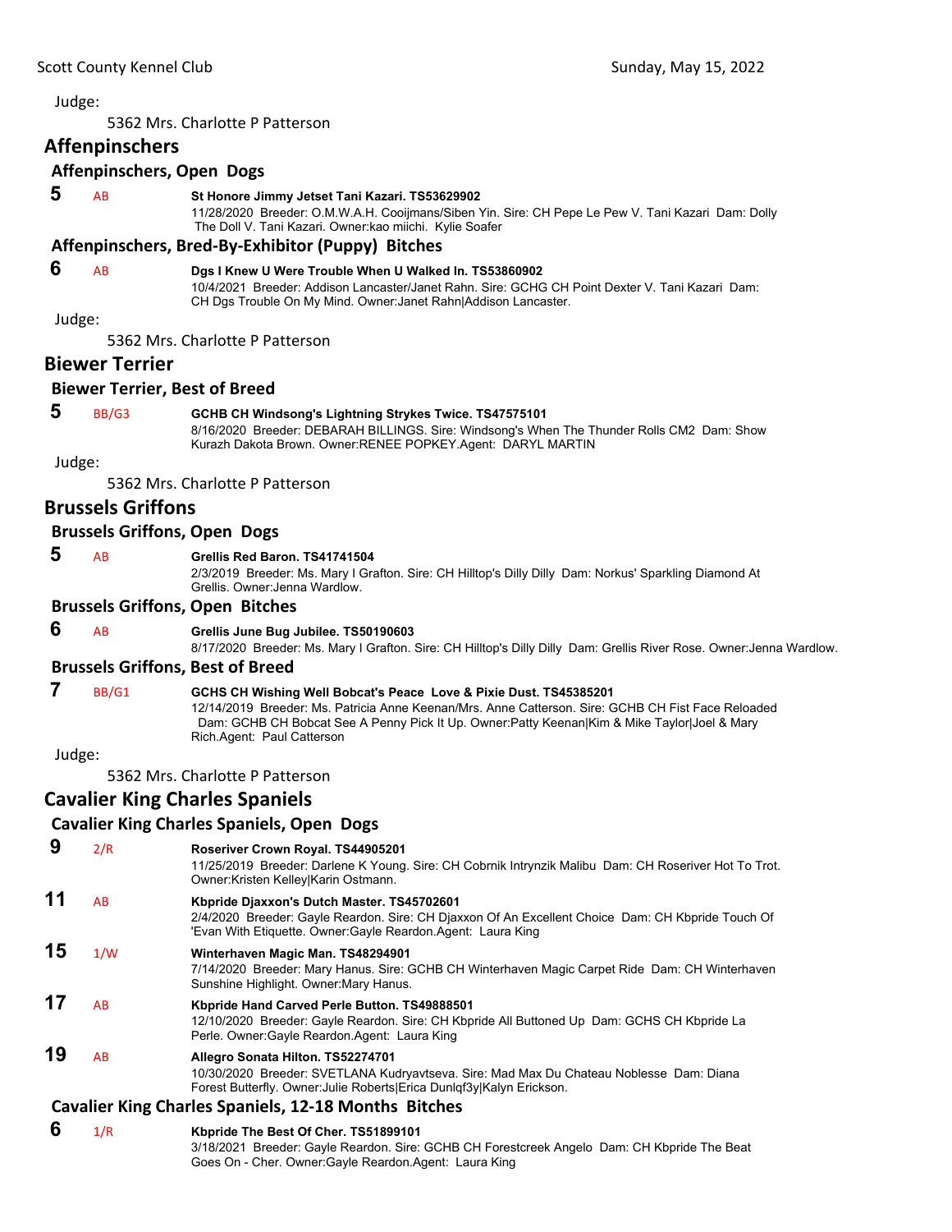Judge:

5362 Mrs. Charlotte P Patterson

## Affenpinschers

### Affenpinschers, Open Dogs

**5** AB **St Honore Jimmy Jetset Tani Kazari. TS53629902**
11/28/2020 Breeder: O.M.W.A.H. Cooijmans/Siben Yin. Sire: CH Pepe Le Pew V. Tani Kazari Dam: Dolly The Doll V. Tani Kazari. Owner:kao miichi. Kylie Soafer

### Affenpinschers, Bred-By-Exhibitor (Puppy) Bitches

**6** AB **Dgs I Knew U Were Trouble When U Walked In. TS53860902**
10/4/2021 Breeder: Addison Lancaster/Janet Rahn. Sire: GCHG CH Point Dexter V. Tani Kazari Dam: CH Dgs Trouble On My Mind. Owner:Janet Rahn|Addison Lancaster.

Judge:

5362 Mrs. Charlotte P Patterson

## Biewer Terrier

### Biewer Terrier, Best of Breed

**5** BB/G3 **GCHB CH Windsong's Lightning Strykes Twice. TS47575101**
8/16/2020 Breeder: DEBARAH BILLINGS. Sire: Windsong's When The Thunder Rolls CM2 Dam: Show Kurazh Dakota Brown. Owner:RENEE POPKEY.Agent: DARYL MARTIN

Judge:

5362 Mrs. Charlotte P Patterson

## Brussels Griffons

### Brussels Griffons, Open Dogs

**5** AB **Grellis Red Baron. TS41741504**
2/3/2019 Breeder: Ms. Mary I Grafton. Sire: CH Hilltop's Dilly Dilly Dam: Norkus' Sparkling Diamond At Grellis. Owner:Jenna Wardlow.

### Brussels Griffons, Open Bitches

**6** AB **Grellis June Bug Jubilee. TS50190603**
8/17/2020 Breeder: Ms. Mary I Grafton. Sire: CH Hilltop's Dilly Dilly Dam: Grellis River Rose. Owner:Jenna Wardlow.

### Brussels Griffons, Best of Breed

**7** BB/G1 **GCHS CH Wishing Well Bobcat's Peace Love & Pixie Dust. TS45385201**
12/14/2019 Breeder: Ms. Patricia Anne Keenan/Mrs. Anne Catterson. Sire: GCHB CH Fist Face Reloaded Dam: GCHB CH Bobcat See A Penny Pick It Up. Owner:Patty Keenan|Kim & Mike Taylor|Joel & Mary Rich.Agent: Paul Catterson

Judge:

5362 Mrs. Charlotte P Patterson

## Cavalier King Charles Spaniels

### Cavalier King Charles Spaniels, Open Dogs

**9** 2/R **Roseriver Crown Royal. TS44905201**
11/25/2019 Breeder: Darlene K Young. Sire: CH Cobrnik Intrynzik Malibu Dam: CH Roseriver Hot To Trot. Owner:Kristen Kelley|Karin Ostmann.

**11** AB **Kbpride Djaxxon's Dutch Master. TS45702601**
2/4/2020 Breeder: Gayle Reardon. Sire: CH Djaxxon Of An Excellent Choice Dam: CH Kbpride Touch Of 'Evan With Etiquette. Owner:Gayle Reardon.Agent: Laura King

**15** 1/W **Winterhaven Magic Man. TS48294901**
7/14/2020 Breeder: Mary Hanus. Sire: GCHB CH Winterhaven Magic Carpet Ride Dam: CH Winterhaven Sunshine Highlight. Owner:Mary Hanus.

**17** AB **Kbpride Hand Carved Perle Button. TS49888501**
12/10/2020 Breeder: Gayle Reardon. Sire: CH Kbpride All Buttoned Up Dam: GCHS CH Kbpride La Perle. Owner:Gayle Reardon.Agent: Laura King

**19** AB **Allegro Sonata Hilton. TS52274701**
10/30/2020 Breeder: SVETLANA Kudryavtseva. Sire: Mad Max Du Chateau Noblesse Dam: Diana Forest Butterfly. Owner:Julie Roberts|Erica Dunlqf3y|Kalyn Erickson.

### Cavalier King Charles Spaniels, 12-18 Months Bitches

**6** 1/R **Kbpride The Best Of Cher. TS51899101**
3/18/2021 Breeder: Gayle Reardon. Sire: GCHB CH Forestcreek Angelo Dam: CH Kbpride The Beat Goes On - Cher. Owner:Gayle Reardon.Agent: Laura King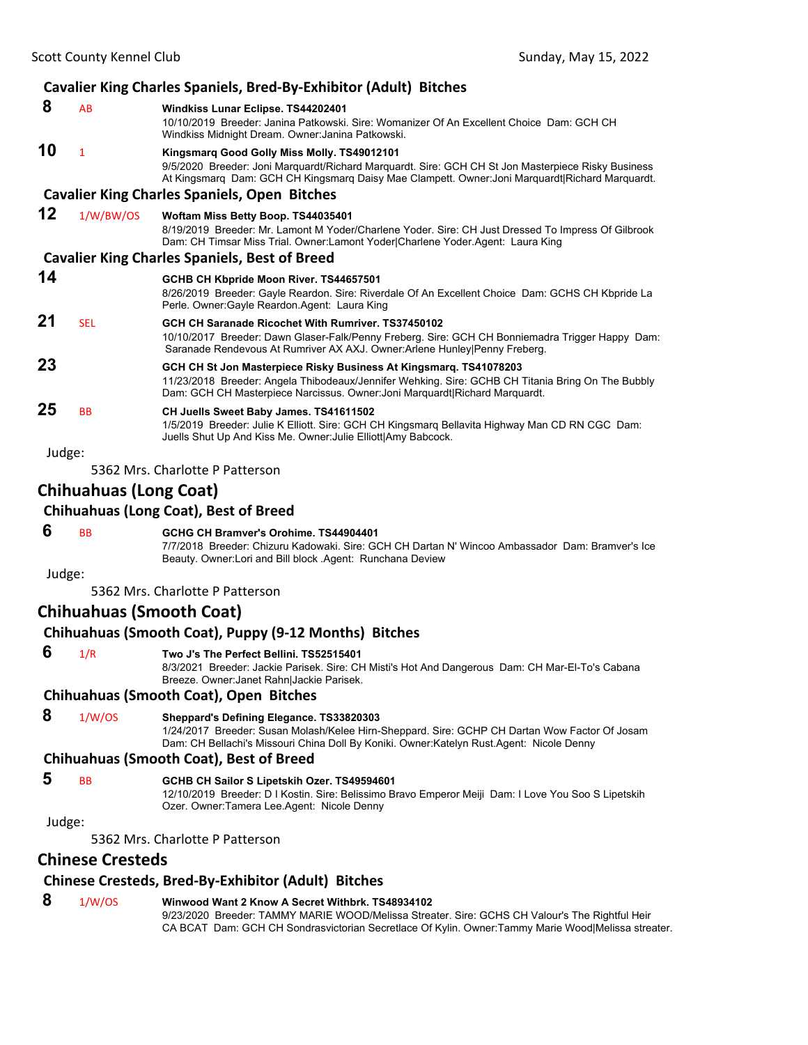### Cavalier King Charles Spaniels, Bred-By-Exhibitor (Adult) Bitches

**8** AB **Windkiss Lunar Eclipse. TS44202401**
10/10/2019 Breeder: Janina Patkowski. Sire: Womanizer Of An Excellent Choice Dam: GCH CH Windkiss Midnight Dream. Owner:Janina Patkowski.

**10** 1 **Kingsmarq Good Golly Miss Molly. TS49012101**
9/5/2020 Breeder: Joni Marquardt/Richard Marquardt. Sire: GCH CH St Jon Masterpiece Risky Business At Kingsmarq Dam: GCH CH Kingsmarq Daisy Mae Clampett. Owner:Joni Marquardt|Richard Marquardt.

### Cavalier King Charles Spaniels, Open Bitches

**12** 1/W/BW/OS **Woftam Miss Betty Boop. TS44035401**
8/19/2019 Breeder: Mr. Lamont M Yoder/Charlene Yoder. Sire: CH Just Dressed To Impress Of Gilbrook Dam: CH Timsar Miss Trial. Owner:Lamont Yoder|Charlene Yoder.Agent: Laura King

### Cavalier King Charles Spaniels, Best of Breed

**14** **GCHB CH Kbpride Moon River. TS44657501**
8/26/2019 Breeder: Gayle Reardon. Sire: Riverdale Of An Excellent Choice Dam: GCHS CH Kbpride La Perle. Owner:Gayle Reardon.Agent: Laura King

**21** SEL **GCH CH Saranade Ricochet With Rumriver. TS37450102**
10/10/2017 Breeder: Dawn Glaser-Falk/Penny Freberg. Sire: GCH CH Bonniemadra Trigger Happy Dam: Saranade Rendevous At Rumriver AX AXJ. Owner:Arlene Hunley|Penny Freberg.

**23** **GCH CH St Jon Masterpiece Risky Business At Kingsmarq. TS41078203**
11/23/2018 Breeder: Angela Thibodeaux/Jennifer Wehking. Sire: GCHB CH Titania Bring On The Bubbly Dam: GCH CH Masterpiece Narcissus. Owner:Joni Marquardt|Richard Marquardt.

**25** BB **CH Juells Sweet Baby James. TS41611502**
1/5/2019 Breeder: Julie K Elliott. Sire: GCH CH Kingsmarq Bellavita Highway Man CD RN CGC Dam: Juells Shut Up And Kiss Me. Owner:Julie Elliott|Amy Babcock.

Judge:

5362 Mrs. Charlotte P Patterson

## Chihuahuas (Long Coat)

### Chihuahuas (Long Coat), Best of Breed

**6** BB **GCHG CH Bramver's Orohime. TS44904401**
7/7/2018 Breeder: Chizuru Kadowaki. Sire: GCH CH Dartan N' Wincoo Ambassador Dam: Bramver's Ice Beauty. Owner:Lori and Bill block .Agent: Runchana Deview

Judge:

5362 Mrs. Charlotte P Patterson

## Chihuahuas (Smooth Coat)

### Chihuahuas (Smooth Coat), Puppy (9-12 Months) Bitches

**6** 1/R **Two J's The Perfect Bellini. TS52515401**
8/3/2021 Breeder: Jackie Parisek. Sire: CH Misti's Hot And Dangerous Dam: CH Mar-El-To's Cabana Breeze. Owner:Janet Rahn|Jackie Parisek.

### Chihuahuas (Smooth Coat), Open Bitches

**8** 1/W/OS **Sheppard's Defining Elegance. TS33820303**
1/24/2017 Breeder: Susan Molash/Kelee Hirn-Sheppard. Sire: GCHP CH Dartan Wow Factor Of Josam Dam: CH Bellachi's Missouri China Doll By Koniki. Owner:Katelyn Rust.Agent: Nicole Denny

### Chihuahuas (Smooth Coat), Best of Breed

**5** BB **GCHB CH Sailor S Lipetskih Ozer. TS49594601**
12/10/2019 Breeder: D I Kostin. Sire: Belissimo Bravo Emperor Meiji Dam: I Love You Soo S Lipetskih Ozer. Owner:Tamera Lee.Agent: Nicole Denny

Judge:

5362 Mrs. Charlotte P Patterson

## Chinese Cresteds

### Chinese Cresteds, Bred-By-Exhibitor (Adult) Bitches

**8** 1/W/OS **Winwood Want 2 Know A Secret Withbrk. TS48934102**
9/23/2020 Breeder: TAMMY MARIE WOOD/Melissa Streater. Sire: GCHS CH Valour's The Rightful Heir CA BCAT Dam: GCH CH Sondrasvictorian Secretlace Of Kylin. Owner:Tammy Marie Wood|Melissa streater.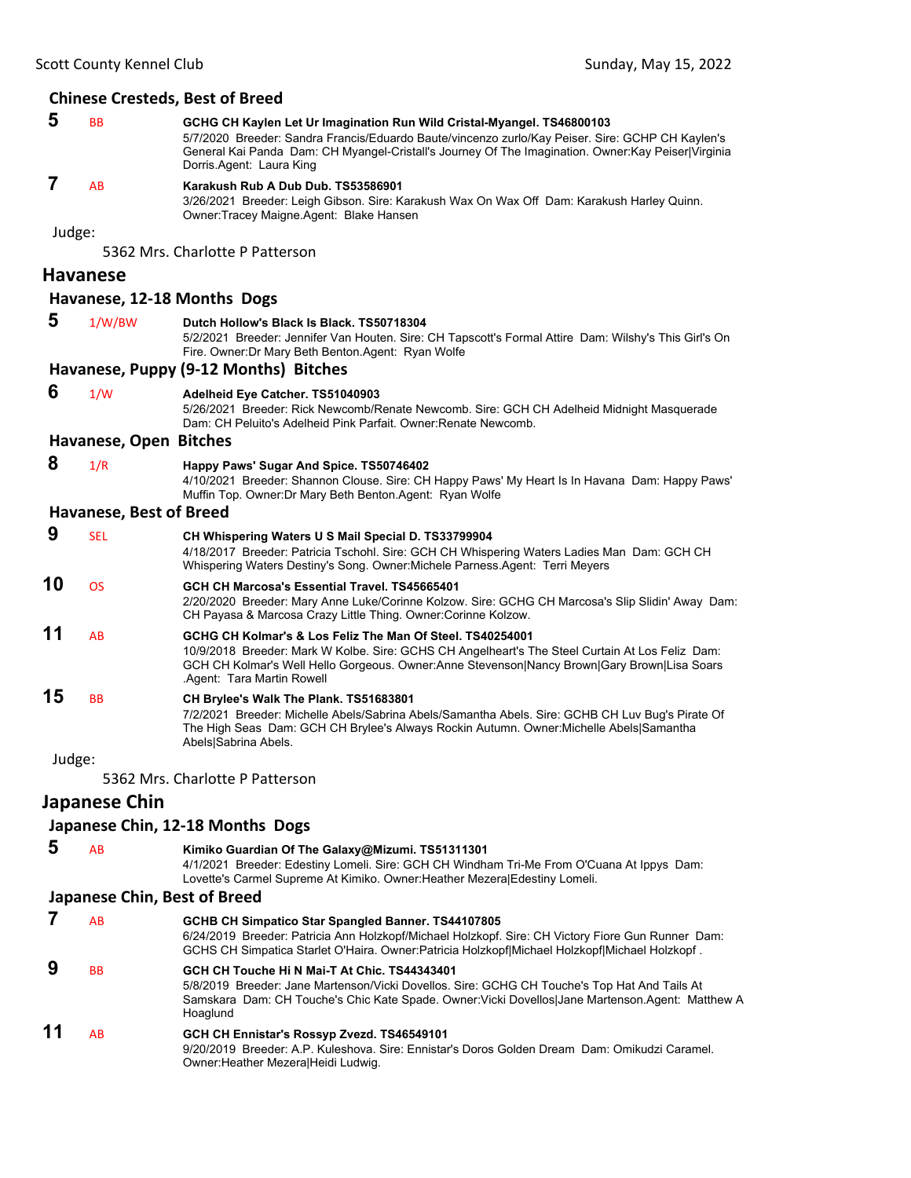### Chinese Cresteds, Best of Breed

**5** BB **GCHG CH Kaylen Let Ur Imagination Run Wild Cristal-Myangel. TS46800103**
5/7/2020 Breeder: Sandra Francis/Eduardo Baute/vincenzo zurlo/Kay Peiser. Sire: GCHP CH Kaylen's General Kai Panda Dam: CH Myangel-Cristall's Journey Of The Imagination. Owner:Kay Peiser|Virginia Dorris.Agent: Laura King

**7** AB **Karakush Rub A Dub Dub. TS53586901**
3/26/2021 Breeder: Leigh Gibson. Sire: Karakush Wax On Wax Off Dam: Karakush Harley Quinn. Owner:Tracey Maigne.Agent: Blake Hansen

Judge:

5362 Mrs. Charlotte P Patterson

## Havanese

### Havanese, 12-18 Months Dogs

**5** 1/W/BW **Dutch Hollow's Black Is Black. TS50718304**
5/2/2021 Breeder: Jennifer Van Houten. Sire: CH Tapscott's Formal Attire Dam: Wilshy's This Girl's On Fire. Owner:Dr Mary Beth Benton.Agent: Ryan Wolfe

### Havanese, Puppy (9-12 Months) Bitches

**6** 1/W **Adelheid Eye Catcher. TS51040903**
5/26/2021 Breeder: Rick Newcomb/Renate Newcomb. Sire: GCH CH Adelheid Midnight Masquerade Dam: CH Peluito's Adelheid Pink Parfait. Owner:Renate Newcomb.

### Havanese, Open Bitches

**8** 1/R **Happy Paws' Sugar And Spice. TS50746402**
4/10/2021 Breeder: Shannon Clouse. Sire: CH Happy Paws' My Heart Is In Havana Dam: Happy Paws' Muffin Top. Owner:Dr Mary Beth Benton.Agent: Ryan Wolfe

### Havanese, Best of Breed

**9** SEL **CH Whispering Waters U S Mail Special D. TS33799904**
4/18/2017 Breeder: Patricia Tschohl. Sire: GCH CH Whispering Waters Ladies Man Dam: GCH CH Whispering Waters Destiny's Song. Owner:Michele Parness.Agent: Terri Meyers

**10** OS **GCH CH Marcosa's Essential Travel. TS45665401**
2/20/2020 Breeder: Mary Anne Luke/Corinne Kolzow. Sire: GCHG CH Marcosa's Slip Slidin' Away Dam: CH Payasa & Marcosa Crazy Little Thing. Owner:Corinne Kolzow.

**11** AB **GCHG CH Kolmar's & Los Feliz The Man Of Steel. TS40254001**
10/9/2018 Breeder: Mark W Kolbe. Sire: GCHS CH Angelheart's The Steel Curtain At Los Feliz Dam: GCH CH Kolmar's Well Hello Gorgeous. Owner:Anne Stevenson|Nancy Brown|Gary Brown|Lisa Soars .Agent: Tara Martin Rowell

**15** BB **CH Brylee's Walk The Plank. TS51683801**
7/2/2021 Breeder: Michelle Abels/Sabrina Abels/Samantha Abels. Sire: GCHB CH Luv Bug's Pirate Of The High Seas Dam: GCH CH Brylee's Always Rockin Autumn. Owner:Michelle Abels|Samantha Abels|Sabrina Abels.

Judge:

5362 Mrs. Charlotte P Patterson

## Japanese Chin

### Japanese Chin, 12-18 Months Dogs

**5** AB **Kimiko Guardian Of The Galaxy@Mizumi. TS51311301**
4/1/2021 Breeder: Edestiny Lomeli. Sire: GCH CH Windham Tri-Me From O'Cuana At Ippys Dam: Lovette's Carmel Supreme At Kimiko. Owner:Heather Mezera|Edestiny Lomeli.

### Japanese Chin, Best of Breed

**7** AB **GCHB CH Simpatico Star Spangled Banner. TS44107805**
6/24/2019 Breeder: Patricia Ann Holzkopf/Michael Holzkopf. Sire: CH Victory Fiore Gun Runner Dam: GCHS CH Simpatica Starlet O'Haira. Owner:Patricia Holzkopf|Michael Holzkopf|Michael Holzkopf .

**9** BB **GCH CH Touche Hi N Mai-T At Chic. TS44343401**
5/8/2019 Breeder: Jane Martenson/Vicki Dovellos. Sire: GCHG CH Touche's Top Hat And Tails At Samskara Dam: CH Touche's Chic Kate Spade. Owner:Vicki Dovellos|Jane Martenson.Agent: Matthew A Hoaglund

**11** AB **GCH CH Ennistar's Rossyp Zvezd. TS46549101**
9/20/2019 Breeder: A.P. Kuleshova. Sire: Ennistar's Doros Golden Dream Dam: Omikudzi Caramel. Owner:Heather Mezera|Heidi Ludwig.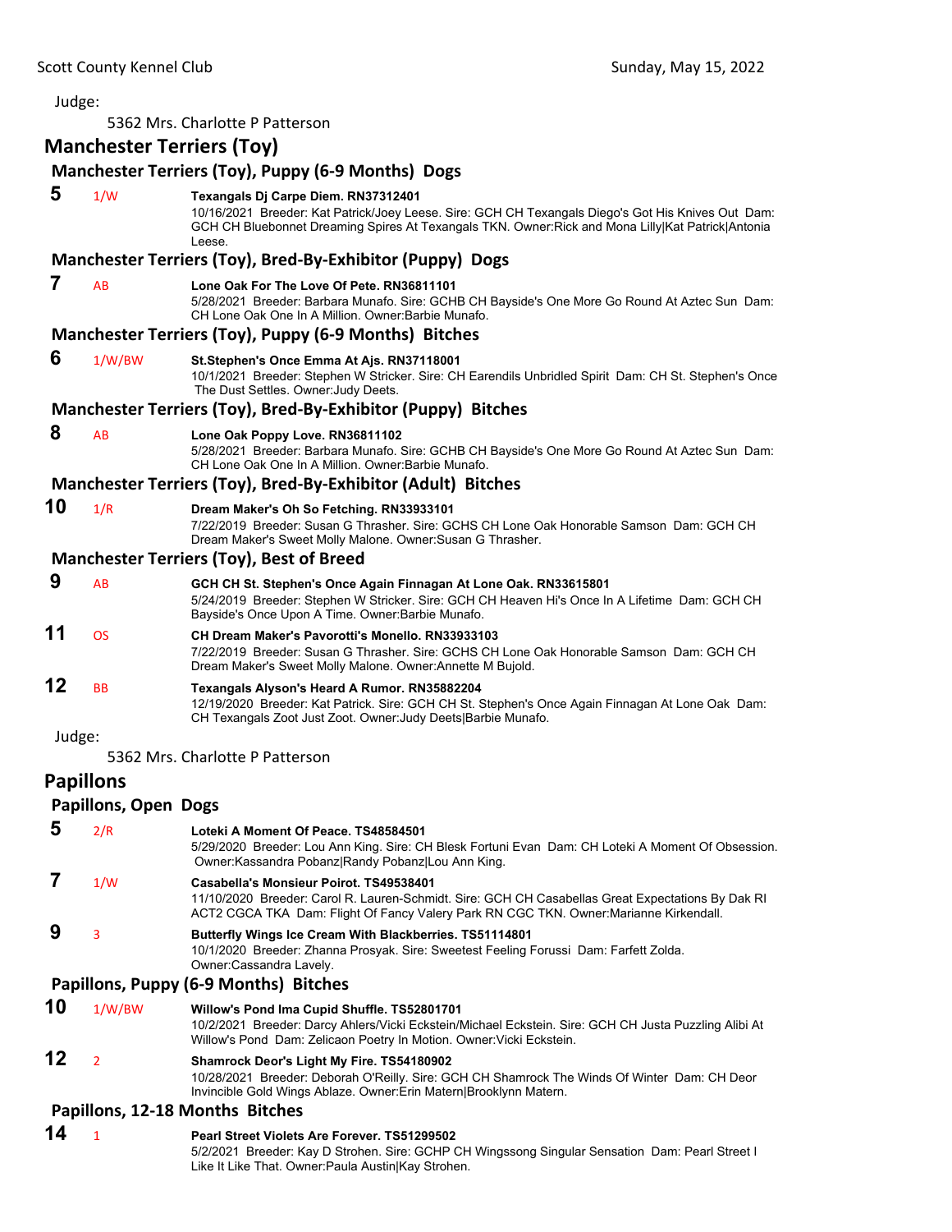Judge:

5362 Mrs. Charlotte P Patterson

## Manchester Terriers (Toy)

### Manchester Terriers (Toy), Puppy (6-9 Months) Dogs

**5** 1/W **Texangals Dj Carpe Diem. RN37312401**
10/16/2021 Breeder: Kat Patrick/Joey Leese. Sire: GCH CH Texangals Diego's Got His Knives Out Dam: GCH CH Bluebonnet Dreaming Spires At Texangals TKN. Owner:Rick and Mona Lilly|Kat Patrick|Antonia Leese.

### Manchester Terriers (Toy), Bred-By-Exhibitor (Puppy) Dogs

**7** AB **Lone Oak For The Love Of Pete. RN36811101**
5/28/2021 Breeder: Barbara Munafo. Sire: GCHB CH Bayside's One More Go Round At Aztec Sun Dam: CH Lone Oak One In A Million. Owner:Barbie Munafo.

### Manchester Terriers (Toy), Puppy (6-9 Months) Bitches

**6** 1/W/BW **St.Stephen's Once Emma At Ajs. RN37118001**
10/1/2021 Breeder: Stephen W Stricker. Sire: CH Earendils Unbridled Spirit Dam: CH St. Stephen's Once The Dust Settles. Owner:Judy Deets.

### Manchester Terriers (Toy), Bred-By-Exhibitor (Puppy) Bitches

**8** AB **Lone Oak Poppy Love. RN36811102**
5/28/2021 Breeder: Barbara Munafo. Sire: GCHB CH Bayside's One More Go Round At Aztec Sun Dam: CH Lone Oak One In A Million. Owner:Barbie Munafo.

### Manchester Terriers (Toy), Bred-By-Exhibitor (Adult) Bitches

**10** 1/R **Dream Maker's Oh So Fetching. RN33933101**
7/22/2019 Breeder: Susan G Thrasher. Sire: GCHS CH Lone Oak Honorable Samson Dam: GCH CH Dream Maker's Sweet Molly Malone. Owner:Susan G Thrasher.

### Manchester Terriers (Toy), Best of Breed

**9** AB **GCH CH St. Stephen's Once Again Finnagan At Lone Oak. RN33615801**
5/24/2019 Breeder: Stephen W Stricker. Sire: GCH CH Heaven Hi's Once In A Lifetime Dam: GCH CH Bayside's Once Upon A Time. Owner:Barbie Munafo.

**11** OS **CH Dream Maker's Pavorotti's Monello. RN33933103**
7/22/2019 Breeder: Susan G Thrasher. Sire: GCHS CH Lone Oak Honorable Samson Dam: GCH CH Dream Maker's Sweet Molly Malone. Owner:Annette M Bujold.

**12** BB **Texangals Alyson's Heard A Rumor. RN35882204**
12/19/2020 Breeder: Kat Patrick. Sire: GCH CH St. Stephen's Once Again Finnagan At Lone Oak Dam: CH Texangals Zoot Just Zoot. Owner:Judy Deets|Barbie Munafo.

Judge:

5362 Mrs. Charlotte P Patterson

## Papillons

### Papillons, Open Dogs

**5** 2/R **Loteki A Moment Of Peace. TS48584501**
5/29/2020 Breeder: Lou Ann King. Sire: CH Blesk Fortuni Evan Dam: CH Loteki A Moment Of Obsession. Owner:Kassandra Pobanz|Randy Pobanz|Lou Ann King.

**7** 1/W **Casabella's Monsieur Poirot. TS49538401**
11/10/2020 Breeder: Carol R. Lauren-Schmidt. Sire: GCH CH Casabellas Great Expectations By Dak RI ACT2 CGCA TKA Dam: Flight Of Fancy Valery Park RN CGC TKN. Owner:Marianne Kirkendall.

**9** 3 **Butterfly Wings Ice Cream With Blackberries. TS51114801**
10/1/2020 Breeder: Zhanna Prosyak. Sire: Sweetest Feeling Forussi Dam: Farfett Zolda. Owner:Cassandra Lavely.

### Papillons, Puppy (6-9 Months) Bitches

**10** 1/W/BW **Willow's Pond Ima Cupid Shuffle. TS52801701**
10/2/2021 Breeder: Darcy Ahlers/Vicki Eckstein/Michael Eckstein. Sire: GCH CH Justa Puzzling Alibi At Willow's Pond Dam: Zelicaon Poetry In Motion. Owner:Vicki Eckstein.

**12** 2 **Shamrock Deor's Light My Fire. TS54180902**
10/28/2021 Breeder: Deborah O'Reilly. Sire: GCH CH Shamrock The Winds Of Winter Dam: CH Deor Invincible Gold Wings Ablaze. Owner:Erin Matern|Brooklynn Matern.

### Papillons, 12-18 Months Bitches

**14** 1 **Pearl Street Violets Are Forever. TS51299502**
5/2/2021 Breeder: Kay D Strohen. Sire: GCHP CH Wingssong Singular Sensation Dam: Pearl Street I Like It Like That. Owner:Paula Austin|Kay Strohen.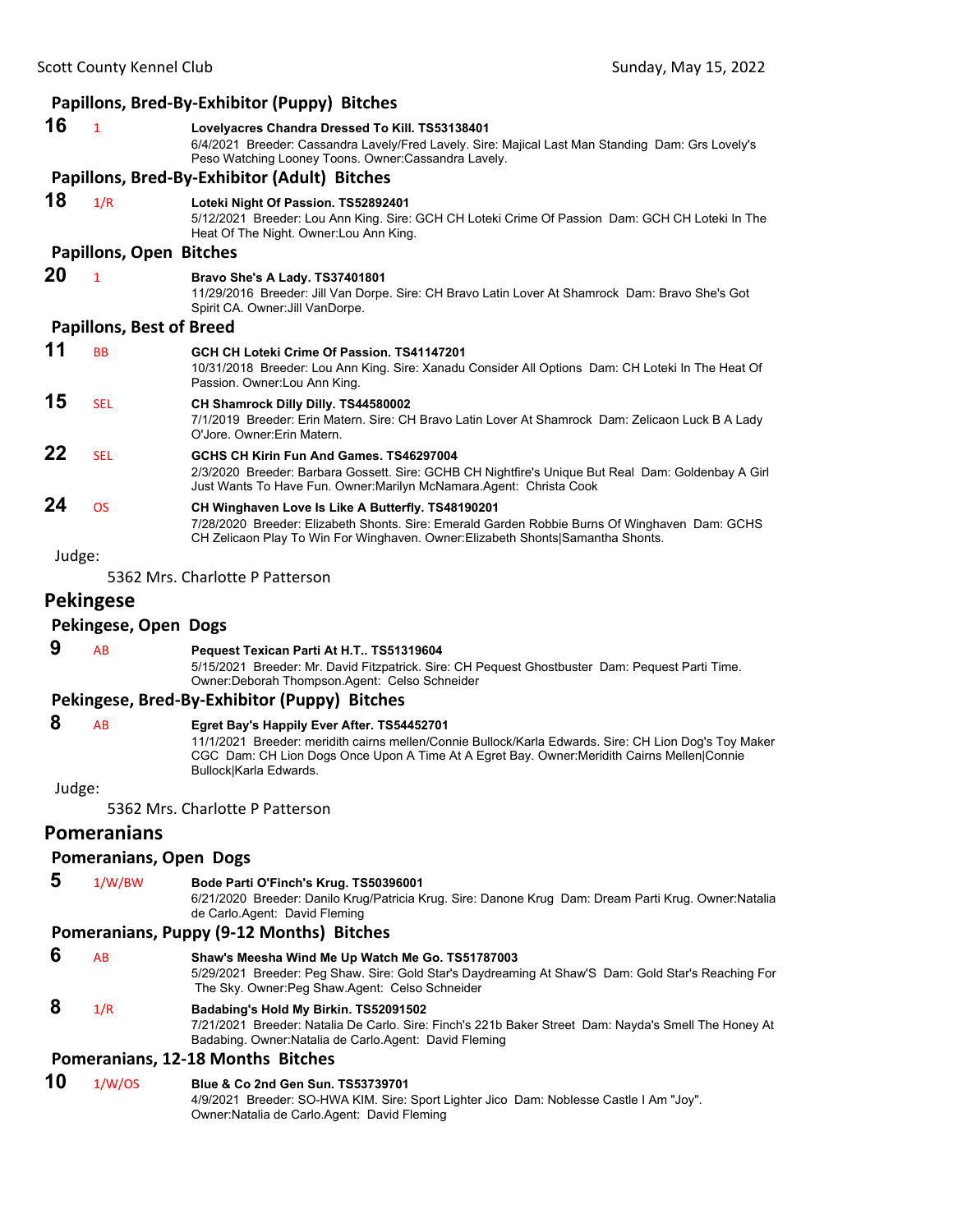### Papillons, Bred-By-Exhibitor (Puppy) Bitches

**16** 1 **Lovelyacres Chandra Dressed To Kill. TS53138401**
6/4/2021 Breeder: Cassandra Lavely/Fred Lavely. Sire: Majical Last Man Standing Dam: Grs Lovely's Peso Watching Looney Toons. Owner:Cassandra Lavely.

### Papillons, Bred-By-Exhibitor (Adult) Bitches

**18** 1/R **Loteki Night Of Passion. TS52892401**
5/12/2021 Breeder: Lou Ann King. Sire: GCH CH Loteki Crime Of Passion Dam: GCH CH Loteki In The Heat Of The Night. Owner:Lou Ann King.

### Papillons, Open Bitches

**20** 1 **Bravo She's A Lady. TS37401801**
11/29/2016 Breeder: Jill Van Dorpe. Sire: CH Bravo Latin Lover At Shamrock Dam: Bravo She's Got Spirit CA. Owner:Jill VanDorpe.

### Papillons, Best of Breed

**11** BB **GCH CH Loteki Crime Of Passion. TS41147201**
10/31/2018 Breeder: Lou Ann King. Sire: Xanadu Consider All Options Dam: CH Loteki In The Heat Of Passion. Owner:Lou Ann King.

**15** SEL **CH Shamrock Dilly Dilly. TS44580002**
7/1/2019 Breeder: Erin Matern. Sire: CH Bravo Latin Lover At Shamrock Dam: Zelicaon Luck B A Lady O'Jore. Owner:Erin Matern.

**22** SEL **GCHS CH Kirin Fun And Games. TS46297004**
2/3/2020 Breeder: Barbara Gossett. Sire: GCHB CH Nightfire's Unique But Real Dam: Goldenbay A Girl Just Wants To Have Fun. Owner:Marilyn McNamara.Agent: Christa Cook

**24** OS **CH Winghaven Love Is Like A Butterfly. TS48190201**
7/28/2020 Breeder: Elizabeth Shonts. Sire: Emerald Garden Robbie Burns Of Winghaven Dam: GCHS CH Zelicaon Play To Win For Winghaven. Owner:Elizabeth Shonts|Samantha Shonts.

Judge:

5362 Mrs. Charlotte P Patterson

## Pekingese

### Pekingese, Open Dogs

**9** AB **Pequest Texican Parti At H.T.. TS51319604**
5/15/2021 Breeder: Mr. David Fitzpatrick. Sire: CH Pequest Ghostbuster Dam: Pequest Parti Time. Owner:Deborah Thompson.Agent: Celso Schneider

### Pekingese, Bred-By-Exhibitor (Puppy) Bitches

**8** AB **Egret Bay's Happily Ever After. TS54452701**
11/1/2021 Breeder: meridith cairns mellen/Connie Bullock/Karla Edwards. Sire: CH Lion Dog's Toy Maker CGC Dam: CH Lion Dogs Once Upon A Time At A Egret Bay. Owner:Meridith Cairns Mellen|Connie Bullock|Karla Edwards.

Judge:

5362 Mrs. Charlotte P Patterson

## Pomeranians

### Pomeranians, Open Dogs

**5** 1/W/BW **Bode Parti O'Finch's Krug. TS50396001**
6/21/2020 Breeder: Danilo Krug/Patricia Krug. Sire: Danone Krug Dam: Dream Parti Krug. Owner:Natalia de Carlo.Agent: David Fleming

### Pomeranians, Puppy (9-12 Months) Bitches

**6** AB **Shaw's Meesha Wind Me Up Watch Me Go. TS51787003**
5/29/2021 Breeder: Peg Shaw. Sire: Gold Star's Daydreaming At Shaw'S Dam: Gold Star's Reaching For The Sky. Owner:Peg Shaw.Agent: Celso Schneider

**8** 1/R **Badabing's Hold My Birkin. TS52091502**
7/21/2021 Breeder: Natalia De Carlo. Sire: Finch's 221b Baker Street Dam: Nayda's Smell The Honey At Badabing. Owner:Natalia de Carlo.Agent: David Fleming

### Pomeranians, 12-18 Months Bitches

**10** 1/W/OS **Blue & Co 2nd Gen Sun. TS53739701**
4/9/2021 Breeder: SO-HWA KIM. Sire: Sport Lighter Jico Dam: Noblesse Castle I Am "Joy". Owner:Natalia de Carlo.Agent: David Fleming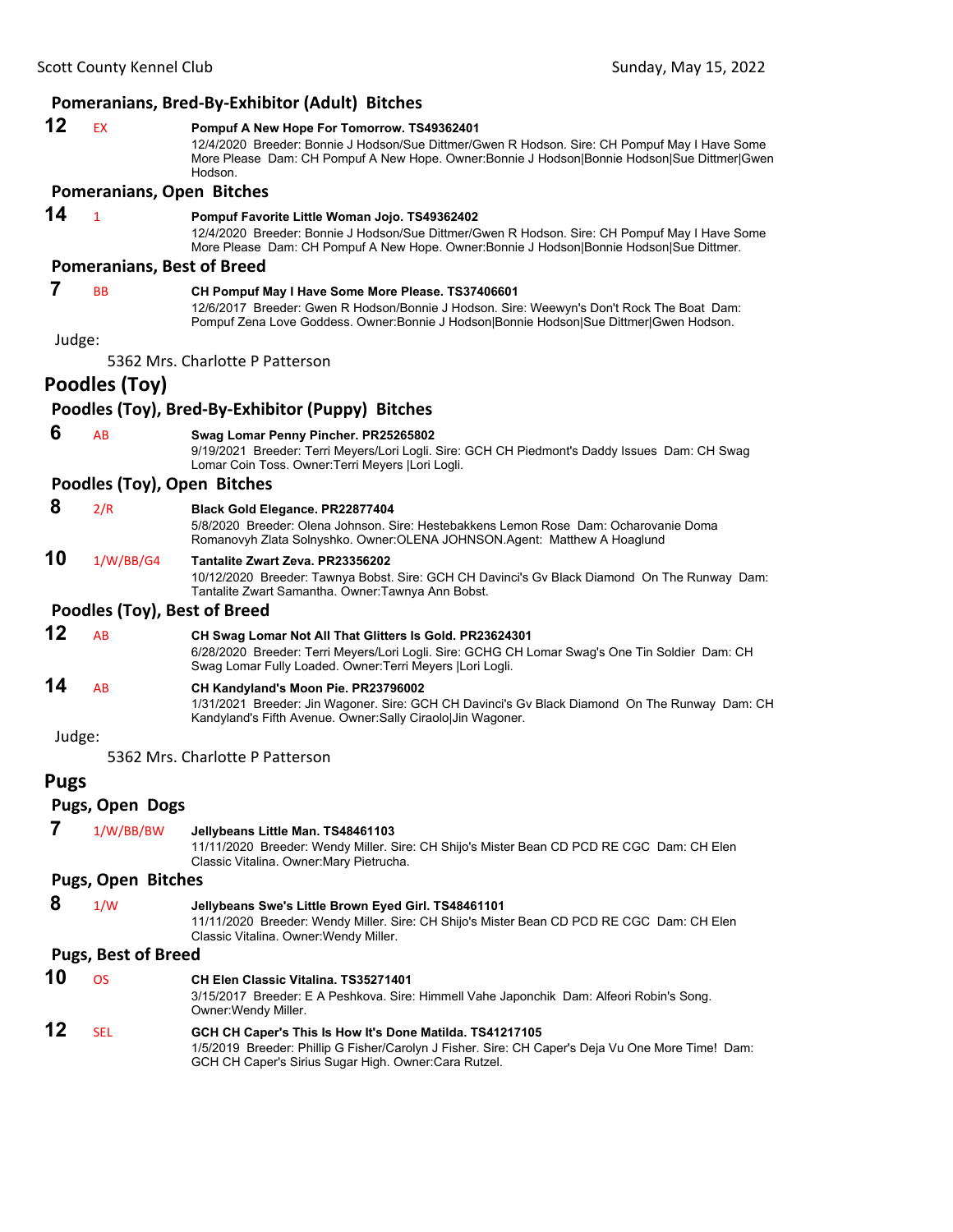### Pomeranians, Bred-By-Exhibitor (Adult) Bitches

**12** EX **Pompuf A New Hope For Tomorrow. TS49362401**
12/4/2020 Breeder: Bonnie J Hodson/Sue Dittmer/Gwen R Hodson. Sire: CH Pompuf May I Have Some More Please Dam: CH Pompuf A New Hope. Owner:Bonnie J Hodson|Bonnie Hodson|Sue Dittmer|Gwen Hodson.

### Pomeranians, Open Bitches

**14** 1 **Pompuf Favorite Little Woman Jojo. TS49362402**
12/4/2020 Breeder: Bonnie J Hodson/Sue Dittmer/Gwen R Hodson. Sire: CH Pompuf May I Have Some More Please Dam: CH Pompuf A New Hope. Owner:Bonnie J Hodson|Bonnie Hodson|Sue Dittmer.

### Pomeranians, Best of Breed

**7** BB **CH Pompuf May I Have Some More Please. TS37406601**
12/6/2017 Breeder: Gwen R Hodson/Bonnie J Hodson. Sire: Weewyn's Don't Rock The Boat Dam: Pompuf Zena Love Goddess. Owner:Bonnie J Hodson|Bonnie Hodson|Sue Dittmer|Gwen Hodson.

Judge:

5362 Mrs. Charlotte P Patterson

## Poodles (Toy)

### Poodles (Toy), Bred-By-Exhibitor (Puppy) Bitches

**6** AB **Swag Lomar Penny Pincher. PR25265802**
9/19/2021 Breeder: Terri Meyers/Lori Logli. Sire: GCH CH Piedmont's Daddy Issues Dam: CH Swag Lomar Coin Toss. Owner:Terri Meyers |Lori Logli.

### Poodles (Toy), Open Bitches

**8** 2/R **Black Gold Elegance. PR22877404**
5/8/2020 Breeder: Olena Johnson. Sire: Hestebakkens Lemon Rose Dam: Ocharovanie Doma Romanovyh Zlata Solnyshko. Owner:OLENA JOHNSON.Agent: Matthew A Hoaglund

**10** 1/W/BB/G4 **Tantalite Zwart Zeva. PR23356202**
10/12/2020 Breeder: Tawnya Bobst. Sire: GCH CH Davinci's Gv Black Diamond On The Runway Dam: Tantalite Zwart Samantha. Owner:Tawnya Ann Bobst.

### Poodles (Toy), Best of Breed

**12** AB **CH Swag Lomar Not All That Glitters Is Gold. PR23624301**
6/28/2020 Breeder: Terri Meyers/Lori Logli. Sire: GCHG CH Lomar Swag's One Tin Soldier Dam: CH Swag Lomar Fully Loaded. Owner:Terri Meyers |Lori Logli.

**14** AB **CH Kandyland's Moon Pie. PR23796002**
1/31/2021 Breeder: Jin Wagoner. Sire: GCH CH Davinci's Gv Black Diamond On The Runway Dam: CH Kandyland's Fifth Avenue. Owner:Sally Ciraolo|Jin Wagoner.

Judge:

5362 Mrs. Charlotte P Patterson

## Pugs

### Pugs, Open Dogs

**7** 1/W/BB/BW **Jellybeans Little Man. TS48461103**
11/11/2020 Breeder: Wendy Miller. Sire: CH Shijo's Mister Bean CD PCD RE CGC Dam: CH Elen Classic Vitalina. Owner:Mary Pietrucha.

### Pugs, Open Bitches

**8** 1/W **Jellybeans Swe's Little Brown Eyed Girl. TS48461101**
11/11/2020 Breeder: Wendy Miller. Sire: CH Shijo's Mister Bean CD PCD RE CGC Dam: CH Elen Classic Vitalina. Owner:Wendy Miller.

### Pugs, Best of Breed

**10** OS **CH Elen Classic Vitalina. TS35271401**
3/15/2017 Breeder: E A Peshkova. Sire: Himmell Vahe Japonchik Dam: Alfeori Robin's Song. Owner:Wendy Miller.

**12** SEL **GCH CH Caper's This Is How It's Done Matilda. TS41217105**
1/5/2019 Breeder: Phillip G Fisher/Carolyn J Fisher. Sire: CH Caper's Deja Vu One More Time! Dam: GCH CH Caper's Sirius Sugar High. Owner:Cara Rutzel.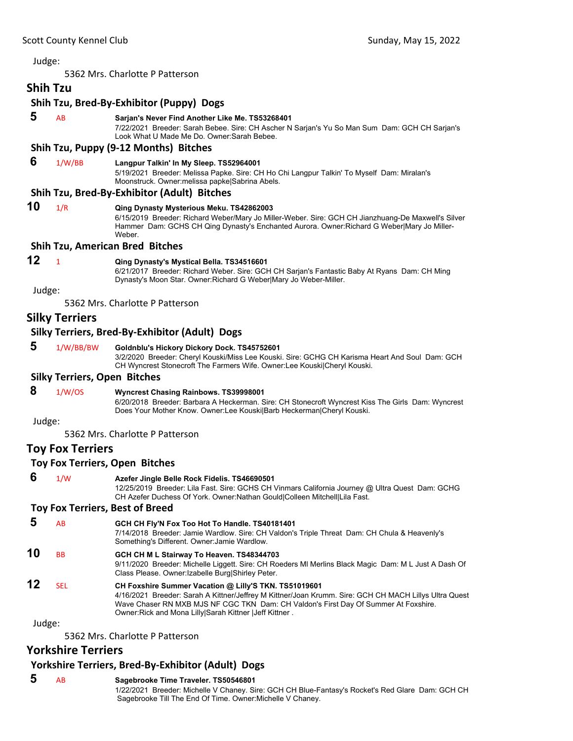Judge:

5362 Mrs. Charlotte P Patterson

## Shih Tzu

### Shih Tzu, Bred-By-Exhibitor (Puppy) Dogs

**5** AB **Sarjan's Never Find Another Like Me. TS53268401**
7/22/2021 Breeder: Sarah Bebee. Sire: CH Ascher N Sarjan's Yu So Man Sum Dam: GCH CH Sarjan's Look What U Made Me Do. Owner:Sarah Bebee.

### Shih Tzu, Puppy (9-12 Months) Bitches

**6** 1/W/BB **Langpur Talkin' In My Sleep. TS52964001**
5/19/2021 Breeder: Melissa Papke. Sire: CH Ho Chi Langpur Talkin' To Myself Dam: Miralan's Moonstruck. Owner:melissa papke|Sabrina Abels.

### Shih Tzu, Bred-By-Exhibitor (Adult) Bitches

**10** 1/R **Qing Dynasty Mysterious Meku. TS42862003**
6/15/2019 Breeder: Richard Weber/Mary Jo Miller-Weber. Sire: GCH CH Jianzhuang-De Maxwell's Silver Hammer Dam: GCHS CH Qing Dynasty's Enchanted Aurora. Owner:Richard G Weber|Mary Jo Miller-Weber.

### Shih Tzu, American Bred Bitches

**12** 1 **Qing Dynasty's Mystical Bella. TS34516601**
6/21/2017 Breeder: Richard Weber. Sire: GCH CH Sarjan's Fantastic Baby At Ryans Dam: CH Ming Dynasty's Moon Star. Owner:Richard G Weber|Mary Jo Weber-Miller.

Judge:

5362 Mrs. Charlotte P Patterson

## Silky Terriers

### Silky Terriers, Bred-By-Exhibitor (Adult) Dogs

**5** 1/W/BB/BW **Goldnblu's Hickory Dickory Dock. TS45752601**
3/2/2020 Breeder: Cheryl Kouski/Miss Lee Kouski. Sire: GCHG CH Karisma Heart And Soul Dam: GCH CH Wyncrest Stonecroft The Farmers Wife. Owner:Lee Kouski|Cheryl Kouski.

### Silky Terriers, Open Bitches

**8** 1/W/OS **Wyncrest Chasing Rainbows. TS39998001**
6/20/2018 Breeder: Barbara A Heckerman. Sire: CH Stonecroft Wyncrest Kiss The Girls Dam: Wyncrest Does Your Mother Know. Owner:Lee Kouski|Barb Heckerman|Cheryl Kouski.

Judge:

5362 Mrs. Charlotte P Patterson

## Toy Fox Terriers

### Toy Fox Terriers, Open Bitches

**6** 1/W **Azefer Jingle Belle Rock Fidelis. TS46690501**
12/25/2019 Breeder: Lila Fast. Sire: GCHS CH Vinmars California Journey @ Ultra Quest Dam: GCHG CH Azefer Duchess Of York. Owner:Nathan Gould|Colleen Mitchell|Lila Fast.

### Toy Fox Terriers, Best of Breed

**5** AB **GCH CH Fly'N Fox Too Hot To Handle. TS40181401**
7/14/2018 Breeder: Jamie Wardlow. Sire: CH Valdon's Triple Threat Dam: CH Chula & Heavenly's Something's Different. Owner:Jamie Wardlow.

**10** BB **GCH CH M L Stairway To Heaven. TS48344703**
9/11/2020 Breeder: Michelle Liggett. Sire: CH Roeders Ml Merlins Black Magic Dam: M L Just A Dash Of Class Please. Owner:Izabelle Burg|Shirley Peter.

**12** SEL **CH Foxshire Summer Vacation @ Lilly'S TKN. TS51019601**
4/16/2021 Breeder: Sarah A Kittner/Jeffrey M Kittner/Joan Krumm. Sire: GCH CH MACH Lillys Ultra Quest Wave Chaser RN MXB MJS NF CGC TKN Dam: CH Valdon's First Day Of Summer At Foxshire. Owner:Rick and Mona Lilly|Sarah Kittner |Jeff Kittner .

Judge:

5362 Mrs. Charlotte P Patterson

## Yorkshire Terriers

### Yorkshire Terriers, Bred-By-Exhibitor (Adult) Dogs

**5** AB **Sagebrooke Time Traveler. TS50546801**
1/22/2021 Breeder: Michelle V Chaney. Sire: GCH CH Blue-Fantasy's Rocket's Red Glare Dam: GCH CH Sagebrooke Till The End Of Time. Owner:Michelle V Chaney.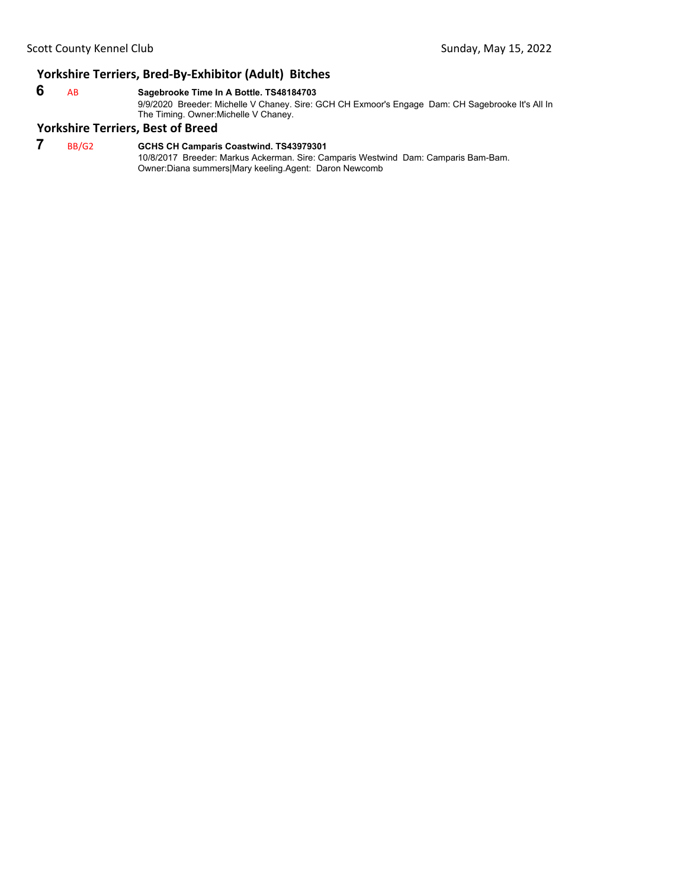## Yorkshire Terriers, Bred-By-Exhibitor (Adult) Bitches

**6** AB **Sagebrooke Time In A Bottle. TS48184703**
9/9/2020 Breeder: Michelle V Chaney. Sire: GCH CH Exmoor's Engage Dam: CH Sagebrooke It's All In The Timing. Owner:Michelle V Chaney.

## Yorkshire Terriers, Best of Breed

**7** BB/G2 **GCHS CH Camparis Coastwind. TS43979301**
10/8/2017 Breeder: Markus Ackerman. Sire: Camparis Westwind Dam: Camparis Bam-Bam. Owner:Diana summers|Mary keeling.Agent: Daron Newcomb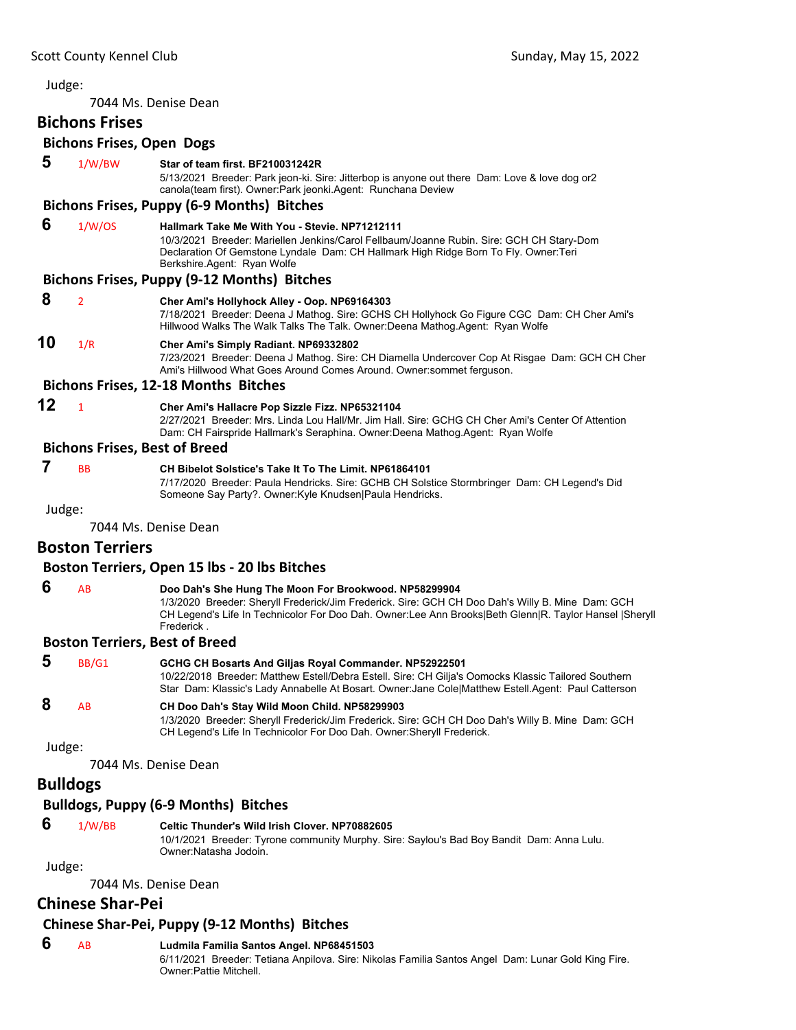Judge:

7044 Ms. Denise Dean

## Bichons Frises

### Bichons Frises, Open Dogs

**5** 1/W/BW **Star of team first. BF210031242R**
5/13/2021 Breeder: Park jeon-ki. Sire: Jitterbop is anyone out there Dam: Love & love dog or2 canola(team first). Owner:Park jeonki.Agent: Runchana Deview

### Bichons Frises, Puppy (6-9 Months) Bitches

**6** 1/W/OS **Hallmark Take Me With You - Stevie. NP71212111**
10/3/2021 Breeder: Mariellen Jenkins/Carol Fellbaum/Joanne Rubin. Sire: GCH CH Stary-Dom Declaration Of Gemstone Lyndale Dam: CH Hallmark High Ridge Born To Fly. Owner:Teri Berkshire.Agent: Ryan Wolfe

### Bichons Frises, Puppy (9-12 Months) Bitches

**8** 2 **Cher Ami's Hollyhock Alley - Oop. NP69164303**
7/18/2021 Breeder: Deena J Mathog. Sire: GCHS CH Hollyhock Go Figure CGC Dam: CH Cher Ami's Hillwood Walks The Walk Talks The Talk. Owner:Deena Mathog.Agent: Ryan Wolfe

**10** 1/R **Cher Ami's Simply Radiant. NP69332802**
7/23/2021 Breeder: Deena J Mathog. Sire: CH Diamella Undercover Cop At Risgae Dam: GCH CH Cher Ami's Hillwood What Goes Around Comes Around. Owner:sommet ferguson.

### Bichons Frises, 12-18 Months Bitches

**12** 1 **Cher Ami's Hallacre Pop Sizzle Fizz. NP65321104**
2/27/2021 Breeder: Mrs. Linda Lou Hall/Mr. Jim Hall. Sire: GCHG CH Cher Ami's Center Of Attention Dam: CH Fairspride Hallmark's Seraphina. Owner:Deena Mathog.Agent: Ryan Wolfe

### Bichons Frises, Best of Breed

**7** BB **CH Bibelot Solstice's Take It To The Limit. NP61864101**
7/17/2020 Breeder: Paula Hendricks. Sire: GCHB CH Solstice Stormbringer Dam: CH Legend's Did Someone Say Party?. Owner:Kyle Knudsen|Paula Hendricks.

Judge:

7044 Ms. Denise Dean

## Boston Terriers

### Boston Terriers, Open 15 lbs - 20 lbs Bitches

**6** AB **Doo Dah's She Hung The Moon For Brookwood. NP58299904**
1/3/2020 Breeder: Sheryll Frederick/Jim Frederick. Sire: GCH CH Doo Dah's Willy B. Mine Dam: GCH CH Legend's Life In Technicolor For Doo Dah. Owner:Lee Ann Brooks|Beth Glenn|R. Taylor Hansel |Sheryll Frederick .

### Boston Terriers, Best of Breed

**5** BB/G1 **GCHG CH Bosarts And Giljas Royal Commander. NP52922501**
10/22/2018 Breeder: Matthew Estell/Debra Estell. Sire: CH Gilja's Oomocks Klassic Tailored Southern Star Dam: Klassic's Lady Annabelle At Bosart. Owner:Jane Cole|Matthew Estell.Agent: Paul Catterson

**8** AB **CH Doo Dah's Stay Wild Moon Child. NP58299903**
1/3/2020 Breeder: Sheryll Frederick/Jim Frederick. Sire: GCH CH Doo Dah's Willy B. Mine Dam: GCH CH Legend's Life In Technicolor For Doo Dah. Owner:Sheryll Frederick.

Judge:

7044 Ms. Denise Dean

## Bulldogs

### Bulldogs, Puppy (6-9 Months) Bitches

**6** 1/W/BB **Celtic Thunder's Wild Irish Clover. NP70882605**
10/1/2021 Breeder: Tyrone community Murphy. Sire: Saylou's Bad Boy Bandit Dam: Anna Lulu. Owner:Natasha Jodoin.

Judge:

7044 Ms. Denise Dean

## Chinese Shar-Pei

### Chinese Shar-Pei, Puppy (9-12 Months) Bitches

**6** AB **Ludmila Familia Santos Angel. NP68451503**
6/11/2021 Breeder: Tetiana Anpilova. Sire: Nikolas Familia Santos Angel Dam: Lunar Gold King Fire. Owner:Pattie Mitchell.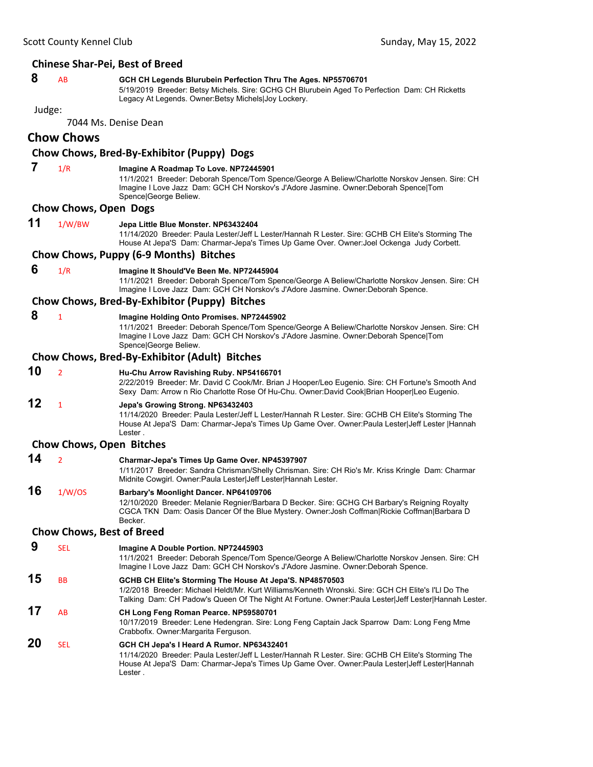### Chinese Shar-Pei, Best of Breed

**8** AB **GCH CH Legends Blurubein Perfection Thru The Ages. NP55706701**
5/19/2019 Breeder: Betsy Michels. Sire: GCHG CH Blurubein Aged To Perfection Dam: CH Ricketts Legacy At Legends. Owner:Betsy Michels|Joy Lockery.

Judge:

7044 Ms. Denise Dean

## Chow Chows

### Chow Chows, Bred-By-Exhibitor (Puppy) Dogs

**7** 1/R **Imagine A Roadmap To Love. NP72445901**
11/1/2021 Breeder: Deborah Spence/Tom Spence/George A Believ/Charlotte Norskov Jensen. Sire: CH Imagine I Love Jazz Dam: GCH CH Norskov's J'Adore Jasmine. Owner:Deborah Spence|Tom Spence|George Believ.

### Chow Chows, Open Dogs

**11** 1/W/BW **Jepa Little Blue Monster. NP63432404**
11/14/2020 Breeder: Paula Lester/Jeff L Lester/Hannah R Lester. Sire: GCHB CH Elite's Storming The House At Jepa'S Dam: Charmar-Jepa's Times Up Game Over. Owner:Joel Ockenga Judy Corbett.

### Chow Chows, Puppy (6-9 Months) Bitches

**6** 1/R **Imagine It Should'Ve Been Me. NP72445904**
11/1/2021 Breeder: Deborah Spence/Tom Spence/George A Believ/Charlotte Norskov Jensen. Sire: CH Imagine I Love Jazz Dam: GCH CH Norskov's J'Adore Jasmine. Owner:Deborah Spence.

### Chow Chows, Bred-By-Exhibitor (Puppy) Bitches

**8** 1 **Imagine Holding Onto Promises. NP72445902**
11/1/2021 Breeder: Deborah Spence/Tom Spence/George A Believ/Charlotte Norskov Jensen. Sire: CH Imagine I Love Jazz Dam: GCH CH Norskov's J'Adore Jasmine. Owner:Deborah Spence|Tom Spence|George Believ.

### Chow Chows, Bred-By-Exhibitor (Adult) Bitches

**10** 2 **Hu-Chu Arrow Ravishing Ruby. NP54166701**
2/22/2019 Breeder: Mr. David C Cook/Mr. Brian J Hooper/Leo Eugenio. Sire: CH Fortune's Smooth And Sexy Dam: Arrow n Rio Charlotte Rose Of Hu-Chu. Owner:David Cook|Brian Hooper|Leo Eugenio.

**12** 1 **Jepa's Growing Strong. NP63432403**
11/14/2020 Breeder: Paula Lester/Jeff L Lester/Hannah R Lester. Sire: GCHB CH Elite's Storming The House At Jepa'S Dam: Charmar-Jepa's Times Up Game Over. Owner:Paula Lester|Jeff Lester |Hannah Lester .

### Chow Chows, Open Bitches

**14** 2 **Charmar-Jepa's Times Up Game Over. NP45397907**
1/11/2017 Breeder: Sandra Chrisman/Shelly Chrisman. Sire: CH Rio's Mr. Kriss Kringle Dam: Charmar Midnite Cowgirl. Owner:Paula Lester|Jeff Lester|Hannah Lester.

**16** 1/W/OS **Barbary's Moonlight Dancer. NP64109706**
12/10/2020 Breeder: Melanie Regnier/Barbara D Becker. Sire: GCHG CH Barbary's Reigning Royalty CGCA TKN Dam: Oasis Dancer Of the Blue Mystery. Owner:Josh Coffman|Rickie Coffman|Barbara D Becker.

### Chow Chows, Best of Breed

**9** SEL **Imagine A Double Portion. NP72445903**
11/1/2021 Breeder: Deborah Spence/Tom Spence/George A Believ/Charlotte Norskov Jensen. Sire: CH Imagine I Love Jazz Dam: GCH CH Norskov's J'Adore Jasmine. Owner:Deborah Spence.

**15** BB **GCHB CH Elite's Storming The House At Jepa'S. NP48570503**
1/2/2018 Breeder: Michael Heldt/Mr. Kurt Williams/Kenneth Wronski. Sire: GCH CH Elite's I'Ll Do The Talking Dam: CH Padow's Queen Of The Night At Fortune. Owner:Paula Lester|Jeff Lester|Hannah Lester.

**17** AB **CH Long Feng Roman Pearce. NP59580701**
10/17/2019 Breeder: Lene Hedengran. Sire: Long Feng Captain Jack Sparrow Dam: Long Feng Mme Crabbofix. Owner:Margarita Ferguson.

**20** SEL **GCH CH Jepa's I Heard A Rumor. NP63432401**
11/14/2020 Breeder: Paula Lester/Jeff L Lester/Hannah R Lester. Sire: GCHB CH Elite's Storming The House At Jepa'S Dam: Charmar-Jepa's Times Up Game Over. Owner:Paula Lester|Jeff Lester|Hannah Lester .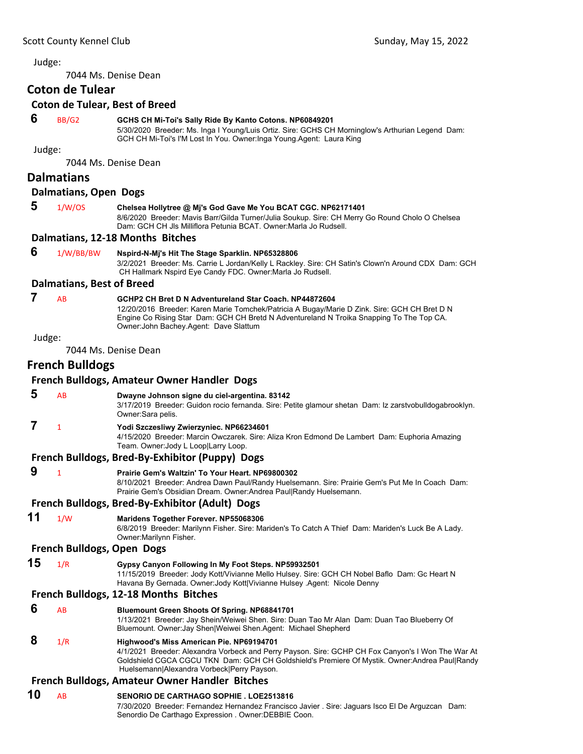Judge:

7044 Ms. Denise Dean

## Coton de Tulear

### Coton de Tulear, Best of Breed

**6** BB/G2 **GCHS CH Mi-Toi's Sally Ride By Kanto Cotons. NP60849201**
5/30/2020 Breeder: Ms. Inga I Young/Luis Ortiz. Sire: GCHS CH Morninglow's Arthurian Legend Dam: GCH CH Mi-Toi's I'M Lost In You. Owner:Inga Young.Agent: Laura King

Judge:

7044 Ms. Denise Dean

## Dalmatians

### Dalmatians, Open Dogs

**5** 1/W/OS **Chelsea Hollytree @ Mj's God Gave Me You BCAT CGC. NP62171401**
8/6/2020 Breeder: Mavis Barr/Gilda Turner/Julia Soukup. Sire: CH Merry Go Round Cholo O Chelsea Dam: GCH CH Jls Milliflora Petunia BCAT. Owner:Marla Jo Rudsell.

### Dalmatians, 12-18 Months Bitches

**6** 1/W/BB/BW **Nspird-N-Mj's Hit The Stage Sparklin. NP65328806**
3/2/2021 Breeder: Ms. Carrie L Jordan/Kelly L Rackley. Sire: CH Satin's Clown'n Around CDX Dam: GCH CH Hallmark Nspird Eye Candy FDC. Owner:Marla Jo Rudsell.

### Dalmatians, Best of Breed

**7** AB **GCHP2 CH Bret D N Adventureland Star Coach. NP44872604**
12/20/2016 Breeder: Karen Marie Tomchek/Patricia A Bugay/Marie D Zink. Sire: GCH CH Bret D N Engine Co Rising Star Dam: GCH CH Bretd N Adventureland N Troika Snapping To The Top CA. Owner:John Bachey.Agent: Dave Slattum

Judge:

7044 Ms. Denise Dean

## French Bulldogs

### French Bulldogs, Amateur Owner Handler Dogs

**5** AB **Dwayne Johnson signe du ciel-argentina. 83142**
3/17/2019 Breeder: Guidon rocio fernanda. Sire: Petite glamour shetan Dam: lz zarstvobulldogabrooklyn. Owner:Sara pelis.

**7** 1 **Yodi Szczesliwy Zwierzyniec. NP66234601**
4/15/2020 Breeder: Marcin Owczarek. Sire: Aliza Kron Edmond De Lambert Dam: Euphoria Amazing Team. Owner:Jody L Loop|Larry Loop.

### French Bulldogs, Bred-By-Exhibitor (Puppy) Dogs

**9** 1 **Prairie Gem's Waltzin' To Your Heart. NP69800302**
8/10/2021 Breeder: Andrea Dawn Paul/Randy Huelsemann. Sire: Prairie Gem's Put Me In Coach Dam: Prairie Gem's Obsidian Dream. Owner:Andrea Paul|Randy Huelsemann.

### French Bulldogs, Bred-By-Exhibitor (Adult) Dogs

**11** 1/W **Maridens Together Forever. NP55068306**
6/8/2019 Breeder: Marilynn Fisher. Sire: Mariden's To Catch A Thief Dam: Mariden's Luck Be A Lady. Owner:Marilynn Fisher.

### French Bulldogs, Open Dogs

**15** 1/R **Gypsy Canyon Following In My Foot Steps. NP59932501**
11/15/2019 Breeder: Jody Kott/Vivianne Mello Hulsey. Sire: GCH CH Nobel Baflo Dam: Gc Heart N Havana By Gernada. Owner:Jody Kott|Vivianne Hulsey .Agent: Nicole Denny

### French Bulldogs, 12-18 Months Bitches

**6** AB **Bluemount Green Shoots Of Spring. NP68841701**
1/13/2021 Breeder: Jay Shein/Weiwei Shen. Sire: Duan Tao Mr Alan Dam: Duan Tao Blueberry Of Bluemount. Owner:Jay Shen|Weiwei Shen.Agent: Michael Shepherd

**8** 1/R **Highwood's Miss American Pie. NP69194701**
4/1/2021 Breeder: Alexandra Vorbeck and Perry Payson. Sire: GCHP CH Fox Canyon's I Won The War At Goldshield CGCA CGCU TKN Dam: GCH CH Goldshield's Premiere Of Mystik. Owner:Andrea Paul|Randy Huelsemann|Alexandra Vorbeck|Perry Payson.

### French Bulldogs, Amateur Owner Handler Bitches

**10** AB **SENORIO DE CARTHAGO SOPHIE . LOE2513816**
7/30/2020 Breeder: Fernandez Hernandez Francisco Javier . Sire: Jaguars Isco El De Arguzcan Dam: Senordio De Carthago Expression . Owner:DEBBIE Coon.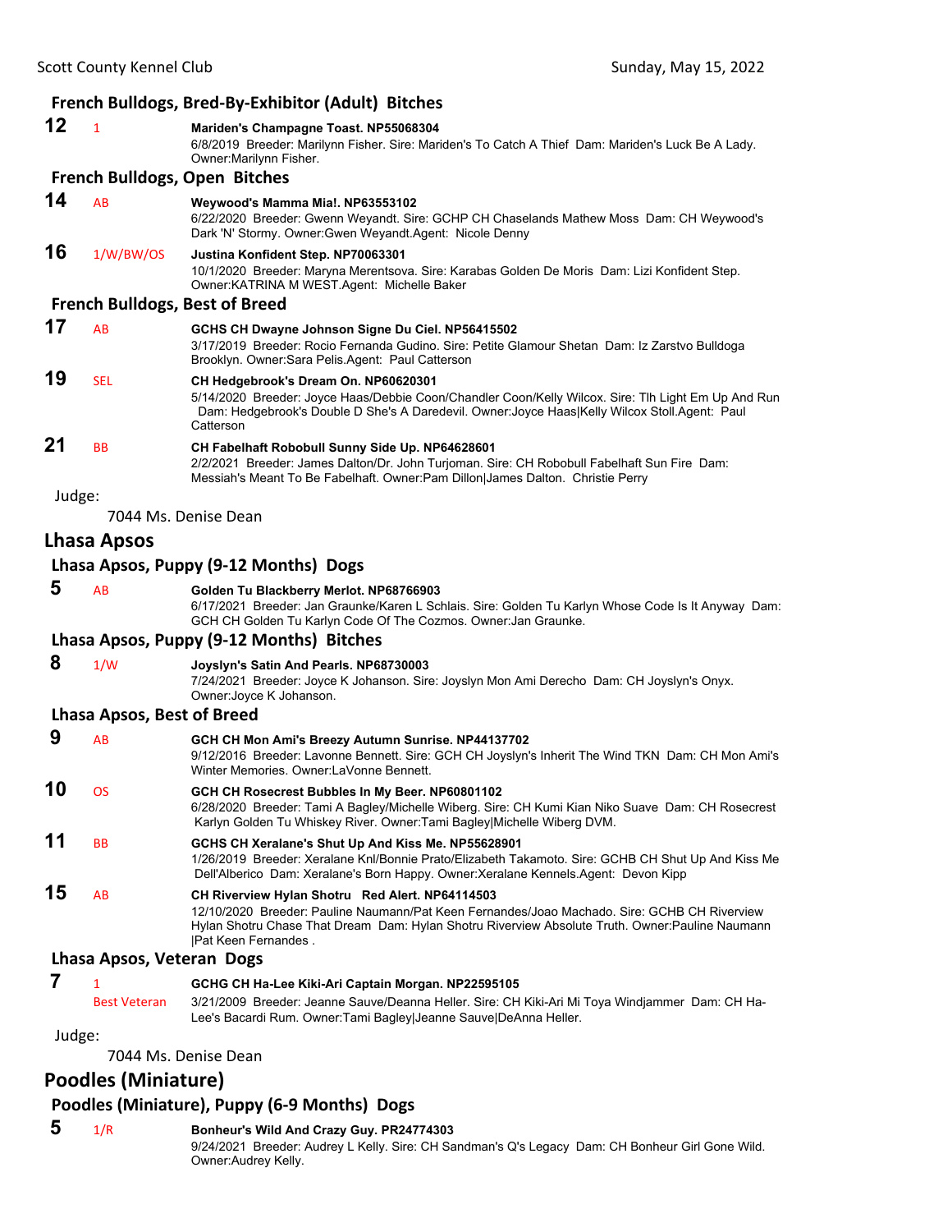### French Bulldogs, Bred-By-Exhibitor (Adult) Bitches

**12** 1 **Mariden's Champagne Toast. NP55068304**
6/8/2019 Breeder: Marilynn Fisher. Sire: Mariden's To Catch A Thief Dam: Mariden's Luck Be A Lady. Owner:Marilynn Fisher.

### French Bulldogs, Open Bitches

**14** AB **Weywood's Mamma Mia!. NP63553102**
6/22/2020 Breeder: Gwenn Weyandt. Sire: GCHP CH Chaselands Mathew Moss Dam: CH Weywood's Dark 'N' Stormy. Owner:Gwen Weyandt.Agent: Nicole Denny

**16** 1/W/BW/OS **Justina Konfident Step. NP70063301**
10/1/2020 Breeder: Maryna Merentsova. Sire: Karabas Golden De Moris Dam: Lizi Konfident Step. Owner:KATRINA M WEST.Agent: Michelle Baker

### French Bulldogs, Best of Breed

**17** AB **GCHS CH Dwayne Johnson Signe Du Ciel. NP56415502**
3/17/2019 Breeder: Rocio Fernanda Gudino. Sire: Petite Glamour Shetan Dam: Iz Zarstvo Bulldoga Brooklyn. Owner:Sara Pelis.Agent: Paul Catterson

**19** SEL **CH Hedgebrook's Dream On. NP60620301**
5/14/2020 Breeder: Joyce Haas/Debbie Coon/Chandler Coon/Kelly Wilcox. Sire: Tlh Light Em Up And Run Dam: Hedgebrook's Double D She's A Daredevil. Owner:Joyce Haas|Kelly Wilcox Stoll.Agent: Paul Catterson

**21** BB **CH Fabelhaft Robobull Sunny Side Up. NP64628601**
2/2/2021 Breeder: James Dalton/Dr. John Turjoman. Sire: CH Robobull Fabelhaft Sun Fire Dam: Messiah's Meant To Be Fabelhaft. Owner:Pam Dillon|James Dalton. Christie Perry

Judge:

7044 Ms. Denise Dean

## Lhasa Apsos

### Lhasa Apsos, Puppy (9-12 Months) Dogs

**5** AB **Golden Tu Blackberry Merlot. NP68766903**
6/17/2021 Breeder: Jan Graunke/Karen L Schlais. Sire: Golden Tu Karlyn Whose Code Is It Anyway Dam: GCH CH Golden Tu Karlyn Code Of The Cozmos. Owner:Jan Graunke.

### Lhasa Apsos, Puppy (9-12 Months) Bitches

**8** 1/W **Joyslyn's Satin And Pearls. NP68730003**
7/24/2021 Breeder: Joyce K Johanson. Sire: Joyslyn Mon Ami Derecho Dam: CH Joyslyn's Onyx. Owner:Joyce K Johanson.

### Lhasa Apsos, Best of Breed

**9** AB **GCH CH Mon Ami's Breezy Autumn Sunrise. NP44137702**
9/12/2016 Breeder: Lavonne Bennett. Sire: GCH CH Joyslyn's Inherit The Wind TKN Dam: CH Mon Ami's Winter Memories. Owner:LaVonne Bennett.

**10** OS **GCH CH Rosecrest Bubbles In My Beer. NP60801102**
6/28/2020 Breeder: Tami A Bagley/Michelle Wiberg. Sire: CH Kumi Kian Niko Suave Dam: CH Rosecrest Karlyn Golden Tu Whiskey River. Owner:Tami Bagley|Michelle Wiberg DVM.

**11** BB **GCHS CH Xeralane's Shut Up And Kiss Me. NP55628901**
1/26/2019 Breeder: Xeralane Knl/Bonnie Prato/Elizabeth Takamoto. Sire: GCHB CH Shut Up And Kiss Me Dell'Alberico Dam: Xeralane's Born Happy. Owner:Xeralane Kennels.Agent: Devon Kipp

**15** AB **CH Riverview Hylan Shotru Red Alert. NP64114503**
12/10/2020 Breeder: Pauline Naumann/Pat Keen Fernandes/Joao Machado. Sire: GCHB CH Riverview Hylan Shotru Chase That Dream Dam: Hylan Shotru Riverview Absolute Truth. Owner:Pauline Naumann |Pat Keen Fernandes .

### Lhasa Apsos, Veteran Dogs

**7** 1 Best Veteran **GCHG CH Ha-Lee Kiki-Ari Captain Morgan. NP22595105**
3/21/2009 Breeder: Jeanne Sauve/Deanna Heller. Sire: CH Kiki-Ari Mi Toya Windjammer Dam: CH Ha-Lee's Bacardi Rum. Owner:Tami Bagley|Jeanne Sauve|DeAnna Heller.

Judge:

7044 Ms. Denise Dean

## Poodles (Miniature)

### Poodles (Miniature), Puppy (6-9 Months) Dogs

**5** 1/R **Bonheur's Wild And Crazy Guy. PR24774303**
9/24/2021 Breeder: Audrey L Kelly. Sire: CH Sandman's Q's Legacy Dam: CH Bonheur Girl Gone Wild. Owner:Audrey Kelly.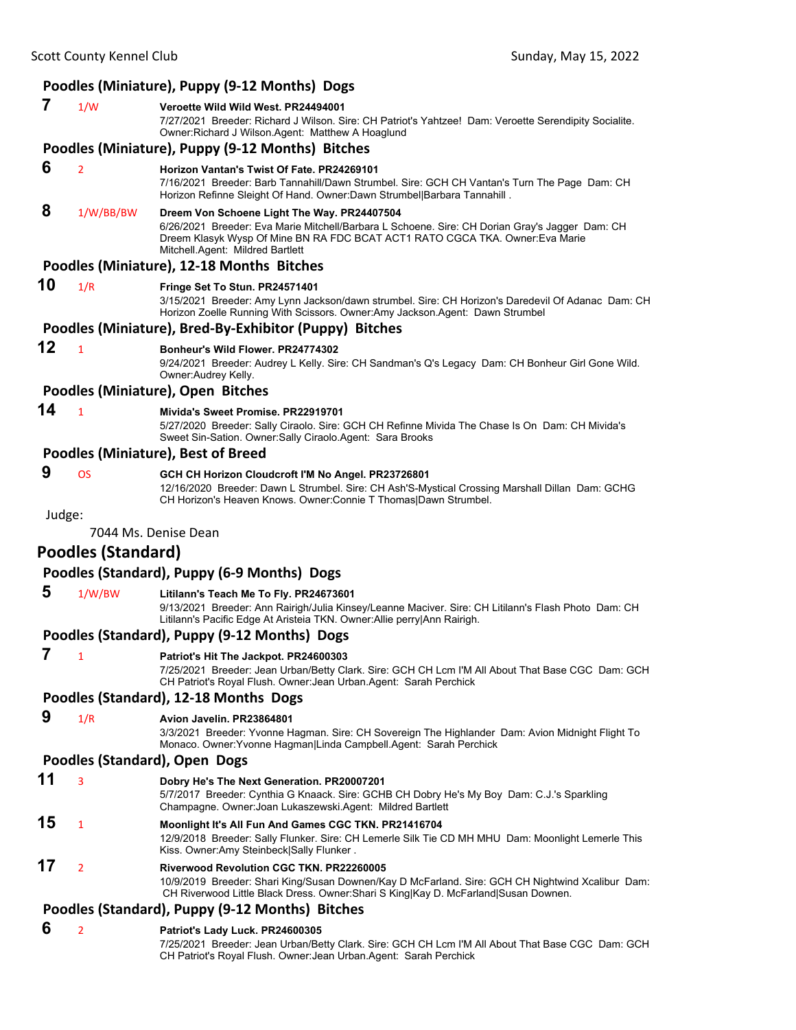### Poodles (Miniature), Puppy (9-12 Months) Dogs

**7** 1/W **Veroette Wild Wild West. PR24494001**
7/27/2021 Breeder: Richard J Wilson. Sire: CH Patriot's Yahtzee! Dam: Veroette Serendipity Socialite. Owner:Richard J Wilson.Agent: Matthew A Hoaglund

### Poodles (Miniature), Puppy (9-12 Months) Bitches

**6** 2 **Horizon Vantan's Twist Of Fate. PR24269101**
7/16/2021 Breeder: Barb Tannahill/Dawn Strumbel. Sire: GCH CH Vantan's Turn The Page Dam: CH Horizon Refinne Sleight Of Hand. Owner:Dawn Strumbel|Barbara Tannahill .

**8** 1/W/BB/BW **Dreem Von Schoene Light The Way. PR24407504**
6/26/2021 Breeder: Eva Marie Mitchell/Barbara L Schoene. Sire: CH Dorian Gray's Jagger Dam: CH Dreem Klasyk Wysp Of Mine BN RA FDC BCAT ACT1 RATO CGCA TKA. Owner:Eva Marie Mitchell.Agent: Mildred Bartlett

### Poodles (Miniature), 12-18 Months Bitches

**10** 1/R **Fringe Set To Stun. PR24571401**
3/15/2021 Breeder: Amy Lynn Jackson/dawn strumbel. Sire: CH Horizon's Daredevil Of Adanac Dam: CH Horizon Zoelle Running With Scissors. Owner:Amy Jackson.Agent: Dawn Strumbel

### Poodles (Miniature), Bred-By-Exhibitor (Puppy) Bitches

**12** 1 **Bonheur's Wild Flower. PR24774302**
9/24/2021 Breeder: Audrey L Kelly. Sire: CH Sandman's Q's Legacy Dam: CH Bonheur Girl Gone Wild. Owner:Audrey Kelly.

### Poodles (Miniature), Open Bitches

**14** 1 **Mivida's Sweet Promise. PR22919701**
5/27/2020 Breeder: Sally Ciraolo. Sire: GCH CH Refinne Mivida The Chase Is On Dam: CH Mivida's Sweet Sin-Sation. Owner:Sally Ciraolo.Agent: Sara Brooks

### Poodles (Miniature), Best of Breed

**9** OS **GCH CH Horizon Cloudcroft I'M No Angel. PR23726801**
12/16/2020 Breeder: Dawn L Strumbel. Sire: CH Ash'S-Mystical Crossing Marshall Dillan Dam: GCHG CH Horizon's Heaven Knows. Owner:Connie T Thomas|Dawn Strumbel.

Judge:

7044 Ms. Denise Dean

## Poodles (Standard)

### Poodles (Standard), Puppy (6-9 Months) Dogs

**5** 1/W/BW **Litilann's Teach Me To Fly. PR24673601**
9/13/2021 Breeder: Ann Rairigh/Julia Kinsey/Leanne Maciver. Sire: CH Litilann's Flash Photo Dam: CH Litilann's Pacific Edge At Aristeia TKN. Owner:Allie perry|Ann Rairigh.

### Poodles (Standard), Puppy (9-12 Months) Dogs

**7** 1 **Patriot's Hit The Jackpot. PR24600303**
7/25/2021 Breeder: Jean Urban/Betty Clark. Sire: GCH CH Lcm I'M All About That Base CGC Dam: GCH CH Patriot's Royal Flush. Owner:Jean Urban.Agent: Sarah Perchick

### Poodles (Standard), 12-18 Months Dogs

**9** 1/R **Avion Javelin. PR23864801**
3/3/2021 Breeder: Yvonne Hagman. Sire: CH Sovereign The Highlander Dam: Avion Midnight Flight To Monaco. Owner:Yvonne Hagman|Linda Campbell.Agent: Sarah Perchick

### Poodles (Standard), Open Dogs

**11** 3 **Dobry He's The Next Generation. PR20007201**
5/7/2017 Breeder: Cynthia G Knaack. Sire: GCHB CH Dobry He's My Boy Dam: C.J.'s Sparkling Champagne. Owner:Joan Lukaszewski.Agent: Mildred Bartlett

**15** 1 **Moonlight It's All Fun And Games CGC TKN. PR21416704**
12/9/2018 Breeder: Sally Flunker. Sire: CH Lemerle Silk Tie CD MH MHU Dam: Moonlight Lemerle This Kiss. Owner:Amy Steinbeck|Sally Flunker .

**17** 2 **Riverwood Revolution CGC TKN. PR22260005**
10/9/2019 Breeder: Shari King/Susan Downen/Kay D McFarland. Sire: GCH CH Nightwind Xcalibur Dam: CH Riverwood Little Black Dress. Owner:Shari S King|Kay D. McFarland|Susan Downen.

### Poodles (Standard), Puppy (9-12 Months) Bitches

**6** 2 **Patriot's Lady Luck. PR24600305**
7/25/2021 Breeder: Jean Urban/Betty Clark. Sire: GCH CH Lcm I'M All About That Base CGC Dam: GCH CH Patriot's Royal Flush. Owner:Jean Urban.Agent: Sarah Perchick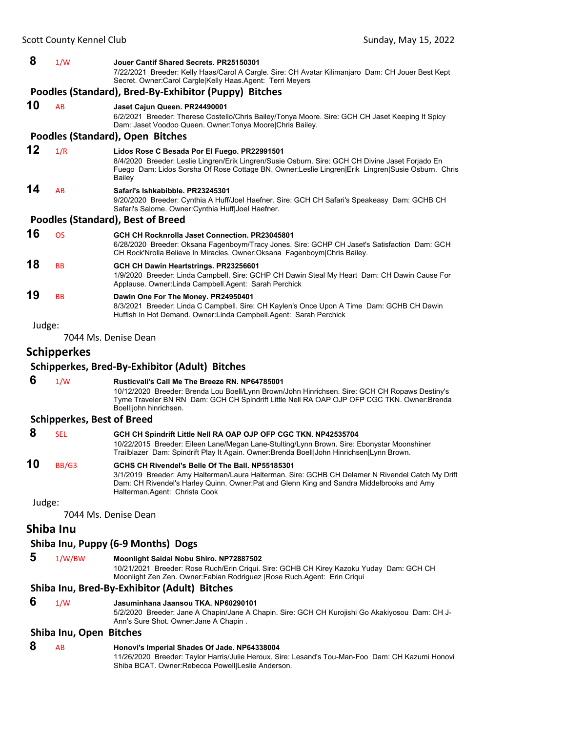**8** 1/W **Jouer Cantif Shared Secrets. PR25150301**
7/22/2021 Breeder: Kelly Haas/Carol A Cargle. Sire: CH Avatar Kilimanjaro Dam: CH Jouer Best Kept Secret. Owner:Carol Cargle|Kelly Haas.Agent: Terri Meyers

### Poodles (Standard), Bred-By-Exhibitor (Puppy) Bitches

**10** AB **Jaset Cajun Queen. PR24490001**
6/2/2021 Breeder: Therese Costello/Chris Bailey/Tonya Moore. Sire: GCH CH Jaset Keeping It Spicy Dam: Jaset Voodoo Queen. Owner:Tonya Moore|Chris Bailey.

### Poodles (Standard), Open Bitches

**12** 1/R **Lidos Rose C Besada Por El Fuego. PR22991501**
8/4/2020 Breeder: Leslie Lingren/Erik Lingren/Susie Osburn. Sire: GCH CH Divine Jaset Forjado En Fuego Dam: Lidos Sorsha Of Rose Cottage BN. Owner:Leslie Lingren|Erik Lingren|Susie Osburn. Chris Bailey

**14** AB **Safari's Ishkabibble. PR23245301**
9/20/2020 Breeder: Cynthia A Huff/Joel Haefner. Sire: GCH CH Safari's Speakeasy Dam: GCHB CH Safari's Salome. Owner:Cynthia Huff|Joel Haefner.

### Poodles (Standard), Best of Breed

**16** OS **GCH CH Rocknrolla Jaset Connection. PR23045801**
6/28/2020 Breeder: Oksana Fagenboym/Tracy Jones. Sire: GCHP CH Jaset's Satisfaction Dam: GCH CH Rock'Nrolla Believe In Miracles. Owner:Oksana Fagenboym|Chris Bailey.

**18** BB **GCH CH Dawin Heartstrings. PR23256601**
1/9/2020 Breeder: Linda Campbell. Sire: GCHP CH Dawin Steal My Heart Dam: CH Dawin Cause For Applause. Owner:Linda Campbell.Agent: Sarah Perchick

**19** BB **Dawin One For The Money. PR24950401**
8/3/2021 Breeder: Linda C Campbell. Sire: CH Kaylen's Once Upon A Time Dam: GCHB CH Dawin Huffish In Hot Demand. Owner:Linda Campbell.Agent: Sarah Perchick

Judge:
7044 Ms. Denise Dean

## Schipperkes

### Schipperkes, Bred-By-Exhibitor (Adult) Bitches

**6** 1/W **Rusticvali's Call Me The Breeze RN. NP64785001**
10/12/2020 Breeder: Brenda Lou Boell/Lynn Brown/John Hinrichsen. Sire: GCH CH Ropaws Destiny's Tyme Traveler BN RN Dam: GCH CH Spindrift Little Nell RA OAP OJP OFP CGC TKN. Owner:Brenda Boell|john hinrichsen.

### Schipperkes, Best of Breed

**8** SEL **GCH CH Spindrift Little Nell RA OAP OJP OFP CGC TKN. NP42535704**
10/22/2015 Breeder: Eileen Lane/Megan Lane-Stulting/Lynn Brown. Sire: Ebonystar Moonshiner Trailblazer Dam: Spindrift Play It Again. Owner:Brenda Boell|John Hinrichsen|Lynn Brown.

**10** BB/G3 **GCHS CH Rivendel's Belle Of The Ball. NP55185301**
3/1/2019 Breeder: Amy Halterman/Laura Halterman. Sire: GCHB CH Delamer N Rivendel Catch My Drift Dam: CH Rivendel's Harley Quinn. Owner:Pat and Glenn King and Sandra Middelbrooks and Amy Halterman.Agent: Christa Cook

Judge:
7044 Ms. Denise Dean

## Shiba Inu

### Shiba Inu, Puppy (6-9 Months) Dogs

**5** 1/W/BW **Moonlight Saidai Nobu Shiro. NP72887502**
10/21/2021 Breeder: Rose Ruch/Erin Criqui. Sire: GCHB CH Kirey Kazoku Yuday Dam: GCH CH Moonlight Zen Zen. Owner:Fabian Rodriguez |Rose Ruch.Agent: Erin Criqui

### Shiba Inu, Bred-By-Exhibitor (Adult) Bitches

**6** 1/W **Jasuminhana Jaansou TKA. NP60290101**
5/2/2020 Breeder: Jane A Chapin/Jane A Chapin. Sire: GCH CH Kurojishi Go Akakiyosou Dam: CH J-Ann's Sure Shot. Owner:Jane A Chapin .

### Shiba Inu, Open Bitches

**8** AB **Honovi's Imperial Shades Of Jade. NP64338004**
11/26/2020 Breeder: Taylor Harris/Julie Heroux. Sire: Lesand's Tou-Man-Foo Dam: CH Kazumi Honovi Shiba BCAT. Owner:Rebecca Powell|Leslie Anderson.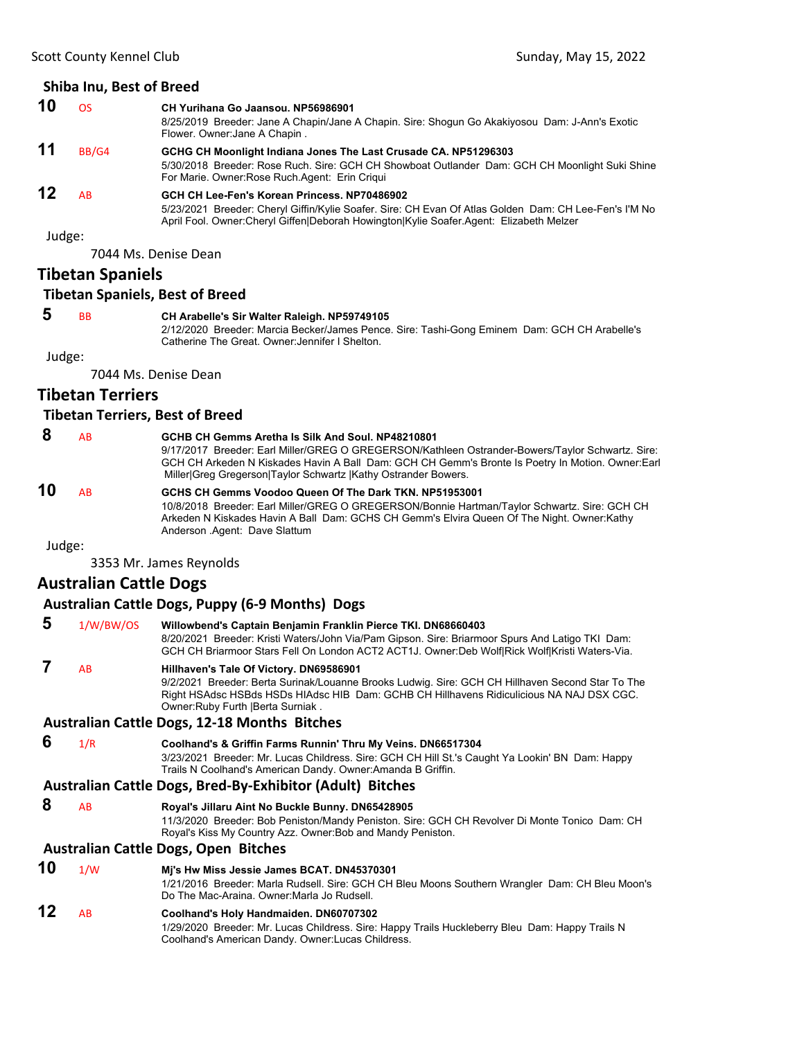### Shiba Inu, Best of Breed

**10** OS **CH Yurihana Go Jaansou. NP56986901**
8/25/2019 Breeder: Jane A Chapin/Jane A Chapin. Sire: Shogun Go Akakiyosou Dam: J-Ann's Exotic Flower. Owner:Jane A Chapin .

**11** BB/G4 **GCHG CH Moonlight Indiana Jones The Last Crusade CA. NP51296303**
5/30/2018 Breeder: Rose Ruch. Sire: GCH CH Showboat Outlander Dam: GCH CH Moonlight Suki Shine For Marie. Owner:Rose Ruch.Agent: Erin Criqui

**12** AB **GCH CH Lee-Fen's Korean Princess. NP70486902**
5/23/2021 Breeder: Cheryl Giffin/Kylie Soafer. Sire: CH Evan Of Atlas Golden Dam: CH Lee-Fen's I'M No April Fool. Owner:Cheryl Giffen|Deborah Howington|Kylie Soafer.Agent: Elizabeth Melzer

Judge:

7044 Ms. Denise Dean

## Tibetan Spaniels

### Tibetan Spaniels, Best of Breed

**5** BB **CH Arabelle's Sir Walter Raleigh. NP59749105**
2/12/2020 Breeder: Marcia Becker/James Pence. Sire: Tashi-Gong Eminem Dam: GCH CH Arabelle's Catherine The Great. Owner:Jennifer I Shelton.

Judge:

7044 Ms. Denise Dean

## Tibetan Terriers

### Tibetan Terriers, Best of Breed

**8** AB **GCHB CH Gemms Aretha Is Silk And Soul. NP48210801**
9/17/2017 Breeder: Earl Miller/GREG O GREGERSON/Kathleen Ostrander-Bowers/Taylor Schwartz. Sire: GCH CH Arkeden N Kiskades Havin A Ball Dam: GCH CH Gemm's Bronte Is Poetry In Motion. Owner:Earl Miller|Greg Gregerson|Taylor Schwartz |Kathy Ostrander Bowers.

**10** AB **GCHS CH Gemms Voodoo Queen Of The Dark TKN. NP51953001**
10/8/2018 Breeder: Earl Miller/GREG O GREGERSON/Bonnie Hartman/Taylor Schwartz. Sire: GCH CH Arkeden N Kiskades Havin A Ball Dam: GCHS CH Gemm's Elvira Queen Of The Night. Owner:Kathy Anderson .Agent: Dave Slattum

Judge:

3353 Mr. James Reynolds

## Australian Cattle Dogs

### Australian Cattle Dogs, Puppy (6-9 Months) Dogs

**5** 1/W/BW/OS **Willowbend's Captain Benjamin Franklin Pierce TKI. DN68660403**
8/20/2021 Breeder: Kristi Waters/John Via/Pam Gipson. Sire: Briarmoor Spurs And Latigo TKI Dam: GCH CH Briarmoor Stars Fell On London ACT2 ACT1J. Owner:Deb Wolf|Rick Wolf|Kristi Waters-Via.

**7** AB **Hillhaven's Tale Of Victory. DN69586901**
9/2/2021 Breeder: Berta Surinak/Louanne Brooks Ludwig. Sire: GCH CH Hillhaven Second Star To The Right HSAdsc HSBds HSDs HIAdsc HIB Dam: GCHB CH Hillhavens Ridiculicious NA NAJ DSX CGC. Owner:Ruby Furth |Berta Surniak .

### Australian Cattle Dogs, 12-18 Months Bitches

**6** 1/R **Coolhand's & Griffin Farms Runnin' Thru My Veins. DN66517304**
3/23/2021 Breeder: Mr. Lucas Childress. Sire: GCH CH Hill St.'s Caught Ya Lookin' BN Dam: Happy Trails N Coolhand's American Dandy. Owner:Amanda B Griffin.

### Australian Cattle Dogs, Bred-By-Exhibitor (Adult) Bitches

**8** AB **Royal's Jillaru Aint No Buckle Bunny. DN65428905**
11/3/2020 Breeder: Bob Peniston/Mandy Peniston. Sire: GCH CH Revolver Di Monte Tonico Dam: CH Royal's Kiss My Country Azz. Owner:Bob and Mandy Peniston.

### Australian Cattle Dogs, Open Bitches

**10** 1/W **Mj's Hw Miss Jessie James BCAT. DN45370301**
1/21/2016 Breeder: Marla Rudsell. Sire: GCH CH Bleu Moons Southern Wrangler Dam: CH Bleu Moon's Do The Mac-Araina. Owner:Marla Jo Rudsell.

**12** AB **Coolhand's Holy Handmaiden. DN60707302**
1/29/2020 Breeder: Mr. Lucas Childress. Sire: Happy Trails Huckleberry Bleu Dam: Happy Trails N Coolhand's American Dandy. Owner:Lucas Childress.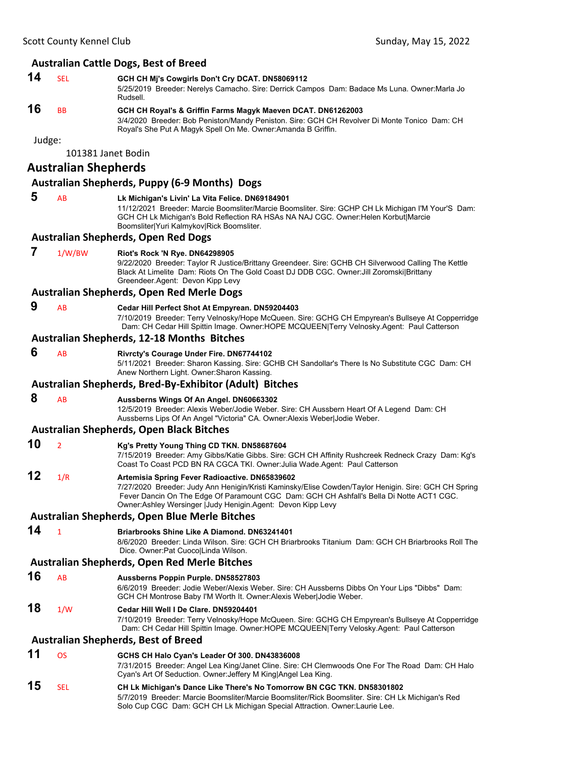### Australian Cattle Dogs, Best of Breed

**14** SEL **GCH CH Mj's Cowgirls Don't Cry DCAT. DN58069112**
5/25/2019 Breeder: Nerelys Camacho. Sire: Derrick Campos Dam: Badace Ms Luna. Owner:Marla Jo Rudsell.

**16** BB **GCH CH Royal's & Griffin Farms Magyk Maeven DCAT. DN61262003**
3/4/2020 Breeder: Bob Peniston/Mandy Peniston. Sire: GCH CH Revolver Di Monte Tonico Dam: CH Royal's She Put A Magyk Spell On Me. Owner:Amanda B Griffin.

Judge:

101381 Janet Bodin

## Australian Shepherds

### Australian Shepherds, Puppy (6-9 Months) Dogs

**5** AB **Lk Michigan's Livin' La Vita Felice. DN69184901**
11/12/2021 Breeder: Marcie Boomsliter/Marcie Boomsliter. Sire: GCHP CH Lk Michigan I'M Your'S Dam: GCH CH Lk Michigan's Bold Reflection RA HSAs NA NAJ CGC. Owner:Helen Korbut|Marcie Boomsliter|Yuri Kalmykov|Rick Boomsliter.

### Australian Shepherds, Open Red Dogs

**7** 1/W/BW **Riot's Rock 'N Rye. DN64298905**
9/22/2020 Breeder: Taylor R Justice/Brittany Greendeer. Sire: GCHB CH Silverwood Calling The Kettle Black At Limelite Dam: Riots On The Gold Coast DJ DDB CGC. Owner:Jill Zoromski|Brittany Greendeer.Agent: Devon Kipp Levy

### Australian Shepherds, Open Red Merle Dogs

**9** AB **Cedar Hill Perfect Shot At Empyrean. DN59204403**
7/10/2019 Breeder: Terry Velnosky/Hope McQueen. Sire: GCHG CH Empyrean's Bullseye At Copperridge Dam: CH Cedar Hill Spittin Image. Owner:HOPE MCQUEEN|Terry Velnosky.Agent: Paul Catterson

### Australian Shepherds, 12-18 Months Bitches

**6** AB **Rivrcty's Courage Under Fire. DN67744102**
5/11/2021 Breeder: Sharon Kassing. Sire: GCHB CH Sandollar's There Is No Substitute CGC Dam: CH Anew Northern Light. Owner:Sharon Kassing.

### Australian Shepherds, Bred-By-Exhibitor (Adult) Bitches

**8** AB **Aussberns Wings Of An Angel. DN60663302**
12/5/2019 Breeder: Alexis Weber/Jodie Weber. Sire: CH Aussbern Heart Of A Legend Dam: CH Aussberns Lips Of An Angel "Victoria" CA. Owner:Alexis Weber|Jodie Weber.

### Australian Shepherds, Open Black Bitches

**10** 2 **Kg's Pretty Young Thing CD TKN. DN58687604**
7/15/2019 Breeder: Amy Gibbs/Katie Gibbs. Sire: GCH CH Affinity Rushcreek Redneck Crazy Dam: Kg's Coast To Coast PCD BN RA CGCA TKI. Owner:Julia Wade.Agent: Paul Catterson

**12** 1/R **Artemisia Spring Fever Radioactive. DN65839602**
7/27/2020 Breeder: Judy Ann Henigin/Kristi Kaminsky/Elise Cowden/Taylor Henigin. Sire: GCH CH Spring Fever Dancin On The Edge Of Paramount CGC Dam: GCH CH Ashfall's Bella Di Notte ACT1 CGC. Owner:Ashley Wersinger |Judy Henigin.Agent: Devon Kipp Levy

### Australian Shepherds, Open Blue Merle Bitches

**14** 1 **Briarbrooks Shine Like A Diamond. DN63241401**
8/6/2020 Breeder: Linda Wilson. Sire: GCH CH Briarbrooks Titanium Dam: GCH CH Briarbrooks Roll The Dice. Owner:Pat Cuoco|Linda Wilson.

### Australian Shepherds, Open Red Merle Bitches

**16** AB **Aussberns Poppin Purple. DN58527803**
6/6/2019 Breeder: Jodie Weber/Alexis Weber. Sire: CH Aussberns Dibbs On Your Lips "Dibbs" Dam: GCH CH Montrose Baby I'M Worth It. Owner:Alexis Weber|Jodie Weber.

**18** 1/W **Cedar Hill Well I De Clare. DN59204401**
7/10/2019 Breeder: Terry Velnosky/Hope McQueen. Sire: GCHG CH Empyrean's Bullseye At Copperridge Dam: CH Cedar Hill Spittin Image. Owner:HOPE MCQUEEN|Terry Velosky.Agent: Paul Catterson

### Australian Shepherds, Best of Breed

**11** OS **GCHS CH Halo Cyan's Leader Of 300. DN43836008**
7/31/2015 Breeder: Angel Lea King/Janet Cline. Sire: CH Clemwoods One For The Road Dam: CH Halo Cyan's Art Of Seduction. Owner:Jeffery M King|Angel Lea King.

**15** SEL **CH Lk Michigan's Dance Like There's No Tomorrow BN CGC TKN. DN58301802**
5/7/2019 Breeder: Marcie Boomsliter/Marcie Boomsliter/Rick Boomsliter. Sire: CH Lk Michigan's Red Solo Cup CGC Dam: GCH CH Lk Michigan Special Attraction. Owner:Laurie Lee.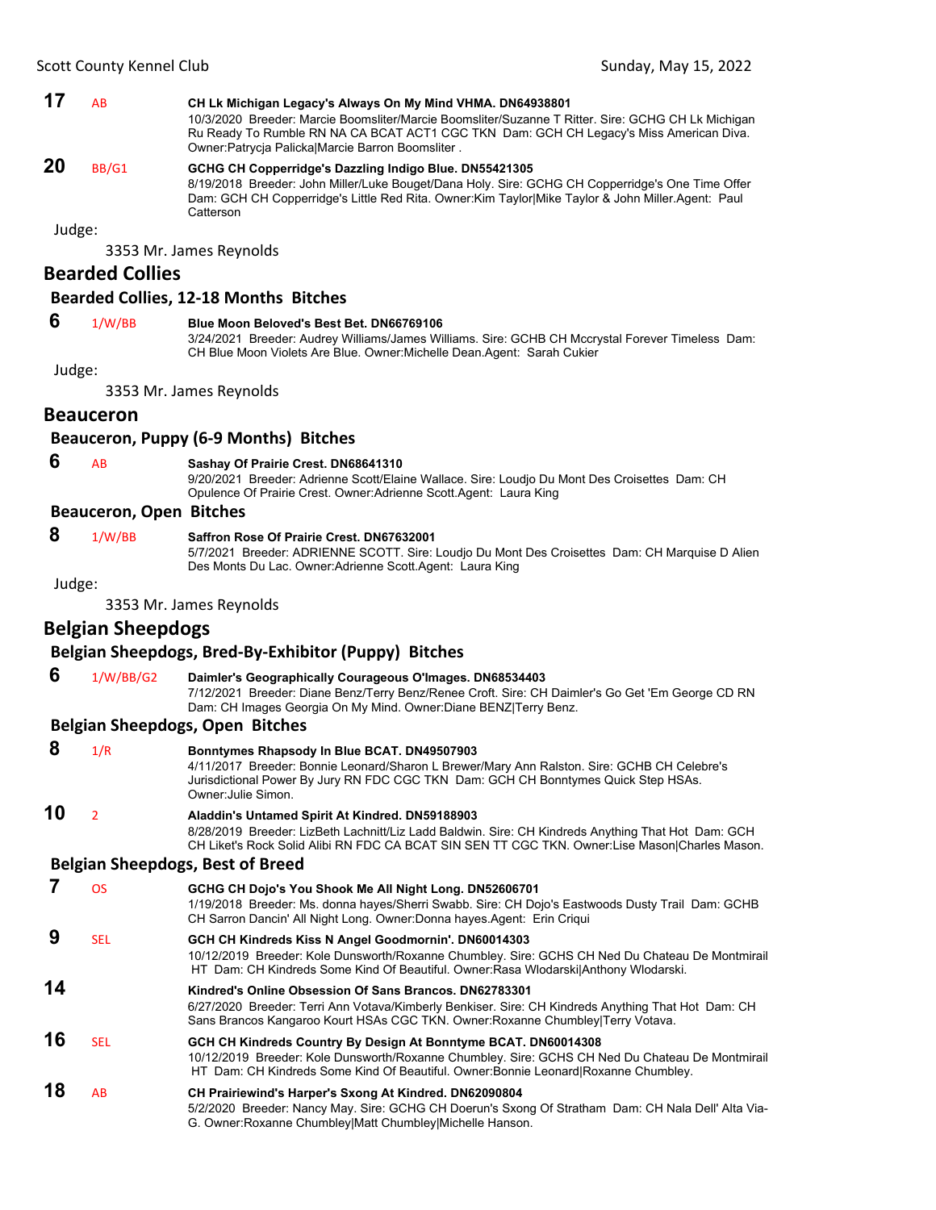**17** AB **CH Lk Michigan Legacy's Always On My Mind VHMA. DN64938801**
10/3/2020 Breeder: Marcie Boomsliter/Marcie Boomsliter/Suzanne T Ritter. Sire: GCHG CH Lk Michigan Ru Ready To Rumble RN NA CA BCAT ACT1 CGC TKN Dam: GCH CH Legacy's Miss American Diva. Owner:Patrycja Palicka|Marcie Barron Boomsliter .

**20** BB/G1 **GCHG CH Copperridge's Dazzling Indigo Blue. DN55421305**
8/19/2018 Breeder: John Miller/Luke Bouget/Dana Holy. Sire: GCHG CH Copperridge's One Time Offer Dam: GCH CH Copperridge's Little Red Rita. Owner:Kim Taylor|Mike Taylor & John Miller.Agent: Paul Catterson

Judge:

3353 Mr. James Reynolds

## Bearded Collies

### Bearded Collies, 12-18 Months Bitches

**6** 1/W/BB **Blue Moon Beloved's Best Bet. DN66769106**
3/24/2021 Breeder: Audrey Williams/James Williams. Sire: GCHB CH Mccrystal Forever Timeless Dam: CH Blue Moon Violets Are Blue. Owner:Michelle Dean.Agent: Sarah Cukier

Judge:

3353 Mr. James Reynolds

## Beauceron

### Beauceron, Puppy (6-9 Months) Bitches

**6** AB **Sashay Of Prairie Crest. DN68641310**
9/20/2021 Breeder: Adrienne Scott/Elaine Wallace. Sire: Loudjo Du Mont Des Croisettes Dam: CH Opulence Of Prairie Crest. Owner:Adrienne Scott.Agent: Laura King

### Beauceron, Open Bitches

**8** 1/W/BB **Saffron Rose Of Prairie Crest. DN67632001**
5/7/2021 Breeder: ADRIENNE SCOTT. Sire: Loudjo Du Mont Des Croisettes Dam: CH Marquise D Alien Des Monts Du Lac. Owner:Adrienne Scott.Agent: Laura King

Judge:

3353 Mr. James Reynolds

## Belgian Sheepdogs

### Belgian Sheepdogs, Bred-By-Exhibitor (Puppy) Bitches

**6** 1/W/BB/G2 **Daimler's Geographically Courageous O'Images. DN68534403**
7/12/2021 Breeder: Diane Benz/Terry Benz/Renee Croft. Sire: CH Daimler's Go Get 'Em George CD RN Dam: CH Images Georgia On My Mind. Owner:Diane BENZ|Terry Benz.

### Belgian Sheepdogs, Open Bitches

**8** 1/R **Bonntymes Rhapsody In Blue BCAT. DN49507903**
4/11/2017 Breeder: Bonnie Leonard/Sharon L Brewer/Mary Ann Ralston. Sire: GCHB CH Celebre's Jurisdictional Power By Jury RN FDC CGC TKN Dam: GCH CH Bonntymes Quick Step HSAs. Owner:Julie Simon.

**10** 2 **Aladdin's Untamed Spirit At Kindred. DN59188903**
8/28/2019 Breeder: LizBeth Lachnitt/Liz Ladd Baldwin. Sire: CH Kindreds Anything That Hot Dam: GCH CH Liket's Rock Solid Alibi RN FDC CA BCAT SIN SEN TT CGC TKN. Owner:Lise Mason|Charles Mason.

### Belgian Sheepdogs, Best of Breed

**7** OS **GCHG CH Dojo's You Shook Me All Night Long. DN52606701**
1/19/2018 Breeder: Ms. donna hayes/Sherri Swabb. Sire: CH Dojo's Eastwoods Dusty Trail Dam: GCHB CH Sarron Dancin' All Night Long. Owner:Donna hayes.Agent: Erin Criqui

**9** SEL **GCH CH Kindreds Kiss N Angel Goodmornin'. DN60014303**
10/12/2019 Breeder: Kole Dunsworth/Roxanne Chumbley. Sire: GCHS CH Ned Du Chateau De Montmirail HT Dam: CH Kindreds Some Kind Of Beautiful. Owner:Rasa Wlodarski|Anthony Wlodarski.

**14** **Kindred's Online Obsession Of Sans Brancos. DN62783301**
6/27/2020 Breeder: Terri Ann Votava/Kimberly Benkiser. Sire: CH Kindreds Anything That Hot Dam: CH Sans Brancos Kangaroo Kourt HSAs CGC TKN. Owner:Roxanne Chumbley|Terry Votava.

**16** SEL **GCH CH Kindreds Country By Design At Bonntyme BCAT. DN60014308**
10/12/2019 Breeder: Kole Dunsworth/Roxanne Chumbley. Sire: GCHS CH Ned Du Chateau De Montmirail HT Dam: CH Kindreds Some Kind Of Beautiful. Owner:Bonnie Leonard|Roxanne Chumbley.

**18** AB **CH Prairiewind's Harper's Sxong At Kindred. DN62090804**
5/2/2020 Breeder: Nancy May. Sire: GCHG CH Doerun's Sxong Of Stratham Dam: CH Nala Dell' Alta Via-G. Owner:Roxanne Chumbley|Matt Chumbley|Michelle Hanson.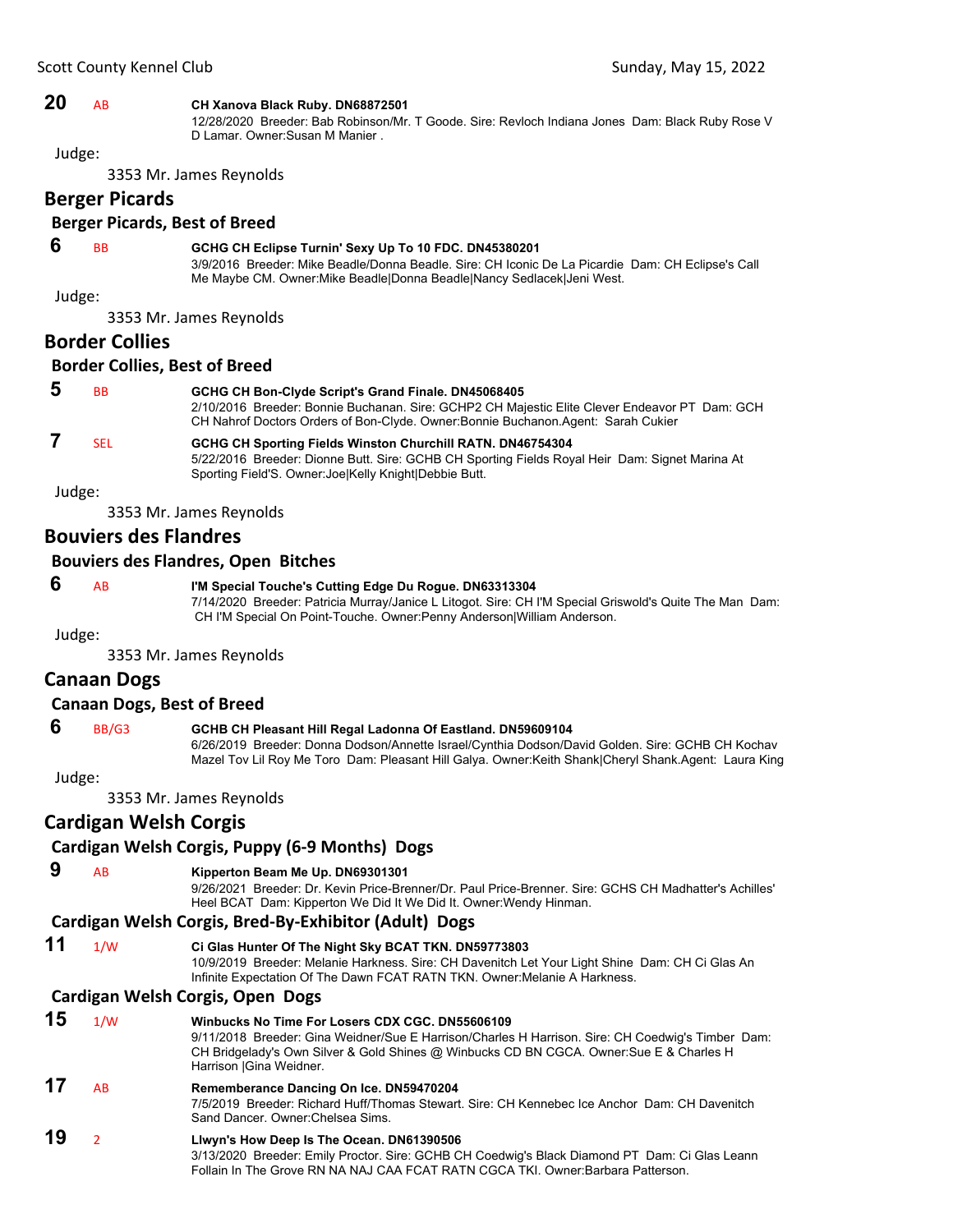**20** AB **CH Xanova Black Ruby. DN68872501**
12/28/2020 Breeder: Bab Robinson/Mr. T Goode. Sire: Revloch Indiana Jones Dam: Black Ruby Rose V D Lamar. Owner:Susan M Manier .

Judge:

3353 Mr. James Reynolds

## Berger Picards

### Berger Picards, Best of Breed

**6** BB **GCHG CH Eclipse Turnin' Sexy Up To 10 FDC. DN45380201**
3/9/2016 Breeder: Mike Beadle/Donna Beadle. Sire: CH Iconic De La Picardie Dam: CH Eclipse's Call Me Maybe CM. Owner:Mike Beadle|Donna Beadle|Nancy Sedlacek|Jeni West.

Judge:

3353 Mr. James Reynolds

## Border Collies

### Border Collies, Best of Breed

**5** BB **GCHG CH Bon-Clyde Script's Grand Finale. DN45068405**
2/10/2016 Breeder: Bonnie Buchanan. Sire: GCHP2 CH Majestic Elite Clever Endeavor PT Dam: GCH CH Nahrof Doctors Orders of Bon-Clyde. Owner:Bonnie Buchanon.Agent: Sarah Cukier

**7** SEL **GCHG CH Sporting Fields Winston Churchill RATN. DN46754304**
5/22/2016 Breeder: Dionne Butt. Sire: GCHB CH Sporting Fields Royal Heir Dam: Signet Marina At Sporting Field'S. Owner:Joe|Kelly Knight|Debbie Butt.

Judge:

3353 Mr. James Reynolds

## Bouviers des Flandres

### Bouviers des Flandres, Open Bitches

**6** AB **I'M Special Touche's Cutting Edge Du Rogue. DN63313304**
7/14/2020 Breeder: Patricia Murray/Janice L Litogot. Sire: CH I'M Special Griswold's Quite The Man Dam: CH I'M Special On Point-Touche. Owner:Penny Anderson|William Anderson.

Judge:

3353 Mr. James Reynolds

## Canaan Dogs

### Canaan Dogs, Best of Breed

**6** BB/G3 **GCHB CH Pleasant Hill Regal Ladonna Of Eastland. DN59609104**
6/26/2019 Breeder: Donna Dodson/Annette Israel/Cynthia Dodson/David Golden. Sire: GCHB CH Kochav Mazel Tov Lil Roy Me Toro Dam: Pleasant Hill Galya. Owner:Keith Shank|Cheryl Shank.Agent: Laura King

Judge:

3353 Mr. James Reynolds

## Cardigan Welsh Corgis

### Cardigan Welsh Corgis, Puppy (6-9 Months) Dogs

**9** AB **Kipperton Beam Me Up. DN69301301**
9/26/2021 Breeder: Dr. Kevin Price-Brenner/Dr. Paul Price-Brenner. Sire: GCHS CH Madhatter's Achilles' Heel BCAT Dam: Kipperton We Did It We Did It. Owner:Wendy Hinman.

### Cardigan Welsh Corgis, Bred-By-Exhibitor (Adult) Dogs

**11** 1/W **Ci Glas Hunter Of The Night Sky BCAT TKN. DN59773803**
10/9/2019 Breeder: Melanie Harkness. Sire: CH Davenitch Let Your Light Shine Dam: CH Ci Glas An Infinite Expectation Of The Dawn FCAT RATN TKN. Owner:Melanie A Harkness.

### Cardigan Welsh Corgis, Open Dogs

**15** 1/W **Winbucks No Time For Losers CDX CGC. DN55606109**
9/11/2018 Breeder: Gina Weidner/Sue E Harrison/Charles H Harrison. Sire: CH Coedwig's Timber Dam: CH Bridgelady's Own Silver & Gold Shines @ Winbucks CD BN CGCA. Owner:Sue E & Charles H Harrison |Gina Weidner.

**17** AB **Rememberance Dancing On Ice. DN59470204**
7/5/2019 Breeder: Richard Huff/Thomas Stewart. Sire: CH Kennebec Ice Anchor Dam: CH Davenitch Sand Dancer. Owner:Chelsea Sims.

**19** 2 **Llwyn's How Deep Is The Ocean. DN61390506**
3/13/2020 Breeder: Emily Proctor. Sire: GCHB CH Coedwig's Black Diamond PT Dam: Ci Glas Leann Follain In The Grove RN NA NAJ CAA FCAT RATN CGCA TKI. Owner:Barbara Patterson.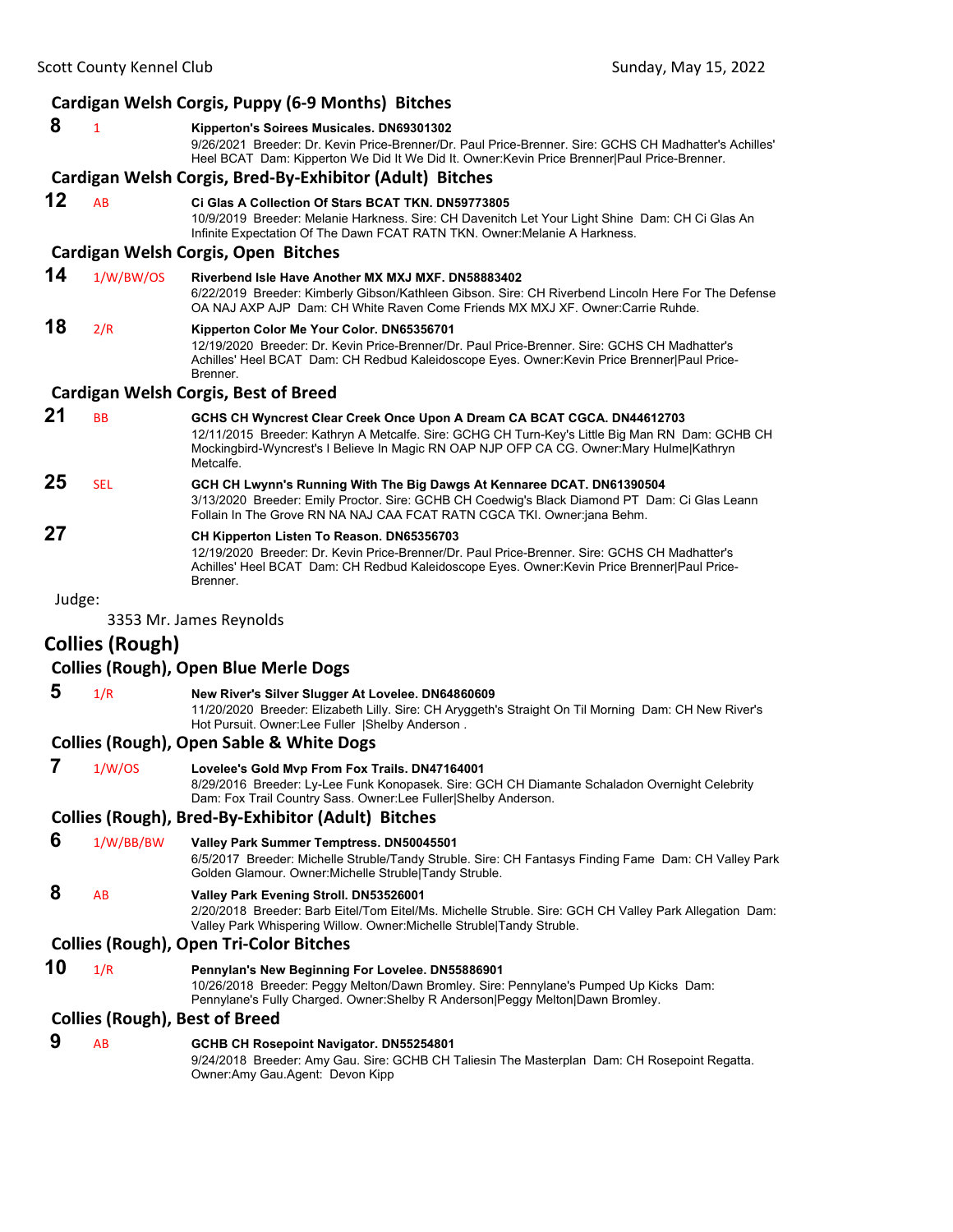### Cardigan Welsh Corgis, Puppy (6-9 Months) Bitches

**8** 1 **Kipperton's Soirees Musicales. DN69301302**
9/26/2021 Breeder: Dr. Kevin Price-Brenner/Dr. Paul Price-Brenner. Sire: GCHS CH Madhatter's Achilles' Heel BCAT Dam: Kipperton We Did It We Did It. Owner:Kevin Price Brenner|Paul Price-Brenner.

### Cardigan Welsh Corgis, Bred-By-Exhibitor (Adult) Bitches

**12** AB **Ci Glas A Collection Of Stars BCAT TKN. DN59773805**
10/9/2019 Breeder: Melanie Harkness. Sire: CH Davenitch Let Your Light Shine Dam: CH Ci Glas An Infinite Expectation Of The Dawn FCAT RATN TKN. Owner:Melanie A Harkness.

### Cardigan Welsh Corgis, Open Bitches

**14** 1/W/BW/OS **Riverbend Isle Have Another MX MXJ MXF. DN58883402**
6/22/2019 Breeder: Kimberly Gibson/Kathleen Gibson. Sire: CH Riverbend Lincoln Here For The Defense OA NAJ AXP AJP Dam: CH White Raven Come Friends MX MXJ XF. Owner:Carrie Ruhde.

**18** 2/R **Kipperton Color Me Your Color. DN65356701**
12/19/2020 Breeder: Dr. Kevin Price-Brenner/Dr. Paul Price-Brenner. Sire: GCHS CH Madhatter's Achilles' Heel BCAT Dam: CH Redbud Kaleidoscope Eyes. Owner:Kevin Price Brenner|Paul Price-Brenner.

### Cardigan Welsh Corgis, Best of Breed

**21** BB **GCHS CH Wyncrest Clear Creek Once Upon A Dream CA BCAT CGCA. DN44612703**
12/11/2015 Breeder: Kathryn A Metcalfe. Sire: GCHG CH Turn-Key's Little Big Man RN Dam: GCHB CH Mockingbird-Wyncrest's I Believe In Magic RN OAP NJP OFP CA CG. Owner:Mary Hulme|Kathryn Metcalfe.

**25** SEL **GCH CH Lwynn's Running With The Big Dawgs At Kennaree DCAT. DN61390504**
3/13/2020 Breeder: Emily Proctor. Sire: GCHB CH Coedwig's Black Diamond PT Dam: Ci Glas Leann Follain In The Grove RN NA NAJ CAA FCAT RATN CGCA TKI. Owner:jana Behm.

**27** **CH Kipperton Listen To Reason. DN65356703**
12/19/2020 Breeder: Dr. Kevin Price-Brenner/Dr. Paul Price-Brenner. Sire: GCHS CH Madhatter's Achilles' Heel BCAT Dam: CH Redbud Kaleidoscope Eyes. Owner:Kevin Price Brenner|Paul Price-Brenner.

Judge:

3353 Mr. James Reynolds

## Collies (Rough)

### Collies (Rough), Open Blue Merle Dogs

**5** 1/R **New River's Silver Slugger At Lovelee. DN64860609**
11/20/2020 Breeder: Elizabeth Lilly. Sire: CH Aryggeth's Straight On Til Morning Dam: CH New River's Hot Pursuit. Owner:Lee Fuller |Shelby Anderson .

### Collies (Rough), Open Sable & White Dogs

**7** 1/W/OS **Lovelee's Gold Mvp From Fox Trails. DN47164001**
8/29/2016 Breeder: Ly-Lee Funk Konopasek. Sire: GCH CH Diamante Schaladon Overnight Celebrity Dam: Fox Trail Country Sass. Owner:Lee Fuller|Shelby Anderson.

### Collies (Rough), Bred-By-Exhibitor (Adult) Bitches

**6** 1/W/BB/BW **Valley Park Summer Temptress. DN50045501**
6/5/2017 Breeder: Michelle Struble/Tandy Struble. Sire: CH Fantasys Finding Fame Dam: CH Valley Park Golden Glamour. Owner:Michelle Struble|Tandy Struble.

**8** AB **Valley Park Evening Stroll. DN53526001**
2/20/2018 Breeder: Barb Eitel/Tom Eitel/Ms. Michelle Struble. Sire: GCH CH Valley Park Allegation Dam: Valley Park Whispering Willow. Owner:Michelle Struble|Tandy Struble.

### Collies (Rough), Open Tri-Color Bitches

**10** 1/R **Pennylan's New Beginning For Lovelee. DN55886901**
10/26/2018 Breeder: Peggy Melton/Dawn Bromley. Sire: Pennylane's Pumped Up Kicks Dam: Pennylane's Fully Charged. Owner:Shelby R Anderson|Peggy Melton|Dawn Bromley.

### Collies (Rough), Best of Breed

**9** AB **GCHB CH Rosepoint Navigator. DN55254801**
9/24/2018 Breeder: Amy Gau. Sire: GCHB CH Taliesin The Masterplan Dam: CH Rosepoint Regatta. Owner:Amy Gau.Agent: Devon Kipp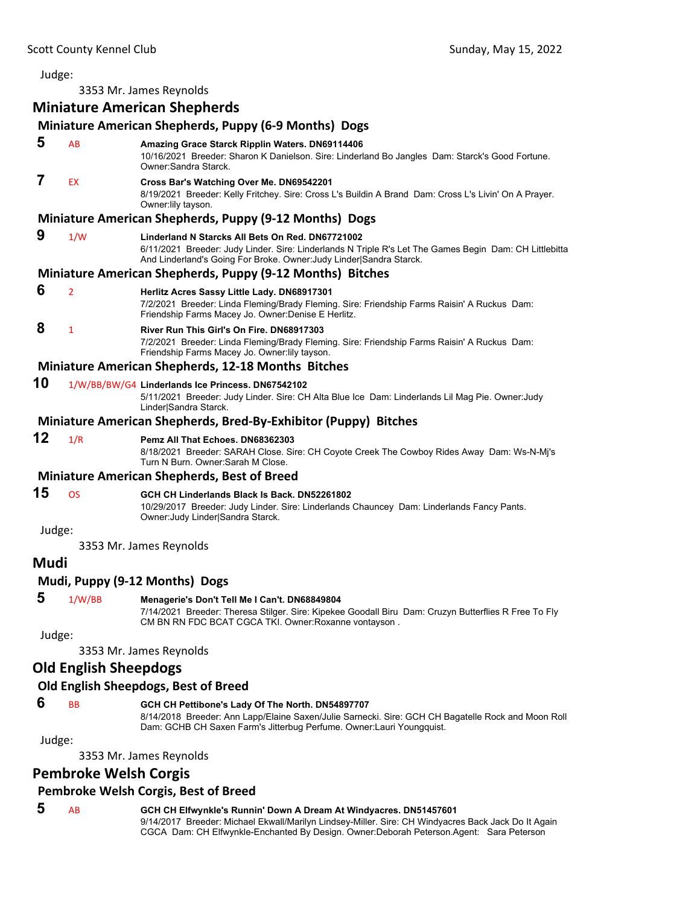Judge:

3353 Mr. James Reynolds

## Miniature American Shepherds

### Miniature American Shepherds, Puppy (6-9 Months) Dogs

**5** AB **Amazing Grace Starck Ripplin Waters. DN69114406**
10/16/2021 Breeder: Sharon K Danielson. Sire: Linderland Bo Jangles Dam: Starck's Good Fortune. Owner:Sandra Starck.

**7** EX **Cross Bar's Watching Over Me. DN69542201**
8/19/2021 Breeder: Kelly Fritchey. Sire: Cross L's Buildin A Brand Dam: Cross L's Livin' On A Prayer. Owner:lily tayson.

### Miniature American Shepherds, Puppy (9-12 Months) Dogs

**9** 1/W **Linderland N Starcks All Bets On Red. DN67721002**
6/11/2021 Breeder: Judy Linder. Sire: Linderlands N Triple R's Let The Games Begin Dam: CH Littlebitta And Linderland's Going For Broke. Owner:Judy Linder|Sandra Starck.

### Miniature American Shepherds, Puppy (9-12 Months) Bitches

**6** 2 **Herlitz Acres Sassy Little Lady. DN68917301**
7/2/2021 Breeder: Linda Fleming/Brady Fleming. Sire: Friendship Farms Raisin' A Ruckus Dam: Friendship Farms Macey Jo. Owner:Denise E Herlitz.

**8** 1 **River Run This Girl's On Fire. DN68917303**
7/2/2021 Breeder: Linda Fleming/Brady Fleming. Sire: Friendship Farms Raisin' A Ruckus Dam: Friendship Farms Macey Jo. Owner:lily tayson.

### Miniature American Shepherds, 12-18 Months Bitches

**10** 1/W/BB/BW/G4 **Linderlands Ice Princess. DN67542102**
5/11/2021 Breeder: Judy Linder. Sire: CH Alta Blue Ice Dam: Linderlands Lil Mag Pie. Owner:Judy Linder|Sandra Starck.

### Miniature American Shepherds, Bred-By-Exhibitor (Puppy) Bitches

**12** 1/R **Pemz All That Echoes. DN68362303**
8/18/2021 Breeder: SARAH Close. Sire: CH Coyote Creek The Cowboy Rides Away Dam: Ws-N-Mj's Turn N Burn. Owner:Sarah M Close.

### Miniature American Shepherds, Best of Breed

**15** OS **GCH CH Linderlands Black Is Back. DN52261802**
10/29/2017 Breeder: Judy Linder. Sire: Linderlands Chauncey Dam: Linderlands Fancy Pants. Owner:Judy Linder|Sandra Starck.

Judge:

3353 Mr. James Reynolds

## Mudi

### Mudi, Puppy (9-12 Months) Dogs

**5** 1/W/BB **Menagerie's Don't Tell Me I Can't. DN68849804**
7/14/2021 Breeder: Theresa Stilger. Sire: Kipekee Goodall Biru Dam: Cruzyn Butterflies R Free To Fly CM BN RN FDC BCAT CGCA TKI. Owner:Roxanne vontayson .

Judge:

3353 Mr. James Reynolds

## Old English Sheepdogs

### Old English Sheepdogs, Best of Breed

**6** BB **GCH CH Pettibone's Lady Of The North. DN54897707**
8/14/2018 Breeder: Ann Lapp/Elaine Saxen/Julie Sarnecki. Sire: GCH CH Bagatelle Rock and Moon Roll Dam: GCHB CH Saxen Farm's Jitterbug Perfume. Owner:Lauri Youngquist.

Judge:

3353 Mr. James Reynolds

## Pembroke Welsh Corgis

### Pembroke Welsh Corgis, Best of Breed

**5** AB **GCH CH Elfwynkle's Runnin' Down A Dream At Windyacres. DN51457601**
9/14/2017 Breeder: Michael Ekwall/Marilyn Lindsey-Miller. Sire: CH Windyacres Back Jack Do It Again CGCA Dam: CH Elfwynkle-Enchanted By Design. Owner:Deborah Peterson.Agent: Sara Peterson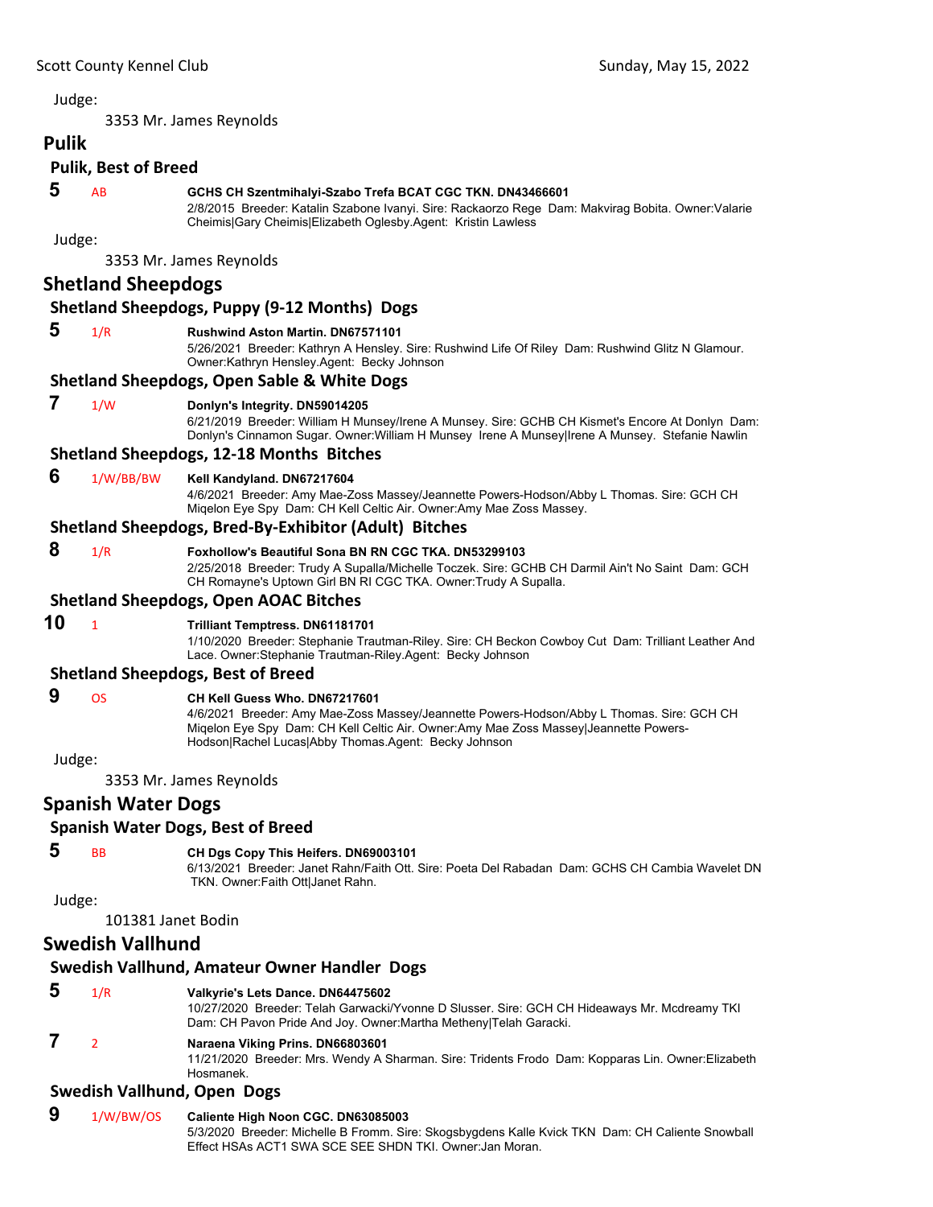Judge:

3353 Mr. James Reynolds

## Pulik

### Pulik, Best of Breed

**5** AB **GCHS CH Szentmihalyi-Szabo Trefa BCAT CGC TKN. DN43466601**
2/8/2015 Breeder: Katalin Szabone Ivanyi. Sire: Rackaorzo Rege Dam: Makvirag Bobita. Owner:Valarie Cheimis|Gary Cheimis|Elizabeth Oglesby.Agent: Kristin Lawless

Judge:

3353 Mr. James Reynolds

## Shetland Sheepdogs

### Shetland Sheepdogs, Puppy (9-12 Months) Dogs

**5** 1/R **Rushwind Aston Martin. DN67571101**
5/26/2021 Breeder: Kathryn A Hensley. Sire: Rushwind Life Of Riley Dam: Rushwind Glitz N Glamour. Owner:Kathryn Hensley.Agent: Becky Johnson

### Shetland Sheepdogs, Open Sable & White Dogs

**7** 1/W **Donlyn's Integrity. DN59014205**
6/21/2019 Breeder: William H Munsey/Irene A Munsey. Sire: GCHB CH Kismet's Encore At Donlyn Dam: Donlyn's Cinnamon Sugar. Owner:William H Munsey Irene A Munsey|Irene A Munsey. Stefanie Nawlin

### Shetland Sheepdogs, 12-18 Months Bitches

**6** 1/W/BB/BW **Kell Kandyland. DN67217604**
4/6/2021 Breeder: Amy Mae-Zoss Massey/Jeannette Powers-Hodson/Abby L Thomas. Sire: GCH CH Miqelon Eye Spy Dam: CH Kell Celtic Air. Owner:Amy Mae Zoss Massey.

### Shetland Sheepdogs, Bred-By-Exhibitor (Adult) Bitches

**8** 1/R **Foxhollow's Beautiful Sona BN RN CGC TKA. DN53299103**
2/25/2018 Breeder: Trudy A Supalla/Michelle Toczek. Sire: GCHB CH Darmil Ain't No Saint Dam: GCH CH Romayne's Uptown Girl BN RI CGC TKA. Owner:Trudy A Supalla.

### Shetland Sheepdogs, Open AOAC Bitches

**10** 1 **Trilliant Temptress. DN61181701**
1/10/2020 Breeder: Stephanie Trautman-Riley. Sire: CH Beckon Cowboy Cut Dam: Trilliant Leather And Lace. Owner:Stephanie Trautman-Riley.Agent: Becky Johnson

### Shetland Sheepdogs, Best of Breed

**9** OS **CH Kell Guess Who. DN67217601**
4/6/2021 Breeder: Amy Mae-Zoss Massey/Jeannette Powers-Hodson/Abby L Thomas. Sire: GCH CH Miqelon Eye Spy Dam: CH Kell Celtic Air. Owner:Amy Mae Zoss Massey|Jeannette Powers-Hodson|Rachel Lucas|Abby Thomas.Agent: Becky Johnson

Judge:

3353 Mr. James Reynolds

## Spanish Water Dogs

### Spanish Water Dogs, Best of Breed

**5** BB **CH Dgs Copy This Heifers. DN69003101**
6/13/2021 Breeder: Janet Rahn/Faith Ott. Sire: Poeta Del Rabadan Dam: GCHS CH Cambia Wavelet DN TKN. Owner:Faith Ott|Janet Rahn.

Judge:

101381 Janet Bodin

## Swedish Vallhund

### Swedish Vallhund, Amateur Owner Handler Dogs

**5** 1/R **Valkyrie's Lets Dance. DN64475602**
10/27/2020 Breeder: Telah Garwacki/Yvonne D Slusser. Sire: GCH CH Hideaways Mr. Mcdreamy TKI Dam: CH Pavon Pride And Joy. Owner:Martha Metheny|Telah Garacki.

**7** 2 **Naraena Viking Prins. DN66803601**
11/21/2020 Breeder: Mrs. Wendy A Sharman. Sire: Tridents Frodo Dam: Kopparas Lin. Owner:Elizabeth Hosmanek.

### Swedish Vallhund, Open Dogs

**9** 1/W/BW/OS **Caliente High Noon CGC. DN63085003**
5/3/2020 Breeder: Michelle B Fromm. Sire: Skogsbygdens Kalle Kvick TKN Dam: CH Caliente Snowball Effect HSAs ACT1 SWA SCE SEE SHDN TKI. Owner:Jan Moran.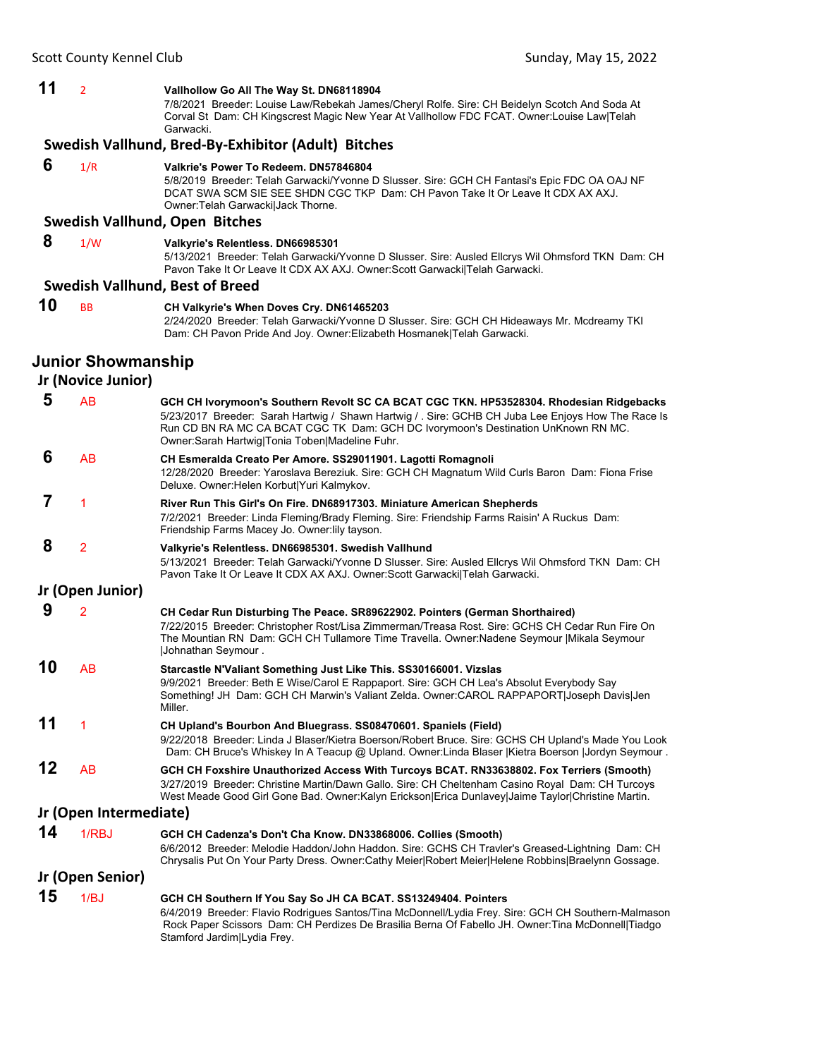**11** 2 **Vallhollow Go All The Way St. DN68118904**
7/8/2021 Breeder: Louise Law/Rebekah James/Cheryl Rolfe. Sire: CH Beidelyn Scotch And Soda At Corval St Dam: CH Kingscrest Magic New Year At Vallhollow FDC FCAT. Owner:Louise Law|Telah Garwacki.

### Swedish Vallhund, Bred-By-Exhibitor (Adult) Bitches

**6** 1/R **Valkrie's Power To Redeem. DN57846804**
5/8/2019 Breeder: Telah Garwacki/Yvonne D Slusser. Sire: GCH CH Fantasi's Epic FDC OA OAJ NF DCAT SWA SCM SIE SEE SHDN CGC TKP Dam: CH Pavon Take It Or Leave It CDX AX AXJ. Owner:Telah Garwacki|Jack Thorne.

### Swedish Vallhund, Open Bitches

**8** 1/W **Valkyrie's Relentless. DN66985301**
5/13/2021 Breeder: Telah Garwacki/Yvonne D Slusser. Sire: Ausled Ellcrys Wil Ohmsford TKN Dam: CH Pavon Take It Or Leave It CDX AX AXJ. Owner:Scott Garwacki|Telah Garwacki.

### Swedish Vallhund, Best of Breed

**10** BB **CH Valkyrie's When Doves Cry. DN61465203**
2/24/2020 Breeder: Telah Garwacki/Yvonne D Slusser. Sire: GCH CH Hideaways Mr. Mcdreamy TKI Dam: CH Pavon Pride And Joy. Owner:Elizabeth Hosmanek|Telah Garwacki.

## Junior Showmanship

### Jr (Novice Junior)

**5** AB **GCH CH Ivorymoon's Southern Revolt SC CA BCAT CGC TKN. HP53528304. Rhodesian Ridgebacks**
5/23/2017 Breeder: Sarah Hartwig / Shawn Hartwig / . Sire: GCHB CH Juba Lee Enjoys How The Race Is Run CD BN RA MC CA BCAT CGC TK Dam: GCH DC Ivorymoon's Destination UnKnown RN MC. Owner:Sarah Hartwig|Tonia Toben|Madeline Fuhr.

**6** AB **CH Esmeralda Creato Per Amore. SS29011901. Lagotti Romagnoli**
12/28/2020 Breeder: Yaroslava Bereziuk. Sire: GCH CH Magnatum Wild Curls Baron Dam: Fiona Frise Deluxe. Owner:Helen Korbut|Yuri Kalmykov.

**7** 1 **River Run This Girl's On Fire. DN68917303. Miniature American Shepherds**
7/2/2021 Breeder: Linda Fleming/Brady Fleming. Sire: Friendship Farms Raisin' A Ruckus Dam: Friendship Farms Macey Jo. Owner:lily tayson.

**8** 2 **Valkyrie's Relentless. DN66985301. Swedish Vallhund**
5/13/2021 Breeder: Telah Garwacki/Yvonne D Slusser. Sire: Ausled Ellcrys Wil Ohmsford TKN Dam: CH Pavon Take It Or Leave It CDX AX AXJ. Owner:Scott Garwacki|Telah Garwacki.

### Jr (Open Junior)

**9** 2 **CH Cedar Run Disturbing The Peace. SR89622902. Pointers (German Shorthaired)**
7/22/2015 Breeder: Christopher Rost/Lisa Zimmerman/Treasa Rost. Sire: GCHS CH Cedar Run Fire On The Mountain RN Dam: GCH CH Tullamore Time Travella. Owner:Nadene Seymour |Mikala Seymour |Johnathan Seymour .

**10** AB **Starcastle N'Valiant Something Just Like This. SS30166001. Vizslas**
9/9/2021 Breeder: Beth E Wise/Carol E Rappaport. Sire: GCH CH Lea's Absolut Everybody Say Something! JH Dam: GCH CH Marwin's Valiant Zelda. Owner:CAROL RAPPAPORT|Joseph Davis|Jen Miller.

**11** 1 **CH Upland's Bourbon And Bluegrass. SS08470601. Spaniels (Field)**
9/22/2018 Breeder: Linda J Blaser/Kietra Boerson/Robert Bruce. Sire: GCHS CH Upland's Made You Look Dam: CH Bruce's Whiskey In A Teacup @ Upland. Owner:Linda Blaser |Kietra Boerson |Jordyn Seymour .

**12** AB **GCH CH Foxshire Unauthorized Access With Turcoys BCAT. RN33638802. Fox Terriers (Smooth)**
3/27/2019 Breeder: Christine Martin/Dawn Gallo. Sire: CH Cheltenham Casino Royal Dam: CH Turcoys West Meade Good Girl Gone Bad. Owner:Kalyn Erickson|Erica Dunlavey|Jaime Taylor|Christine Martin.

### Jr (Open Intermediate)

**14** 1/RBJ **GCH CH Cadenza's Don't Cha Know. DN33868006. Collies (Smooth)**
6/6/2012 Breeder: Melodie Haddon/John Haddon. Sire: GCHS CH Travler's Greased-Lightning Dam: CH Chrysalis Put On Your Party Dress. Owner:Cathy Meier|Robert Meier|Helene Robbins|Braelynn Gossage.

### Jr (Open Senior)

**15** 1/BJ **GCH CH Southern If You Say So JH CA BCAT. SS13249404. Pointers**
6/4/2019 Breeder: Flavio Rodrigues Santos/Tina McDonnell/Lydia Frey. Sire: GCH CH Southern-Malmason Rock Paper Scissors Dam: CH Perdizes De Brasilia Berna Of Fabello JH. Owner:Tina McDonnell|Tiadgo Stamford Jardim|Lydia Frey.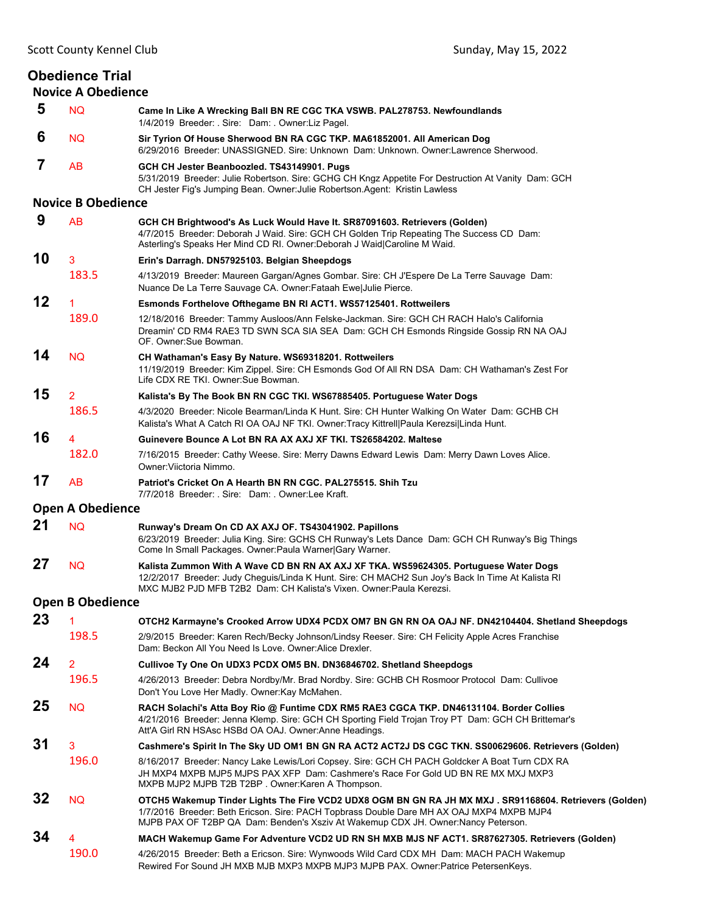## Obedience Trial

### Novice A Obedience

**5** NQ **Came In Like A Wrecking Ball BN RE CGC TKA VSWB. PAL278753. Newfoundlands**
1/4/2019 Breeder: . Sire: Dam: . Owner:Liz Pagel.

**6** NQ **Sir Tyrion Of House Sherwood BN RA CGC TKP. MA61852001. All American Dog**
6/29/2016 Breeder: UNASSIGNED. Sire: Unknown Dam: Unknown. Owner:Lawrence Sherwood.

**7** AB **GCH CH Jester Beanboozled. TS43149901. Pugs**
5/31/2019 Breeder: Julie Robertson. Sire: GCHG CH Kngz Appetite For Destruction At Vanity Dam: GCH CH Jester Fig's Jumping Bean. Owner:Julie Robertson.Agent: Kristin Lawless

### Novice B Obedience

**9** AB **GCH CH Brightwood's As Luck Would Have It. SR87091603. Retrievers (Golden)**
4/7/2015 Breeder: Deborah J Waid. Sire: GCH CH Golden Trip Repeating The Success CD Dam: Asterling's Speaks Her Mind CD RI. Owner:Deborah J Waid|Caroline M Waid.

**10** 3 183.5 **Erin's Darragh. DN57925103. Belgian Sheepdogs**
4/13/2019 Breeder: Maureen Gargan/Agnes Gombar. Sire: CH J'Espere De La Terre Sauvage Dam: Nuance De La Terre Sauvage CA. Owner:Fataah Ewe|Julie Pierce.

**12** 1 189.0 **Esmonds Forthelove Ofthegame BN RI ACT1. WS57125401. Rottweilers**
12/18/2016 Breeder: Tammy Ausloos/Ann Felske-Jackman. Sire: GCH CH RACH Halo's California Dreamin' CD RM4 RAE3 TD SWN SCA SIA SEA Dam: GCH CH Esmonds Ringside Gossip RN NA OAJ OF. Owner:Sue Bowman.

**14** NQ **CH Wathaman's Easy By Nature. WS69318201. Rottweilers**
11/19/2019 Breeder: Kim Zippel. Sire: CH Esmonds God Of All RN DSA Dam: CH Wathaman's Zest For Life CDX RE TKI. Owner:Sue Bowman.

**15** 2 186.5 **Kalista's By The Book BN RN CGC TKI. WS67885405. Portuguese Water Dogs**
4/3/2020 Breeder: Nicole Bearman/Linda K Hunt. Sire: CH Hunter Walking On Water Dam: GCHB CH Kalista's What A Catch RI OA OAJ NF TKI. Owner:Tracy Kittrell|Paula Kerezsi|Linda Hunt.

**16** 4 182.0 **Guinevere Bounce A Lot BN RA AX AXJ XF TKI. TS26584202. Maltese**
7/16/2015 Breeder: Cathy Weese. Sire: Merry Dawns Edward Lewis Dam: Merry Dawn Loves Alice. Owner:Viictoria Nimmo.

**17** AB **Patriot's Cricket On A Hearth BN RN CGC. PAL275515. Shih Tzu**
7/7/2018 Breeder: . Sire: Dam: . Owner:Lee Kraft.

### Open A Obedience

**21** NQ **Runway's Dream On CD AX AXJ OF. TS43041902. Papillons**
6/23/2019 Breeder: Julia King. Sire: GCHS CH Runway's Lets Dance Dam: GCH CH Runway's Big Things Come In Small Packages. Owner:Paula Warner|Gary Warner.

**27** NQ **Kalista Zummon With A Wave CD BN RN AX AXJ XF TKA. WS59624305. Portuguese Water Dogs**
12/2/2017 Breeder: Judy Cheguis/Linda K Hunt. Sire: CH MACH2 Sun Joy's Back In Time At Kalista RI MXC MJB2 PJD MFB T2B2 Dam: CH Kalista's Vixen. Owner:Paula Kerezsi.

### Open B Obedience

**23** 1 198.5 **OTCH2 Karmayne's Crooked Arrow UDX4 PCDX OM7 BN GN RN OA OAJ NF. DN42104404. Shetland Sheepdogs**
2/9/2015 Breeder: Karen Rech/Becky Johnson/Lindsy Reeser. Sire: CH Felicity Apple Acres Franchise Dam: Beckon All You Need Is Love. Owner:Alice Drexler.

**24** 2 196.5 **Cullivoe Ty One On UDX3 PCDX OM5 BN. DN36846702. Shetland Sheepdogs**
4/26/2013 Breeder: Debra Nordby/Mr. Brad Nordby. Sire: GCHB CH Rosmoor Protocol Dam: Cullivoe Don't You Love Her Madly. Owner:Kay McMahen.

**25** NQ **RACH Solachi's Atta Boy Rio @ Funtime CDX RM5 RAE3 CGCA TKP. DN46131104. Border Collies**
4/21/2016 Breeder: Jenna Klemp. Sire: GCH CH Sporting Field Trojan Troy PT Dam: GCH CH Brittemar's Att'A Girl RN HSAsc HSBd OA OAJ. Owner:Anne Headings.

**31** 3 196.0 **Cashmere's Spirit In The Sky UD OM1 BN GN RA ACT2 ACT2J DS CGC TKN. SS00629606. Retrievers (Golden)**
8/16/2017 Breeder: Nancy Lake Lewis/Lori Copsey. Sire: GCH CH PACH Goldcker A Boat Turn CDX RA JH MXP4 MXPB MJP5 MJPS PAX XFP Dam: Cashmere's Race For Gold UD BN RE MX MXJ MXP3 MXPB MJP2 MJPB T2B T2BP . Owner:Karen A Thompson.

**32** NQ **OTCH5 Wakemup Tinder Lights The Fire VCD2 UDX8 OGM BN GN RA JH MX MXJ . SR91168604. Retrievers (Golden)**
1/7/2016 Breeder: Beth Ericson. Sire: PACH Topbrass Double Dare MH AX OAJ MXP4 MXPB MJP4 MJPB PAX OF T2BP QA Dam: Benden's Xsziv At Wakemup CDX JH. Owner:Nancy Peterson.

**34** 4 190.0 **MACH Wakemup Game For Adventure VCD2 UD RN SH MXB MJS NF ACT1. SR87627305. Retrievers (Golden)**
4/26/2015 Breeder: Beth a Ericson. Sire: Wynwoods Wild Card CDX MH Dam: MACH PACH Wakemup Rewired For Sound JH MXB MJB MXP3 MXPB MJP3 MJPB PAX. Owner:Patrice PetersenKeys.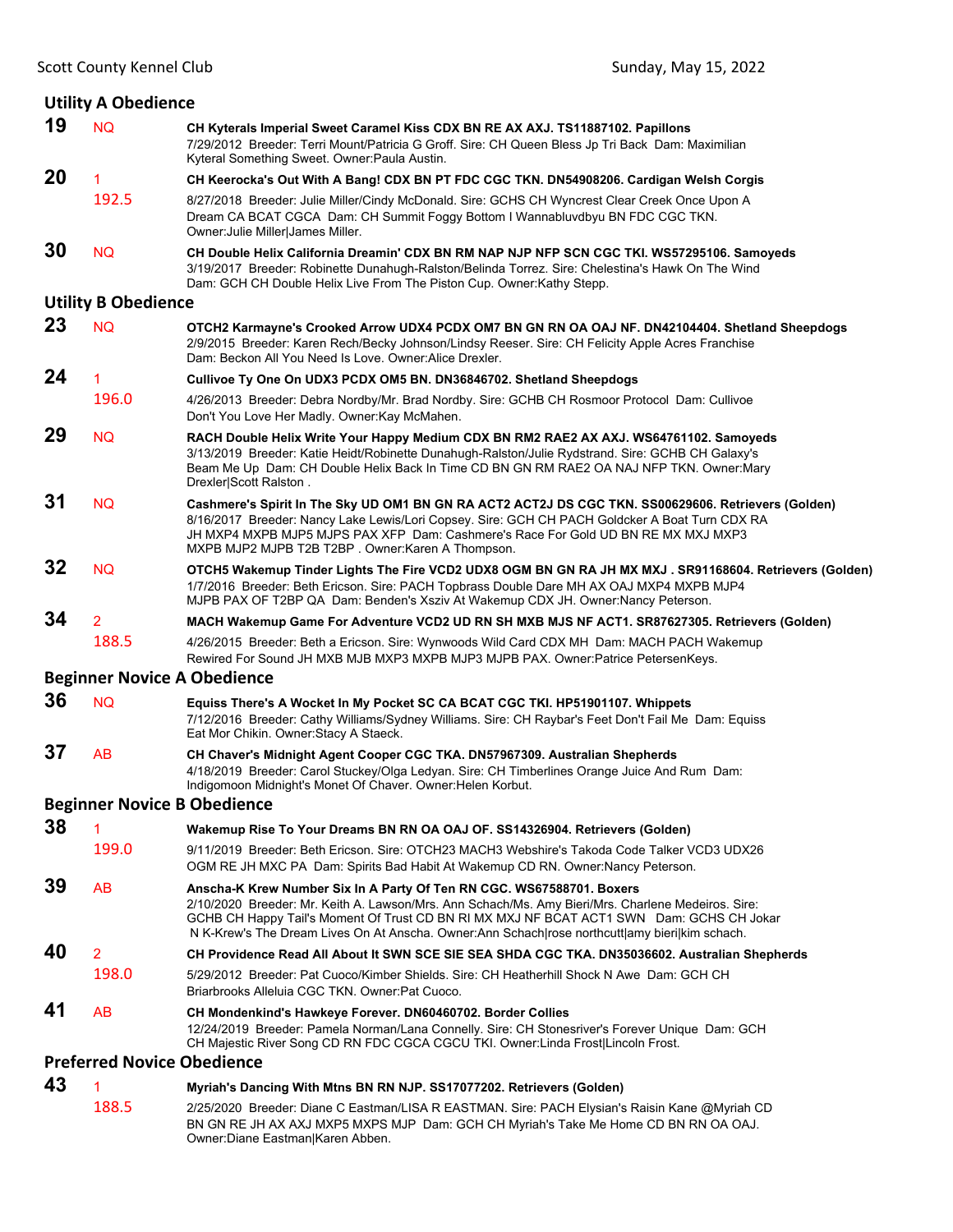## Utility A Obedience

**19** NQ **CH Kyterals Imperial Sweet Caramel Kiss CDX BN RE AX AXJ. TS11887102. Papillons**
7/29/2012 Breeder: Terri Mount/Patricia G Groff. Sire: CH Queen Bless Jp Tri Back Dam: Maximilian Kyteral Something Sweet. Owner:Paula Austin.

**20** 1 192.5 **CH Keerocka's Out With A Bang! CDX BN PT FDC CGC TKN. DN54908206. Cardigan Welsh Corgis**
8/27/2018 Breeder: Julie Miller/Cindy McDonald. Sire: GCHS CH Wyncrest Clear Creek Once Upon A Dream CA BCAT CGCA Dam: CH Summit Foggy Bottom I Wannabluvdbyu BN FDC CGC TKN. Owner:Julie Miller|James Miller.

**30** NQ **CH Double Helix California Dreamin' CDX BN RM NAP NJP NFP SCN CGC TKI. WS57295106. Samoyeds**
3/19/2017 Breeder: Robinette Dunahugh-Ralston/Belinda Torrez. Sire: Chelestina's Hawk On The Wind Dam: GCH CH Double Helix Live From The Piston Cup. Owner:Kathy Stepp.

## Utility B Obedience

**23** NQ **OTCH2 Karmayne's Crooked Arrow UDX4 PCDX OM7 BN GN RN OA OAJ NF. DN42104404. Shetland Sheepdogs**
2/9/2015 Breeder: Karen Rech/Becky Johnson/Lindsy Reeser. Sire: CH Felicity Apple Acres Franchise Dam: Beckon All You Need Is Love. Owner:Alice Drexler.

**24** 1 196.0 **Cullivoe Ty One On UDX3 PCDX OM5 BN. DN36846702. Shetland Sheepdogs**
4/26/2013 Breeder: Debra Nordby/Mr. Brad Nordby. Sire: GCHB CH Rosmoor Protocol Dam: Cullivoe Don't You Love Her Madly. Owner:Kay McMahen.

**29** NQ **RACH Double Helix Write Your Happy Medium CDX BN RM2 RAE2 AX AXJ. WS64761102. Samoyeds**
3/13/2019 Breeder: Katie Heidt/Robinette Dunahugh-Ralston/Julie Rydstrand. Sire: GCHB CH Galaxy's Beam Me Up Dam: CH Double Helix Back In Time CD BN GN RM RAE2 OA NAJ NFP TKN. Owner:Mary Drexler|Scott Ralston .

**31** NQ **Cashmere's Spirit In The Sky UD OM1 BN GN RA ACT2 ACT2J DS CGC TKN. SS00629606. Retrievers (Golden)**
8/16/2017 Breeder: Nancy Lake Lewis/Lori Copsey. Sire: GCH CH PACH Goldcker A Boat Turn CDX RA JH MXP4 MXPB MJP5 MJPS PAX XFP Dam: Cashmere's Race For Gold UD BN RE MX MXJ MXP3 MXPB MJP2 MJPB T2B T2BP . Owner:Karen A Thompson.

**32** NQ **OTCH5 Wakemup Tinder Lights The Fire VCD2 UDX8 OGM BN GN RA JH MX MXJ . SR91168604. Retrievers (Golden)**
1/7/2016 Breeder: Beth Ericson. Sire: PACH Topbrass Double Dare MH AX OAJ MXP4 MXPB MJP4 MJPB PAX OF T2BP QA Dam: Benden's Xsziv At Wakemup CDX JH. Owner:Nancy Peterson.

**34** 2 188.5 **MACH Wakemup Game For Adventure VCD2 UD RN SH MXB MJS NF ACT1. SR87627305. Retrievers (Golden)**
4/26/2015 Breeder: Beth a Ericson. Sire: Wynwoods Wild Card CDX MH Dam: MACH PACH Wakemup Rewired For Sound JH MXB MJB MXP3 MXPB MJP3 MJPB PAX. Owner:Patrice PetersenKeys.

## Beginner Novice A Obedience

**36** NQ **Equiss There's A Wocket In My Pocket SC CA BCAT CGC TKI. HP51901107. Whippets**
7/12/2016 Breeder: Cathy Williams/Sydney Williams. Sire: CH Raybar's Feet Don't Fail Me Dam: Equiss Eat Mor Chikin. Owner:Stacy A Staeck.

**37** AB **CH Chaver's Midnight Agent Cooper CGC TKA. DN57967309. Australian Shepherds**
4/18/2019 Breeder: Carol Stuckey/Olga Ledyan. Sire: CH Timberlines Orange Juice And Rum Dam: Indigomoon Midnight's Monet Of Chaver. Owner:Helen Korbut.

## Beginner Novice B Obedience

**38** 1 199.0 **Wakemup Rise To Your Dreams BN RN OA OAJ OF. SS14326904. Retrievers (Golden)**
9/11/2019 Breeder: Beth Ericson. Sire: OTCH23 MACH3 Webshire's Takoda Code Talker VCD3 UDX26 OGM RE JH MXC PA Dam: Spirits Bad Habit At Wakemup CD RN. Owner:Nancy Peterson.

**39** AB **Anscha-K Krew Number Six In A Party Of Ten RN CGC. WS67588701. Boxers**
2/10/2020 Breeder: Mr. Keith A. Lawson/Mrs. Ann Schach/Ms. Amy Bieri/Mrs. Charlene Medeiros. Sire: GCHB CH Happy Tail's Moment Of Trust CD BN RI MX MXJ NF BCAT ACT1 SWN Dam: GCHS CH Jokar N K-Krew's The Dream Lives On At Anscha. Owner:Ann Schach|rose northcutt|amy bieri|kim schach.

**40** 2 198.0 **CH Providence Read All About It SWN SCE SIE SEA SHDA CGC TKA. DN35036602. Australian Shepherds**
5/29/2012 Breeder: Pat Cuoco/Kimber Shields. Sire: CH Heatherhill Shock N Awe Dam: GCH CH Briarbrooks Alleluia CGC TKN. Owner:Pat Cuoco.

**41** AB **CH Mondenkind's Hawkeye Forever. DN60460702. Border Collies**
12/24/2019 Breeder: Pamela Norman/Lana Connelly. Sire: CH Stonesriver's Forever Unique Dam: GCH CH Majestic River Song CD RN FDC CGCA CGCU TKI. Owner:Linda Frost|Lincoln Frost.

## Preferred Novice Obedience

**43** 1 188.5 **Myriah's Dancing With Mtns BN RN NJP. SS17077202. Retrievers (Golden)**
2/25/2020 Breeder: Diane C Eastman/LISA R EASTMAN. Sire: PACH Elysian's Raisin Kane @Myriah CD BN GN RE JH AX AXJ MXP5 MXPS MJP Dam: GCH CH Myriah's Take Me Home CD BN RN OA OAJ. Owner:Diane Eastman|Karen Abben.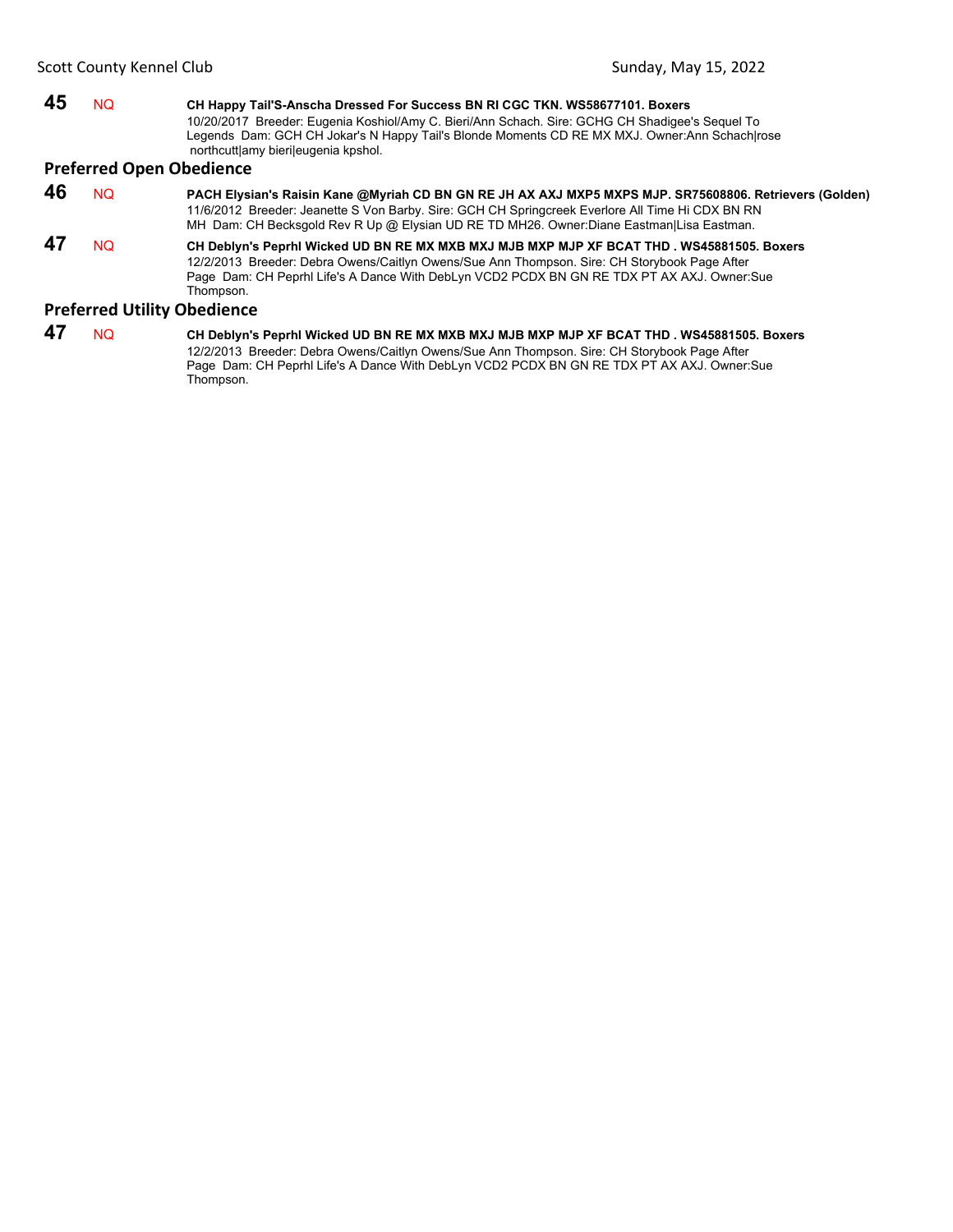**45** NQ **CH Happy Tail'S-Anscha Dressed For Success BN RI CGC TKN. WS58677101. Boxers**
10/20/2017 Breeder: Eugenia Koshiol/Amy C. Bieri/Ann Schach. Sire: GCHG CH Shadigee's Sequel To Legends Dam: GCH CH Jokar's N Happy Tail's Blonde Moments CD RE MX MXJ. Owner:Ann Schach|rose northcutt|amy bieri|eugenia kpshol.

## Preferred Open Obedience

**46** NQ **PACH Elysian's Raisin Kane @Myriah CD BN GN RE JH AX AXJ MXP5 MXPS MJP. SR75608806. Retrievers (Golden)**
11/6/2012 Breeder: Jeanette S Von Barby. Sire: GCH CH Springcreek Everlore All Time Hi CDX BN RN MH Dam: CH Becksgold Rev R Up @ Elysian UD RE TD MH26. Owner:Diane Eastman|Lisa Eastman.

**47** NQ **CH Deblyn's Peprhl Wicked UD BN RE MX MXB MXJ MJB MXP MJP XF BCAT THD . WS45881505. Boxers**
12/2/2013 Breeder: Debra Owens/Caitlyn Owens/Sue Ann Thompson. Sire: CH Storybook Page After Page Dam: CH Peprhl Life's A Dance With DebLyn VCD2 PCDX BN GN RE TDX PT AX AXJ. Owner:Sue Thompson.

## Preferred Utility Obedience

**47** NQ **CH Deblyn's Peprhl Wicked UD BN RE MX MXB MXJ MJB MXP MJP XF BCAT THD . WS45881505. Boxers**
12/2/2013 Breeder: Debra Owens/Caitlyn Owens/Sue Ann Thompson. Sire: CH Storybook Page After Page Dam: CH Peprhl Life's A Dance With DebLyn VCD2 PCDX BN GN RE TDX PT AX AXJ. Owner:Sue Thompson.